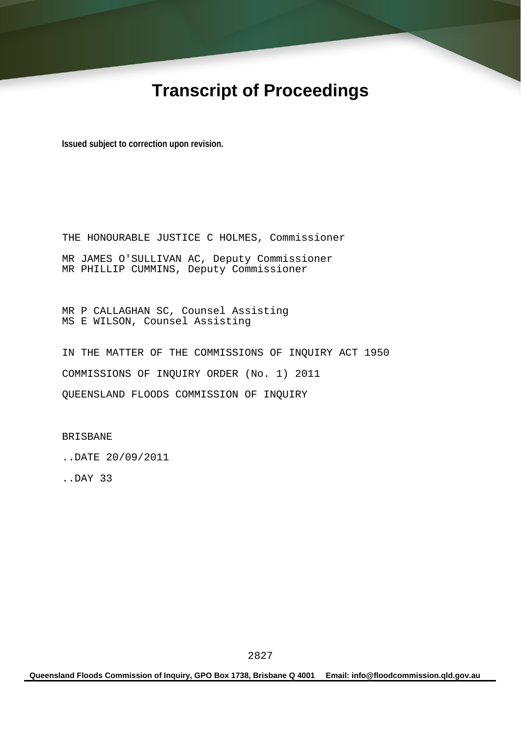# Transcript of Proceedings

**Issued subject to correction upon revision.**

THE HONOURABLE JUSTICE C HOLMES, Commissioner

MR JAMES O'SULLIVAN AC, Deputy Commissioner
MR PHILLIP CUMMINS, Deputy Commissioner

MR P CALLAGHAN SC, Counsel Assisting
MS E WILSON, Counsel Assisting

IN THE MATTER OF THE COMMISSIONS OF INQUIRY ACT 1950

COMMISSIONS OF INQUIRY ORDER (No. 1) 2011

QUEENSLAND FLOODS COMMISSION OF INQUIRY

BRISBANE

..DATE 20/09/2011

..DAY 33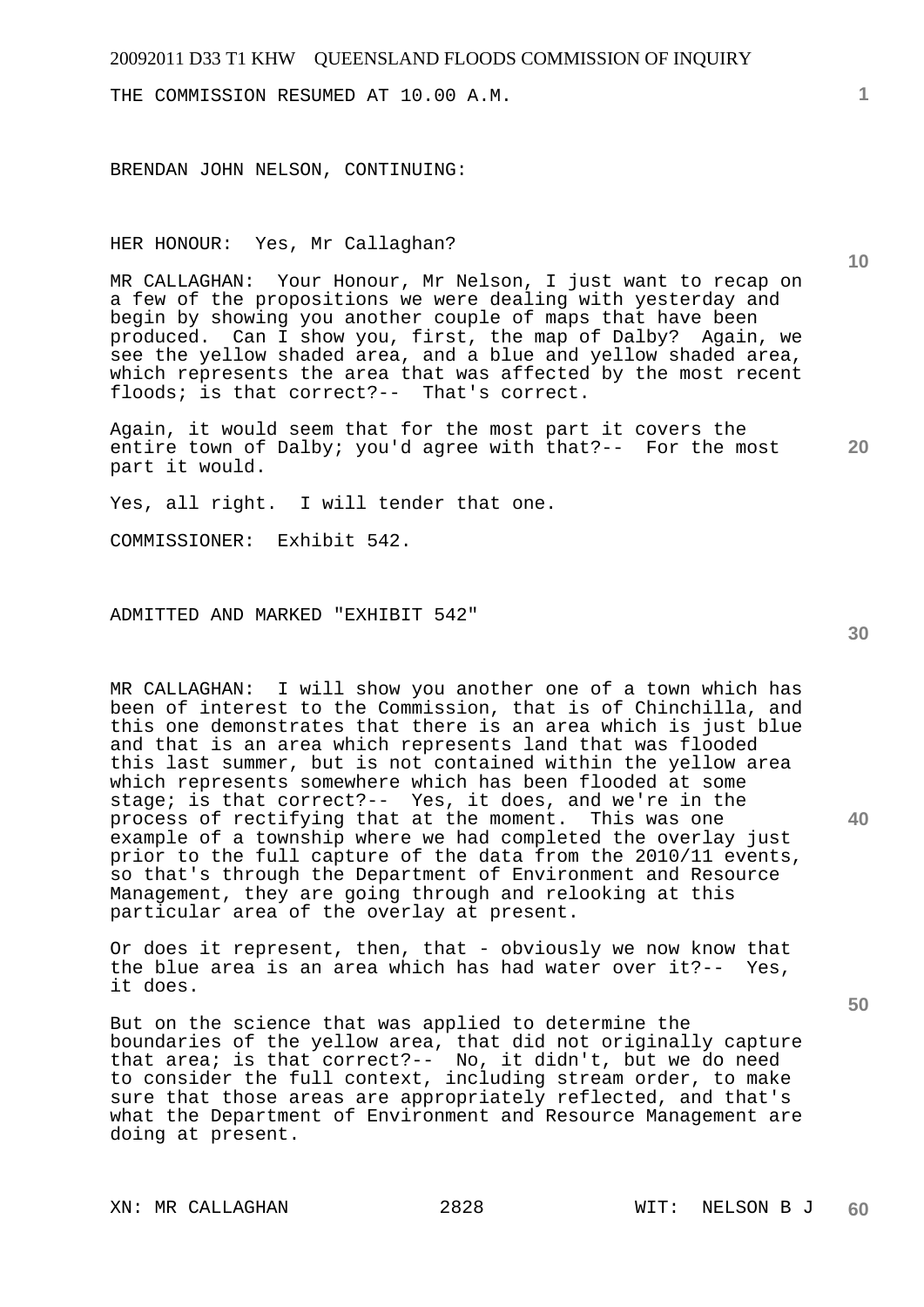THE COMMISSION RESUMED AT 10.00 A.M.

BRENDAN JOHN NELSON, CONTINUING:

HER HONOUR: Yes, Mr Callaghan?

MR CALLAGHAN: Your Honour, Mr Nelson, I just want to recap on a few of the propositions we were dealing with yesterday and begin by showing you another couple of maps that have been produced. Can I show you, first, the map of Dalby? Again, we see the yellow shaded area, and a blue and yellow shaded area, which represents the area that was affected by the most recent floods; is that correct?-- That's correct.

Again, it would seem that for the most part it covers the entire town of Dalby; you'd agree with that?-- For the most part it would.

Yes, all right. I will tender that one.

COMMISSIONER: Exhibit 542.

ADMITTED AND MARKED "EXHIBIT 542"

MR CALLAGHAN: I will show you another one of a town which has been of interest to the Commission, that is of Chinchilla, and this one demonstrates that there is an area which is just blue and that is an area which represents land that was flooded this last summer, but is not contained within the yellow area which represents somewhere which has been flooded at some stage; is that correct?-- Yes, it does, and we're in the process of rectifying that at the moment. This was one example of a township where we had completed the overlay just prior to the full capture of the data from the 2010/11 events, so that's through the Department of Environment and Resource Management, they are going through and relooking at this particular area of the overlay at present.

Or does it represent, then, that - obviously we now know that the blue area is an area which has had water over it?-- Yes, it does.

But on the science that was applied to determine the boundaries of the yellow area, that did not originally capture that area; is that correct?-- No, it didn't, but we do need to consider the full context, including stream order, to make sure that those areas are appropriately reflected, and that's what the Department of Environment and Resource Management are doing at present.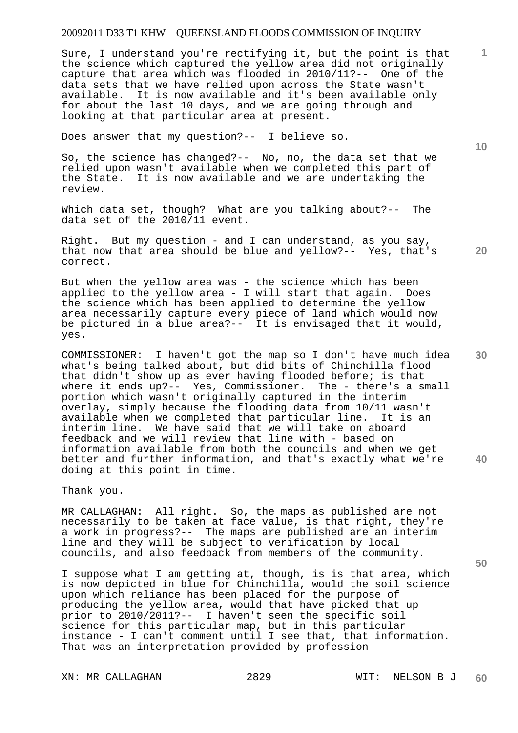Sure, I understand you're rectifying it, but the point is that the science which captured the yellow area did not originally capture that area which was flooded in 2010/11?-- One of the data sets that we have relied upon across the State wasn't available. It is now available and it's been available only for about the last 10 days, and we are going through and looking at that particular area at present.

Does answer that my question?-- I believe so.

So, the science has changed?-- No, no, the data set that we relied upon wasn't available when we completed this part of the State. It is now available and we are undertaking the review.

Which data set, though? What are you talking about?-- The data set of the 2010/11 event.

Right. But my question - and I can understand, as you say, that now that area should be blue and yellow?-- Yes, that's correct.

But when the yellow area was - the science which has been applied to the yellow area - I will start that again. Does the science which has been applied to determine the yellow area necessarily capture every piece of land which would now be pictured in a blue area?-- It is envisaged that it would, yes.

COMMISSIONER: I haven't got the map so I don't have much idea what's being talked about, but did bits of Chinchilla flood that didn't show up as ever having flooded before; is that where it ends up?-- Yes, Commissioner. The - there's a small portion which wasn't originally captured in the interim overlay, simply because the flooding data from 10/11 wasn't available when we completed that particular line. It is an interim line. We have said that we will take on aboard feedback and we will review that line with - based on information available from both the councils and when we get better and further information, and that's exactly what we're doing at this point in time.

Thank you.

MR CALLAGHAN: All right. So, the maps as published are not necessarily to be taken at face value, is that right, they're a work in progress?-- The maps are published are an interim line and they will be subject to verification by local councils, and also feedback from members of the community.

I suppose what I am getting at, though, is is that area, which is now depicted in blue for Chinchilla, would the soil science upon which reliance has been placed for the purpose of producing the yellow area, would that have picked that up prior to 2010/2011?-- I haven't seen the specific soil science for this particular map, but in this particular instance - I can't comment until I see that, that information. That was an interpretation provided by profession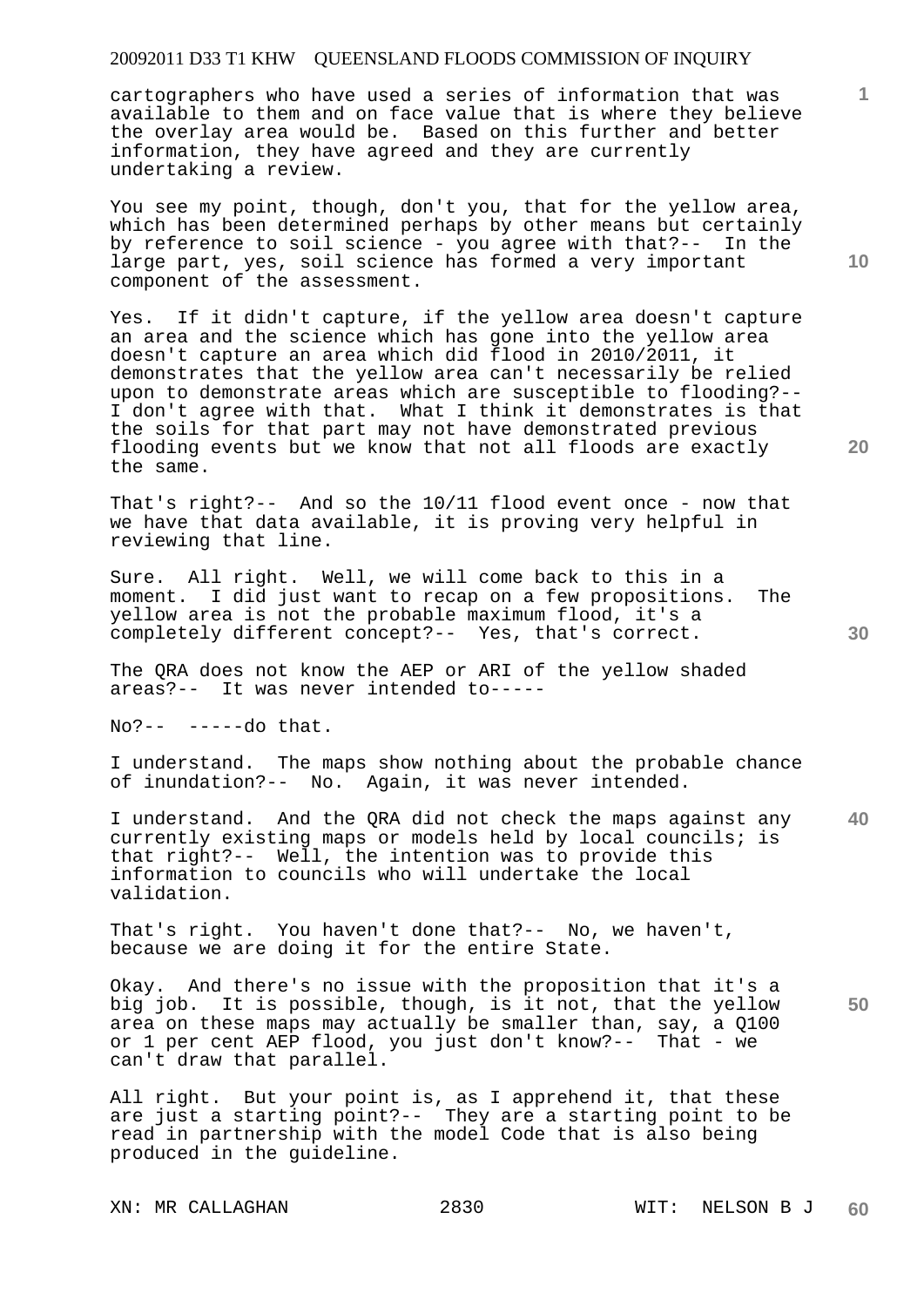cartographers who have used a series of information that was available to them and on face value that is where they believe the overlay area would be. Based on this further and better information, they have agreed and they are currently undertaking a review.

You see my point, though, don't you, that for the yellow area, which has been determined perhaps by other means but certainly by reference to soil science - you agree with that?-- In the large part, yes, soil science has formed a very important component of the assessment.

Yes. If it didn't capture, if the yellow area doesn't capture an area and the science which has gone into the yellow area doesn't capture an area which did flood in 2010/2011, it demonstrates that the yellow area can't necessarily be relied upon to demonstrate areas which are susceptible to flooding?-- I don't agree with that. What I think it demonstrates is that the soils for that part may not have demonstrated previous flooding events but we know that not all floods are exactly the same.

That's right?-- And so the 10/11 flood event once - now that we have that data available, it is proving very helpful in reviewing that line.

Sure. All right. Well, we will come back to this in a moment. I did just want to recap on a few propositions. The yellow area is not the probable maximum flood, it's a completely different concept?-- Yes, that's correct.

The QRA does not know the AEP or ARI of the yellow shaded areas?-- It was never intended to-----

No?-- -----do that.

I understand. The maps show nothing about the probable chance of inundation?-- No. Again, it was never intended.

I understand. And the QRA did not check the maps against any currently existing maps or models held by local councils; is that right?-- Well, the intention was to provide this information to councils who will undertake the local validation.

That's right. You haven't done that?-- No, we haven't, because we are doing it for the entire State.

Okay. And there's no issue with the proposition that it's a big job. It is possible, though, is it not, that the yellow area on these maps may actually be smaller than, say, a Q100 or 1 per cent AEP flood, you just don't know?-- That - we can't draw that parallel.

All right. But your point is, as I apprehend it, that these are just a starting point?-- They are a starting point to be read in partnership with the model Code that is also being produced in the guideline.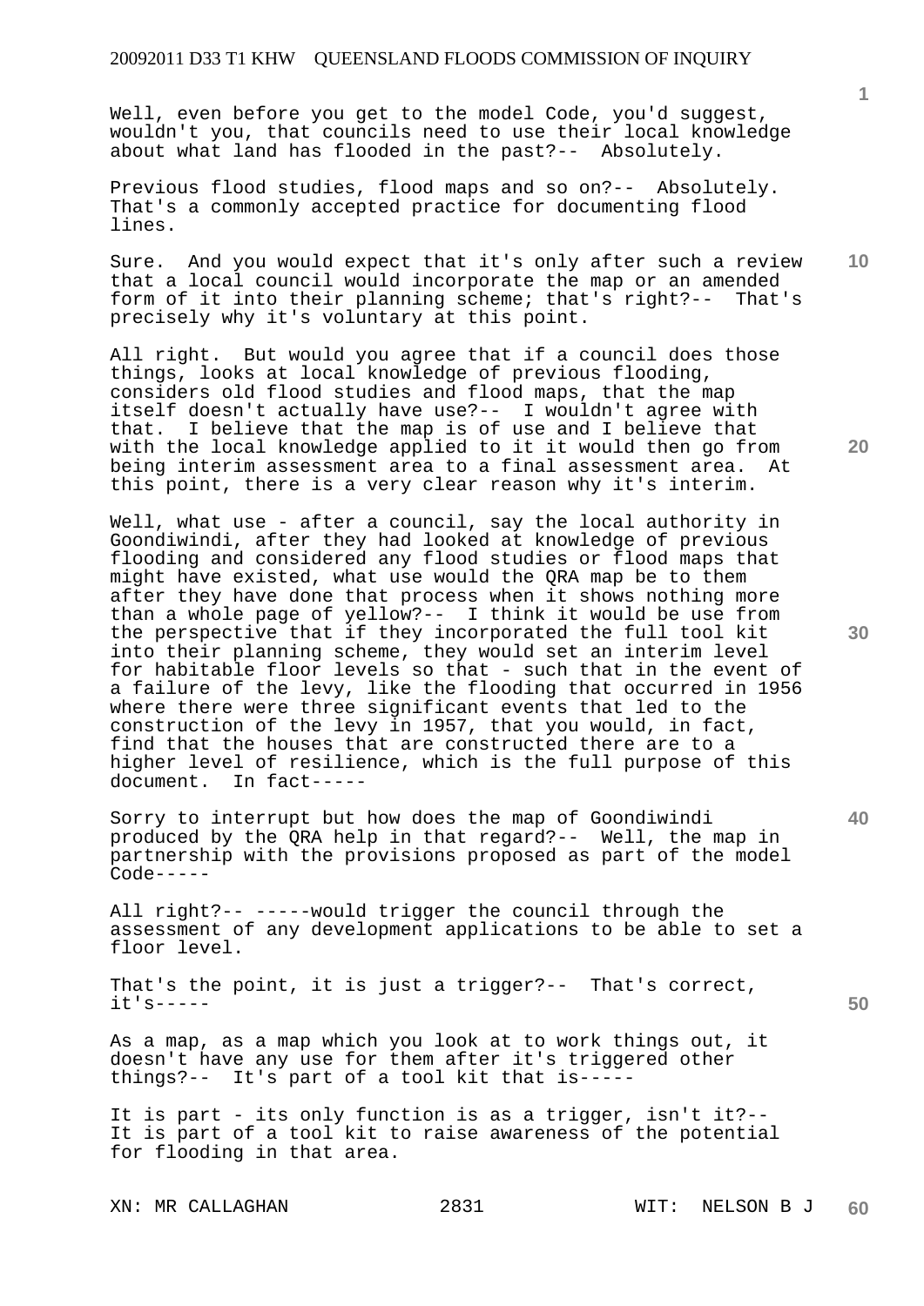Well, even before you get to the model Code, you'd suggest, wouldn't you, that councils need to use their local knowledge about what land has flooded in the past?-- Absolutely.

Previous flood studies, flood maps and so on?-- Absolutely. That's a commonly accepted practice for documenting flood lines.

Sure. And you would expect that it's only after such a review that a local council would incorporate the map or an amended form of it into their planning scheme; that's right?-- That's precisely why it's voluntary at this point.

All right. But would you agree that if a council does those things, looks at local knowledge of previous flooding, considers old flood studies and flood maps, that the map itself doesn't actually have use?-- I wouldn't agree with that. I believe that the map is of use and I believe that with the local knowledge applied to it it would then go from being interim assessment area to a final assessment area. At this point, there is a very clear reason why it's interim.

Well, what use - after a council, say the local authority in Goondiwindi, after they had looked at knowledge of previous flooding and considered any flood studies or flood maps that might have existed, what use would the QRA map be to them after they have done that process when it shows nothing more than a whole page of yellow?-- I think it would be use from the perspective that if they incorporated the full tool kit into their planning scheme, they would set an interim level for habitable floor levels so that - such that in the event of a failure of the levy, like the flooding that occurred in 1956 where there were three significant events that led to the construction of the levy in 1957, that you would, in fact, find that the houses that are constructed there are to a higher level of resilience, which is the full purpose of this document. In fact-----

Sorry to interrupt but how does the map of Goondiwindi produced by the QRA help in that regard?-- Well, the map in partnership with the provisions proposed as part of the model Code-----

All right?-- -----would trigger the council through the assessment of any development applications to be able to set a floor level.

That's the point, it is just a trigger?-- That's correct, it's-----

As a map, as a map which you look at to work things out, it doesn't have any use for them after it's triggered other things?-- It's part of a tool kit that is-----

It is part - its only function is as a trigger, isn't it?-- It is part of a tool kit to raise awareness of the potential for flooding in that area.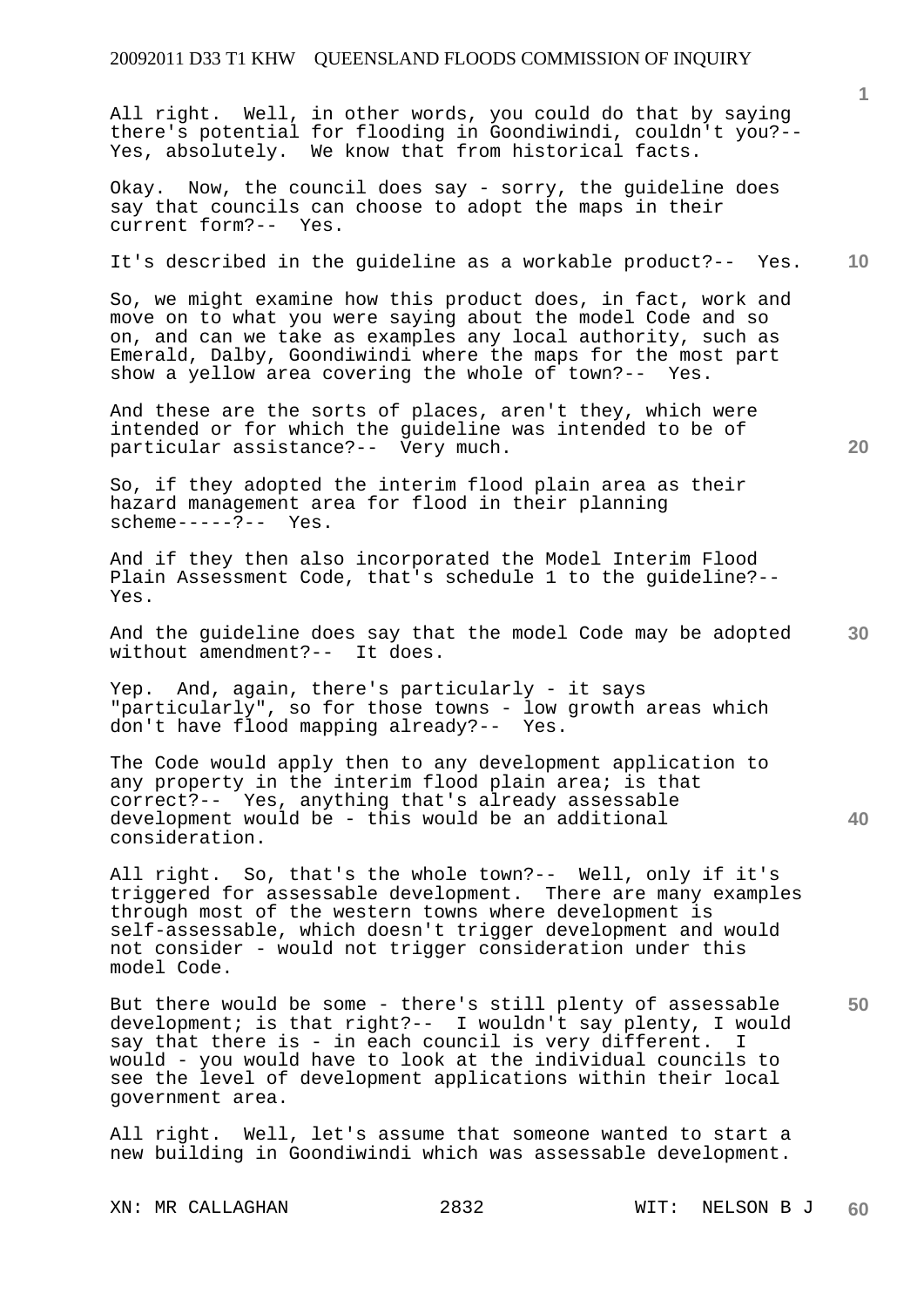All right. Well, in other words, you could do that by saying there's potential for flooding in Goondiwindi, couldn't you?-- Yes, absolutely. We know that from historical facts.

Okay. Now, the council does say - sorry, the guideline does say that councils can choose to adopt the maps in their current form?-- Yes.

It's described in the guideline as a workable product?-- Yes.

So, we might examine how this product does, in fact, work and move on to what you were saying about the model Code and so on, and can we take as examples any local authority, such as Emerald, Dalby, Goondiwindi where the maps for the most part show a yellow area covering the whole of town?-- Yes.

And these are the sorts of places, aren't they, which were intended or for which the guideline was intended to be of particular assistance?-- Very much.

So, if they adopted the interim flood plain area as their hazard management area for flood in their planning scheme-----?-- Yes.

And if they then also incorporated the Model Interim Flood Plain Assessment Code, that's schedule 1 to the guideline?-- Yes.

And the guideline does say that the model Code may be adopted without amendment?-- It does.

Yep. And, again, there's particularly - it says "particularly", so for those towns - low growth areas which don't have flood mapping already?-- Yes.

The Code would apply then to any development application to any property in the interim flood plain area; is that correct?-- Yes, anything that's already assessable development would be - this would be an additional consideration.

All right. So, that's the whole town?-- Well, only if it's triggered for assessable development. There are many examples through most of the western towns where development is self-assessable, which doesn't trigger development and would not consider - would not trigger consideration under this model Code.

But there would be some - there's still plenty of assessable development; is that right?-- I wouldn't say plenty, I would say that there is - in each council is very different. I would - you would have to look at the individual councils to see the level of development applications within their local government area.

All right. Well, let's assume that someone wanted to start a new building in Goondiwindi which was assessable development.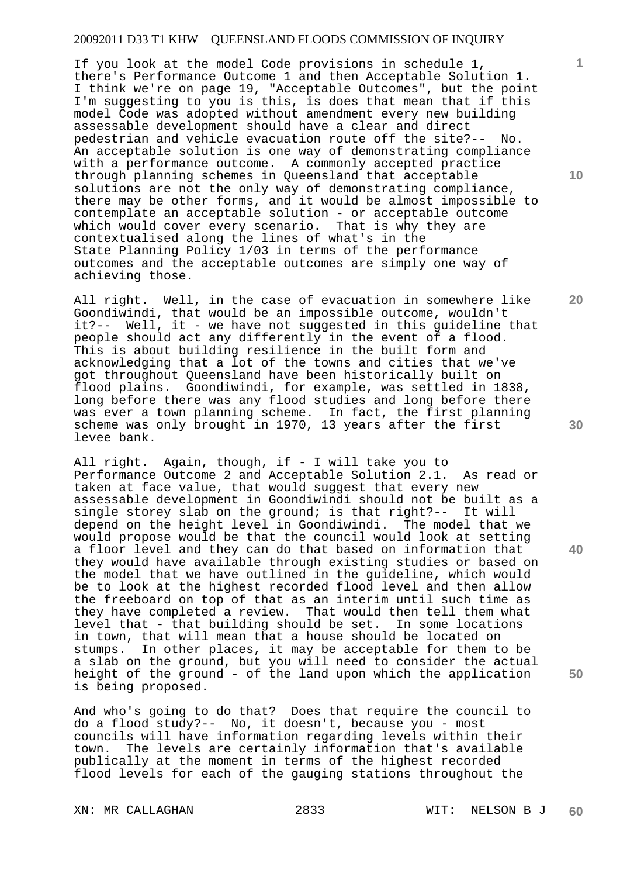If you look at the model Code provisions in schedule 1, there's Performance Outcome 1 and then Acceptable Solution 1. I think we're on page 19, "Acceptable Outcomes", but the point I'm suggesting to you is this, is does that mean that if this model Code was adopted without amendment every new building assessable development should have a clear and direct pedestrian and vehicle evacuation route off the site?-- No. An acceptable solution is one way of demonstrating compliance with a performance outcome. A commonly accepted practice through planning schemes in Queensland that acceptable solutions are not the only way of demonstrating compliance, there may be other forms, and it would be almost impossible to contemplate an acceptable solution - or acceptable outcome which would cover every scenario. That is why they are contextualised along the lines of what's in the State Planning Policy 1/03 in terms of the performance outcomes and the acceptable outcomes are simply one way of achieving those.

All right. Well, in the case of evacuation in somewhere like Goondiwindi, that would be an impossible outcome, wouldn't it?-- Well, it - we have not suggested in this guideline that people should act any differently in the event of a flood. This is about building resilience in the built form and acknowledging that a lot of the towns and cities that we've got throughout Queensland have been historically built on flood plains. Goondiwindi, for example, was settled in 1838, long before there was any flood studies and long before there was ever a town planning scheme. In fact, the first planning scheme was only brought in 1970, 13 years after the first levee bank.

All right. Again, though, if - I will take you to Performance Outcome 2 and Acceptable Solution 2.1. As read or taken at face value, that would suggest that every new assessable development in Goondiwindi should not be built as a single storey slab on the ground; is that right?-- It will depend on the height level in Goondiwindi. The model that we would propose would be that the council would look at setting a floor level and they can do that based on information that they would have available through existing studies or based on the model that we have outlined in the guideline, which would be to look at the highest recorded flood level and then allow the freeboard on top of that as an interim until such time as they have completed a review. That would then tell them what level that - that building should be set. In some locations in town, that will mean that a house should be located on stumps. In other places, it may be acceptable for them to be a slab on the ground, but you will need to consider the actual height of the ground - of the land upon which the application is being proposed.

And who's going to do that? Does that require the council to do a flood study?-- No, it doesn't, because you - most councils will have information regarding levels within their town. The levels are certainly information that's available publically at the moment in terms of the highest recorded flood levels for each of the gauging stations throughout the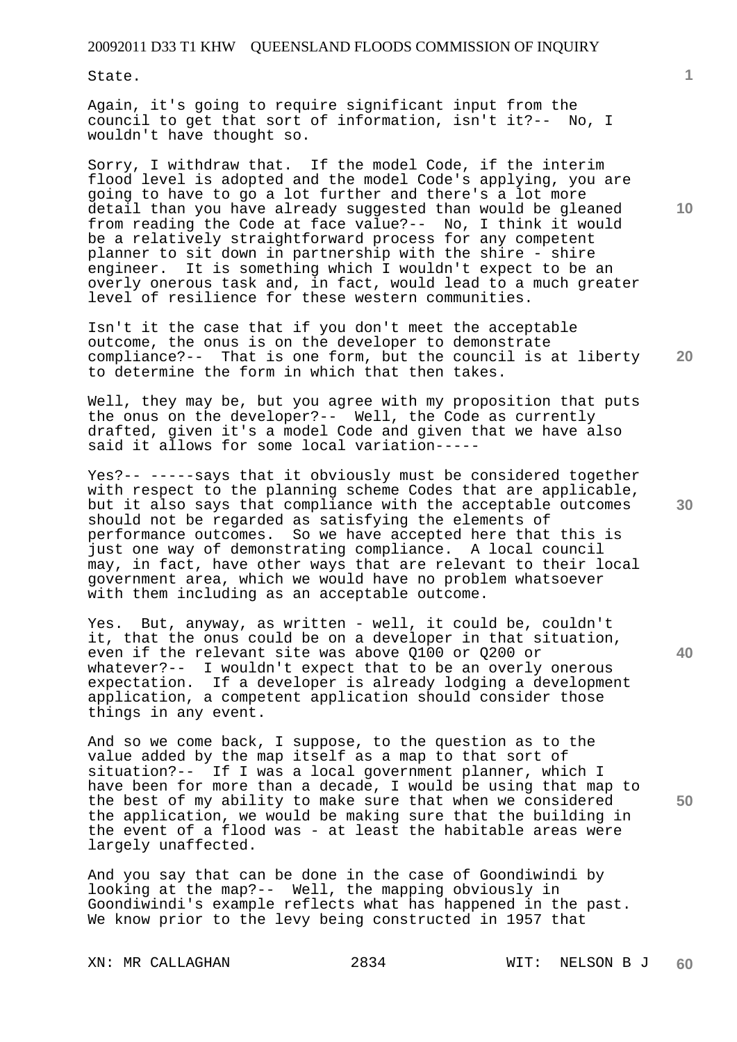State.

Again, it's going to require significant input from the council to get that sort of information, isn't it?-- No, I wouldn't have thought so.

Sorry, I withdraw that. If the model Code, if the interim flood level is adopted and the model Code's applying, you are going to have to go a lot further and there's a lot more detail than you have already suggested than would be gleaned from reading the Code at face value?-- No, I think it would be a relatively straightforward process for any competent planner to sit down in partnership with the shire - shire engineer. It is something which I wouldn't expect to be an overly onerous task and, in fact, would lead to a much greater level of resilience for these western communities.

Isn't it the case that if you don't meet the acceptable outcome, the onus is on the developer to demonstrate compliance?-- That is one form, but the council is at liberty to determine the form in which that then takes.

Well, they may be, but you agree with my proposition that puts the onus on the developer?-- Well, the Code as currently drafted, given it's a model Code and given that we have also said it allows for some local variation-----

Yes?-- -----says that it obviously must be considered together with respect to the planning scheme Codes that are applicable, but it also says that compliance with the acceptable outcomes should not be regarded as satisfying the elements of performance outcomes. So we have accepted here that this is just one way of demonstrating compliance. A local council may, in fact, have other ways that are relevant to their local government area, which we would have no problem whatsoever with them including as an acceptable outcome.

Yes. But, anyway, as written - well, it could be, couldn't it, that the onus could be on a developer in that situation, even if the relevant site was above Q100 or Q200 or whatever?-- I wouldn't expect that to be an overly onerous expectation. If a developer is already lodging a development application, a competent application should consider those things in any event.

And so we come back, I suppose, to the question as to the value added by the map itself as a map to that sort of situation?-- If I was a local government planner, which I have been for more than a decade, I would be using that map to the best of my ability to make sure that when we considered the application, we would be making sure that the building in the event of a flood was - at least the habitable areas were largely unaffected.

And you say that can be done in the case of Goondiwindi by looking at the map?-- Well, the mapping obviously in Goondiwindi's example reflects what has happened in the past. We know prior to the levy being constructed in 1957 that

XN: MR CALLAGHAN WIT: NELSON B J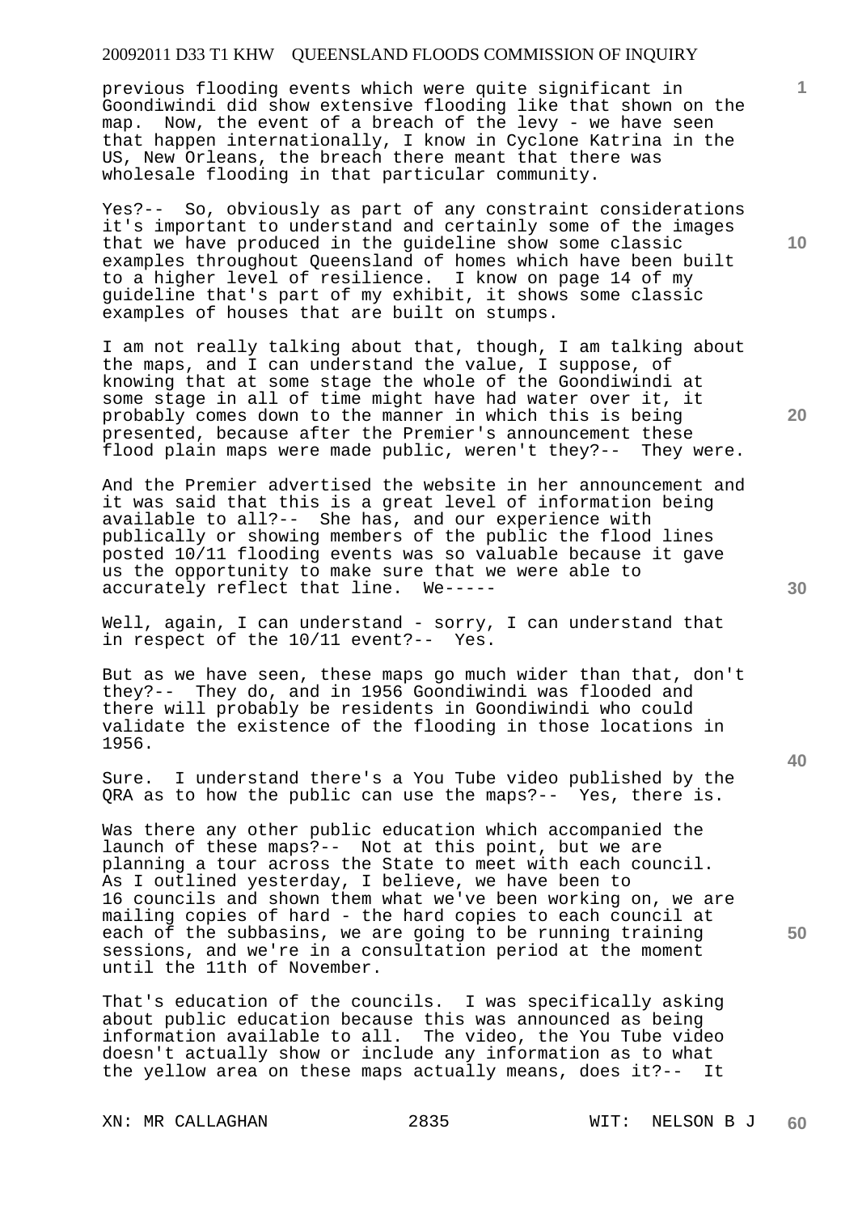previous flooding events which were quite significant in Goondiwindi did show extensive flooding like that shown on the map. Now, the event of a breach of the levy - we have seen that happen internationally, I know in Cyclone Katrina in the US, New Orleans, the breach there meant that there was wholesale flooding in that particular community.

Yes?-- So, obviously as part of any constraint considerations it's important to understand and certainly some of the images that we have produced in the guideline show some classic examples throughout Queensland of homes which have been built to a higher level of resilience. I know on page 14 of my guideline that's part of my exhibit, it shows some classic examples of houses that are built on stumps.

I am not really talking about that, though, I am talking about the maps, and I can understand the value, I suppose, of knowing that at some stage the whole of the Goondiwindi at some stage in all of time might have had water over it, it probably comes down to the manner in which this is being presented, because after the Premier's announcement these flood plain maps were made public, weren't they?-- They were.

And the Premier advertised the website in her announcement and it was said that this is a great level of information being available to all?-- She has, and our experience with publically or showing members of the public the flood lines posted 10/11 flooding events was so valuable because it gave us the opportunity to make sure that we were able to accurately reflect that line. We-----

Well, again, I can understand - sorry, I can understand that in respect of the 10/11 event?-- Yes.

But as we have seen, these maps go much wider than that, don't they?-- They do, and in 1956 Goondiwindi was flooded and there will probably be residents in Goondiwindi who could validate the existence of the flooding in those locations in 1956.

Sure. I understand there's a You Tube video published by the QRA as to how the public can use the maps?-- Yes, there is.

Was there any other public education which accompanied the launch of these maps?-- Not at this point, but we are planning a tour across the State to meet with each council. As I outlined yesterday, I believe, we have been to 16 councils and shown them what we've been working on, we are mailing copies of hard - the hard copies to each council at each of the subbasins, we are going to be running training sessions, and we're in a consultation period at the moment until the 11th of November.

That's education of the councils. I was specifically asking about public education because this was announced as being information available to all. The video, the You Tube video doesn't actually show or include any information as to what the yellow area on these maps actually means, does it?-- It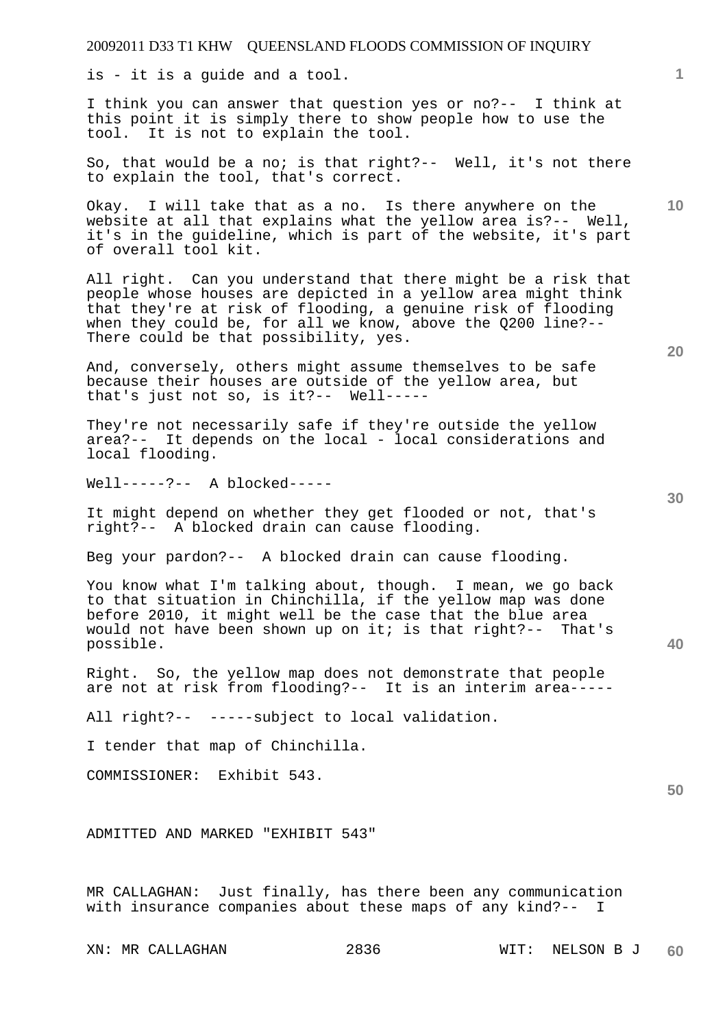is - it is a guide and a tool.

I think you can answer that question yes or no?-- I think at this point it is simply there to show people how to use the tool. It is not to explain the tool.

So, that would be a no; is that right?-- Well, it's not there to explain the tool, that's correct.

Okay. I will take that as a no. Is there anywhere on the website at all that explains what the yellow area is?-- Well, it's in the guideline, which is part of the website, it's part of overall tool kit.

All right. Can you understand that there might be a risk that people whose houses are depicted in a yellow area might think that they're at risk of flooding, a genuine risk of flooding when they could be, for all we know, above the Q200 line?-- There could be that possibility, yes.

And, conversely, others might assume themselves to be safe because their houses are outside of the yellow area, but that's just not so, is it?-- Well-----

They're not necessarily safe if they're outside the yellow area?-- It depends on the local - local considerations and local flooding.

Well-----?-- A blocked-----

It might depend on whether they get flooded or not, that's right?-- A blocked drain can cause flooding.

Beg your pardon?-- A blocked drain can cause flooding.

You know what I'm talking about, though. I mean, we go back to that situation in Chinchilla, if the yellow map was done before 2010, it might well be the case that the blue area would not have been shown up on it; is that right?-- That's possible.

Right. So, the yellow map does not demonstrate that people are not at risk from flooding?-- It is an interim area-----

All right?-- -----subject to local validation.

I tender that map of Chinchilla.

COMMISSIONER: Exhibit 543.

ADMITTED AND MARKED "EXHIBIT 543"

MR CALLAGHAN: Just finally, has there been any communication with insurance companies about these maps of any kind?-- I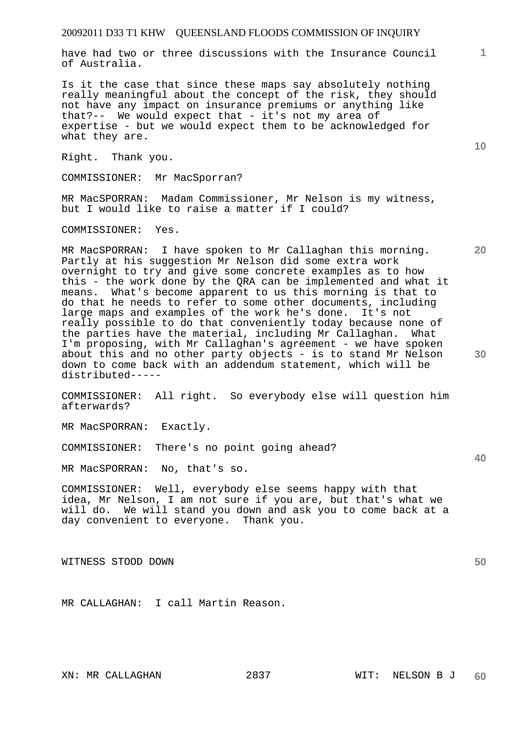have had two or three discussions with the Insurance Council of Australia.

Is it the case that since these maps say absolutely nothing really meaningful about the concept of the risk, they should not have any impact on insurance premiums or anything like that?-- We would expect that - it's not my area of expertise - but we would expect them to be acknowledged for what they are.

Right. Thank you.

COMMISSIONER: Mr MacSporran?

MR MacSPORRAN: Madam Commissioner, Mr Nelson is my witness, but I would like to raise a matter if I could?

COMMISSIONER: Yes.

MR MacSPORRAN: I have spoken to Mr Callaghan this morning. Partly at his suggestion Mr Nelson did some extra work overnight to try and give some concrete examples as to how this - the work done by the QRA can be implemented and what it means. What's become apparent to us this morning is that to do that he needs to refer to some other documents, including large maps and examples of the work he's done. It's not really possible to do that conveniently today because none of the parties have the material, including Mr Callaghan. What I'm proposing, with Mr Callaghan's agreement - we have spoken about this and no other party objects - is to stand Mr Nelson down to come back with an addendum statement, which will be distributed-----

COMMISSIONER: All right. So everybody else will question him afterwards?

MR MacSPORRAN: Exactly.

COMMISSIONER: There's no point going ahead?

MR MacSPORRAN: No, that's so.

COMMISSIONER: Well, everybody else seems happy with that idea, Mr Nelson, I am not sure if you are, but that's what we will do. We will stand you down and ask you to come back at a day convenient to everyone. Thank you.

WITNESS STOOD DOWN

MR CALLAGHAN: I call Martin Reason.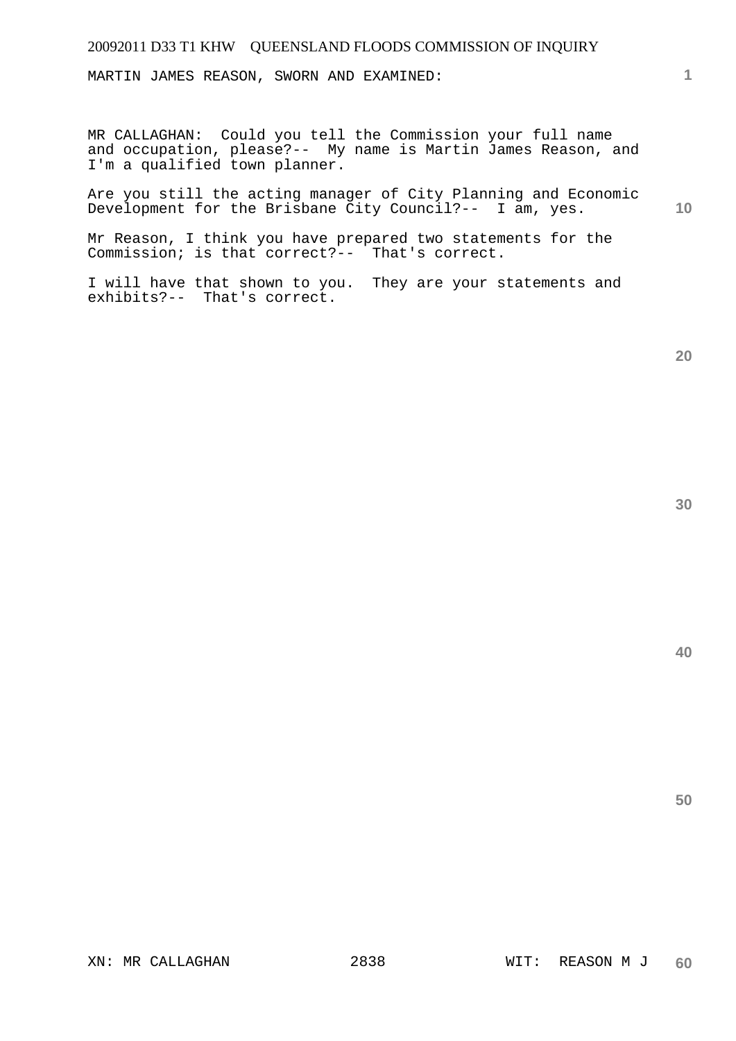MARTIN JAMES REASON, SWORN AND EXAMINED:

MR CALLAGHAN: Could you tell the Commission your full name and occupation, please?-- My name is Martin James Reason, and I'm a qualified town planner.

Are you still the acting manager of City Planning and Economic Development for the Brisbane City Council?-- I am, yes.

Mr Reason, I think you have prepared two statements for the Commission; is that correct?-- That's correct.

I will have that shown to you. They are your statements and exhibits?-- That's correct.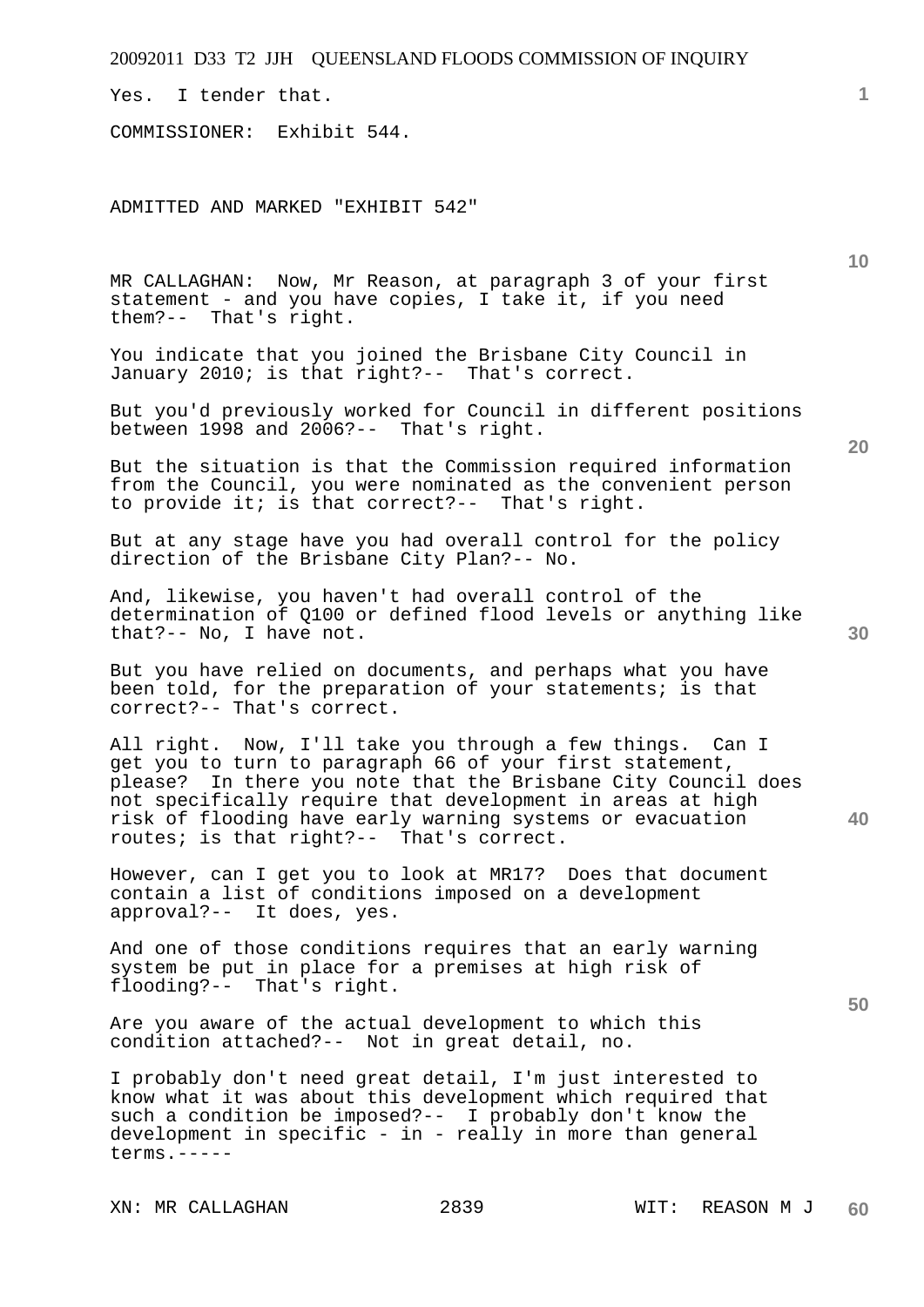Yes. I tender that.

COMMISSIONER: Exhibit 544.

ADMITTED AND MARKED "EXHIBIT 542"

MR CALLAGHAN: Now, Mr Reason, at paragraph 3 of your first statement - and you have copies, I take it, if you need them?-- That's right.

You indicate that you joined the Brisbane City Council in January 2010; is that right?-- That's correct.

But you'd previously worked for Council in different positions between 1998 and 2006?-- That's right.

But the situation is that the Commission required information from the Council, you were nominated as the convenient person to provide it; is that correct?-- That's right.

But at any stage have you had overall control for the policy direction of the Brisbane City Plan?-- No.

And, likewise, you haven't had overall control of the determination of Q100 or defined flood levels or anything like that?-- No, I have not.

But you have relied on documents, and perhaps what you have been told, for the preparation of your statements; is that correct?-- That's correct.

All right. Now, I'll take you through a few things. Can I get you to turn to paragraph 66 of your first statement, please? In there you note that the Brisbane City Council does not specifically require that development in areas at high risk of flooding have early warning systems or evacuation routes; is that right?-- That's correct.

However, can I get you to look at MR17? Does that document contain a list of conditions imposed on a development approval?-- It does, yes.

And one of those conditions requires that an early warning system be put in place for a premises at high risk of flooding?-- That's right.

Are you aware of the actual development to which this condition attached?-- Not in great detail, no.

I probably don't need great detail, I'm just interested to know what it was about this development which required that such a condition be imposed?-- I probably don't know the development in specific - in - really in more than general terms.-----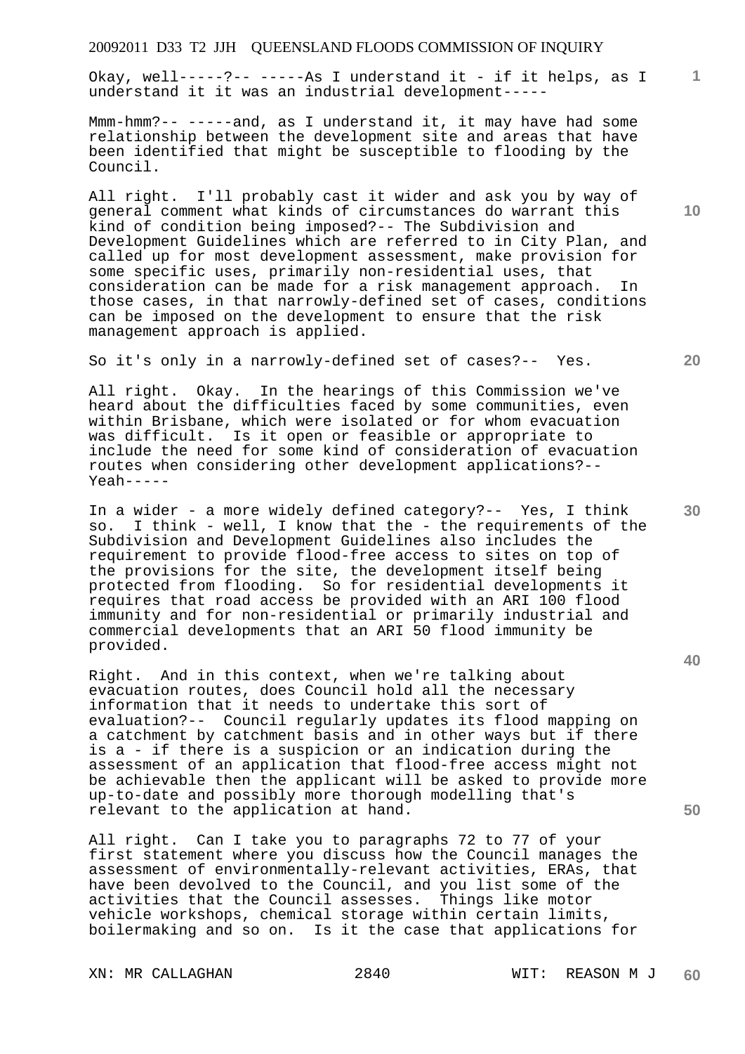Okay, well-----?-- -----As I understand it - if it helps, as I understand it it was an industrial development-----

Mmm-hmm?-- -----and, as I understand it, it may have had some relationship between the development site and areas that have been identified that might be susceptible to flooding by the Council.

All right. I'll probably cast it wider and ask you by way of general comment what kinds of circumstances do warrant this kind of condition being imposed?-- The Subdivision and Development Guidelines which are referred to in City Plan, and called up for most development assessment, make provision for some specific uses, primarily non-residential uses, that consideration can be made for a risk management approach. In those cases, in that narrowly-defined set of cases, conditions can be imposed on the development to ensure that the risk management approach is applied.

So it's only in a narrowly-defined set of cases?-- Yes.

All right. Okay. In the hearings of this Commission we've heard about the difficulties faced by some communities, even within Brisbane, which were isolated or for whom evacuation was difficult. Is it open or feasible or appropriate to include the need for some kind of consideration of evacuation routes when considering other development applications?-- Yeah-----

In a wider - a more widely defined category?-- Yes, I think so. I think - well, I know that the - the requirements of the Subdivision and Development Guidelines also includes the requirement to provide flood-free access to sites on top of the provisions for the site, the development itself being protected from flooding. So for residential developments it requires that road access be provided with an ARI 100 flood immunity and for non-residential or primarily industrial and commercial developments that an ARI 50 flood immunity be provided.

Right. And in this context, when we're talking about evacuation routes, does Council hold all the necessary information that it needs to undertake this sort of evaluation?-- Council regularly updates its flood mapping on a catchment by catchment basis and in other ways but if there is a - if there is a suspicion or an indication during the assessment of an application that flood-free access might not be achievable then the applicant will be asked to provide more up-to-date and possibly more thorough modelling that's relevant to the application at hand.

All right. Can I take you to paragraphs 72 to 77 of your first statement where you discuss how the Council manages the assessment of environmentally-relevant activities, ERAs, that have been devolved to the Council, and you list some of the activities that the Council assesses. Things like motor vehicle workshops, chemical storage within certain limits, boilermaking and so on. Is it the case that applications for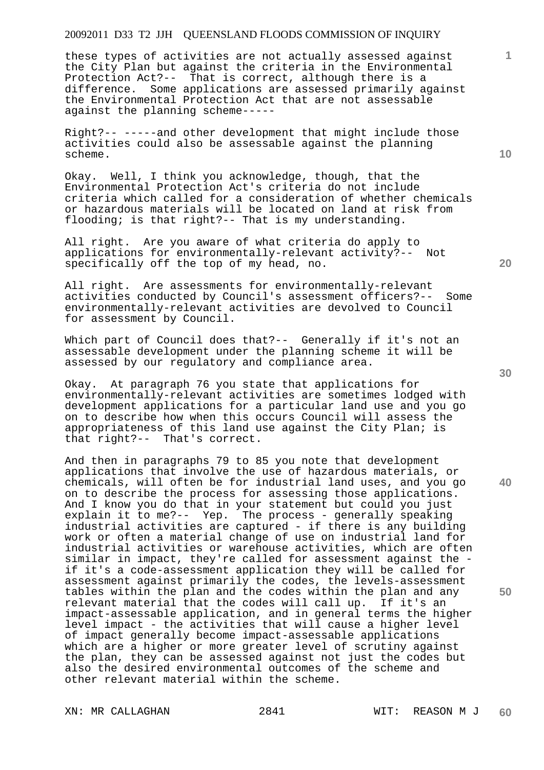these types of activities are not actually assessed against the City Plan but against the criteria in the Environmental Protection Act?-- That is correct, although there is a difference. Some applications are assessed primarily against the Environmental Protection Act that are not assessable against the planning scheme-----

Right?-- -----and other development that might include those activities could also be assessable against the planning scheme.

Okay. Well, I think you acknowledge, though, that the Environmental Protection Act's criteria do not include criteria which called for a consideration of whether chemicals or hazardous materials will be located on land at risk from flooding; is that right?-- That is my understanding.

All right. Are you aware of what criteria do apply to applications for environmentally-relevant activity?-- Not specifically off the top of my head, no.

All right. Are assessments for environmentally-relevant activities conducted by Council's assessment officers?-- Some environmentally-relevant activities are devolved to Council for assessment by Council.

Which part of Council does that?-- Generally if it's not an assessable development under the planning scheme it will be assessed by our regulatory and compliance area.

Okay. At paragraph 76 you state that applications for environmentally-relevant activities are sometimes lodged with development applications for a particular land use and you go on to describe how when this occurs Council will assess the appropriateness of this land use against the City Plan; is that right?-- That's correct.

And then in paragraphs 79 to 85 you note that development applications that involve the use of hazardous materials, or chemicals, will often be for industrial land uses, and you go on to describe the process for assessing those applications. And I know you do that in your statement but could you just explain it to me?-- Yep. The process - generally speaking industrial activities are captured - if there is any building work or often a material change of use on industrial land for industrial activities or warehouse activities, which are often similar in impact, they're called for assessment against the - if it's a code-assessment application they will be called for assessment against primarily the codes, the levels-assessment tables within the plan and the codes within the plan and any relevant material that the codes will call up. If it's an impact-assessable application, and in general terms the higher level impact - the activities that will cause a higher level of impact generally become impact-assessable applications which are a higher or more greater level of scrutiny against the plan, they can be assessed against not just the codes but also the desired environmental outcomes of the scheme and other relevant material within the scheme.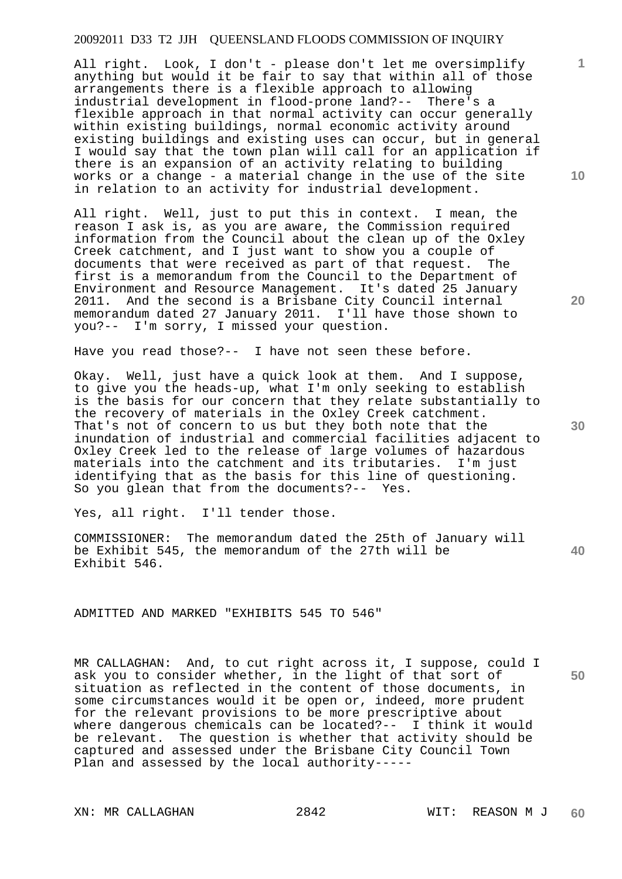All right. Look, I don't - please don't let me oversimplify anything but would it be fair to say that within all of those arrangements there is a flexible approach to allowing industrial development in flood-prone land?-- There's a flexible approach in that normal activity can occur generally within existing buildings, normal economic activity around existing buildings and existing uses can occur, but in general I would say that the town plan will call for an application if there is an expansion of an activity relating to building works or a change - a material change in the use of the site in relation to an activity for industrial development.

All right. Well, just to put this in context. I mean, the reason I ask is, as you are aware, the Commission required information from the Council about the clean up of the Oxley Creek catchment, and I just want to show you a couple of documents that were received as part of that request. The first is a memorandum from the Council to the Department of Environment and Resource Management. It's dated 25 January 2011. And the second is a Brisbane City Council internal memorandum dated 27 January 2011. I'll have those shown to you?-- I'm sorry, I missed your question.

Have you read those?-- I have not seen these before.

Okay. Well, just have a quick look at them. And I suppose, to give you the heads-up, what I'm only seeking to establish is the basis for our concern that they relate substantially to the recovery of materials in the Oxley Creek catchment. That's not of concern to us but they both note that the inundation of industrial and commercial facilities adjacent to Oxley Creek led to the release of large volumes of hazardous materials into the catchment and its tributaries. I'm just identifying that as the basis for this line of questioning. So you glean that from the documents?-- Yes.

Yes, all right. I'll tender those.

COMMISSIONER: The memorandum dated the 25th of January will be Exhibit 545, the memorandum of the 27th will be Exhibit 546.

ADMITTED AND MARKED "EXHIBITS 545 TO 546"

MR CALLAGHAN: And, to cut right across it, I suppose, could I ask you to consider whether, in the light of that sort of situation as reflected in the content of those documents, in some circumstances would it be open or, indeed, more prudent for the relevant provisions to be more prescriptive about where dangerous chemicals can be located?-- I think it would be relevant. The question is whether that activity should be captured and assessed under the Brisbane City Council Town Plan and assessed by the local authority-----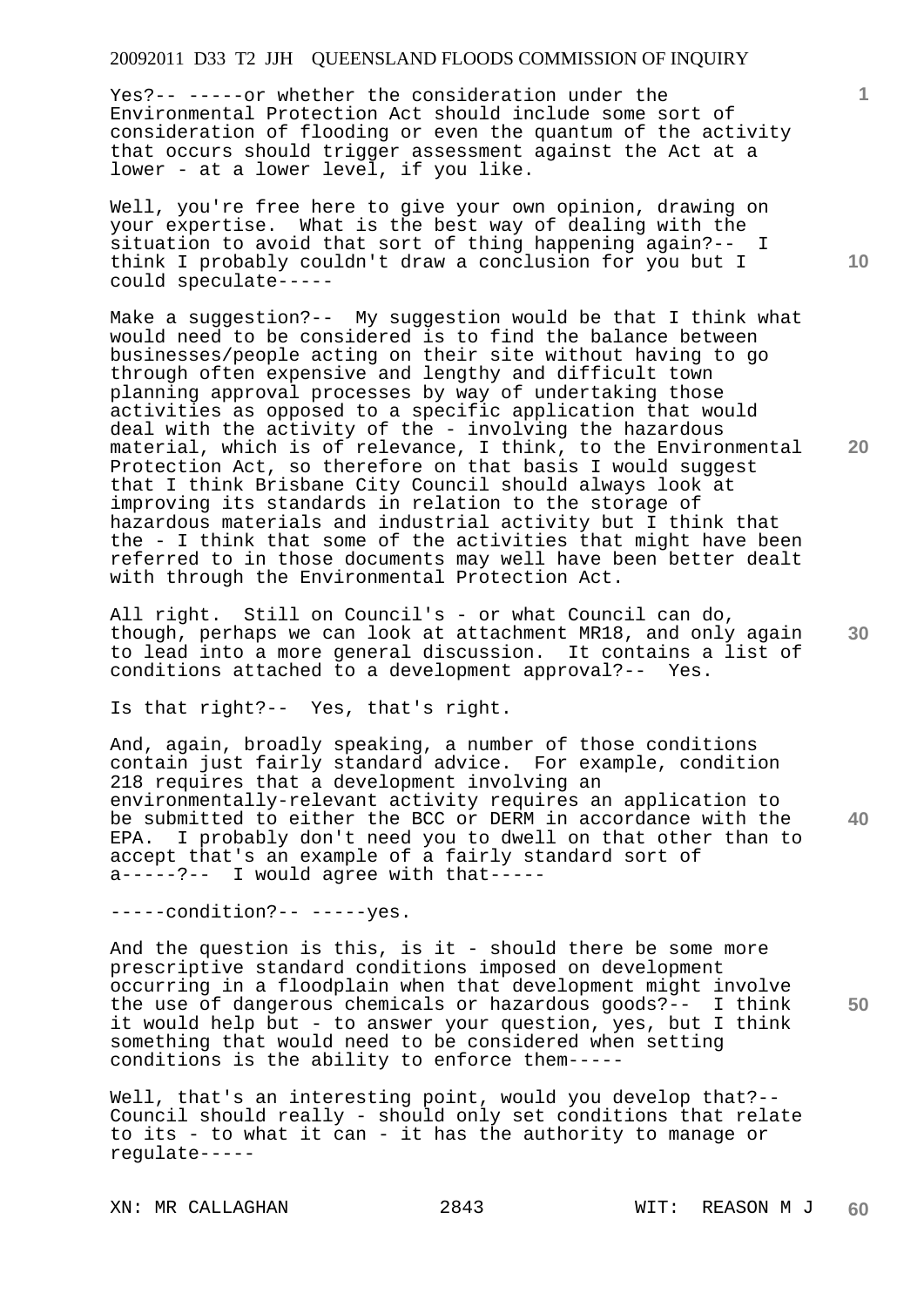Yes?-- -----or whether the consideration under the Environmental Protection Act should include some sort of consideration of flooding or even the quantum of the activity that occurs should trigger assessment against the Act at a lower - at a lower level, if you like.

Well, you're free here to give your own opinion, drawing on your expertise. What is the best way of dealing with the situation to avoid that sort of thing happening again?-- I think I probably couldn't draw a conclusion for you but I could speculate-----

Make a suggestion?-- My suggestion would be that I think what would need to be considered is to find the balance between businesses/people acting on their site without having to go through often expensive and lengthy and difficult town planning approval processes by way of undertaking those activities as opposed to a specific application that would deal with the activity of the - involving the hazardous material, which is of relevance, I think, to the Environmental Protection Act, so therefore on that basis I would suggest that I think Brisbane City Council should always look at improving its standards in relation to the storage of hazardous materials and industrial activity but I think that the - I think that some of the activities that might have been referred to in those documents may well have been better dealt with through the Environmental Protection Act.

All right. Still on Council's - or what Council can do, though, perhaps we can look at attachment MR18, and only again to lead into a more general discussion. It contains a list of conditions attached to a development approval?-- Yes.

Is that right?-- Yes, that's right.

And, again, broadly speaking, a number of those conditions contain just fairly standard advice. For example, condition 218 requires that a development involving an environmentally-relevant activity requires an application to be submitted to either the BCC or DERM in accordance with the EPA. I probably don't need you to dwell on that other than to accept that's an example of a fairly standard sort of a-----?-- I would agree with that-----

-----condition?-- -----yes.

And the question is this, is it - should there be some more prescriptive standard conditions imposed on development occurring in a floodplain when that development might involve the use of dangerous chemicals or hazardous goods?-- I think it would help but - to answer your question, yes, but I think something that would need to be considered when setting conditions is the ability to enforce them-----

Well, that's an interesting point, would you develop that?-- Council should really - should only set conditions that relate to its - to what it can - it has the authority to manage or regulate-----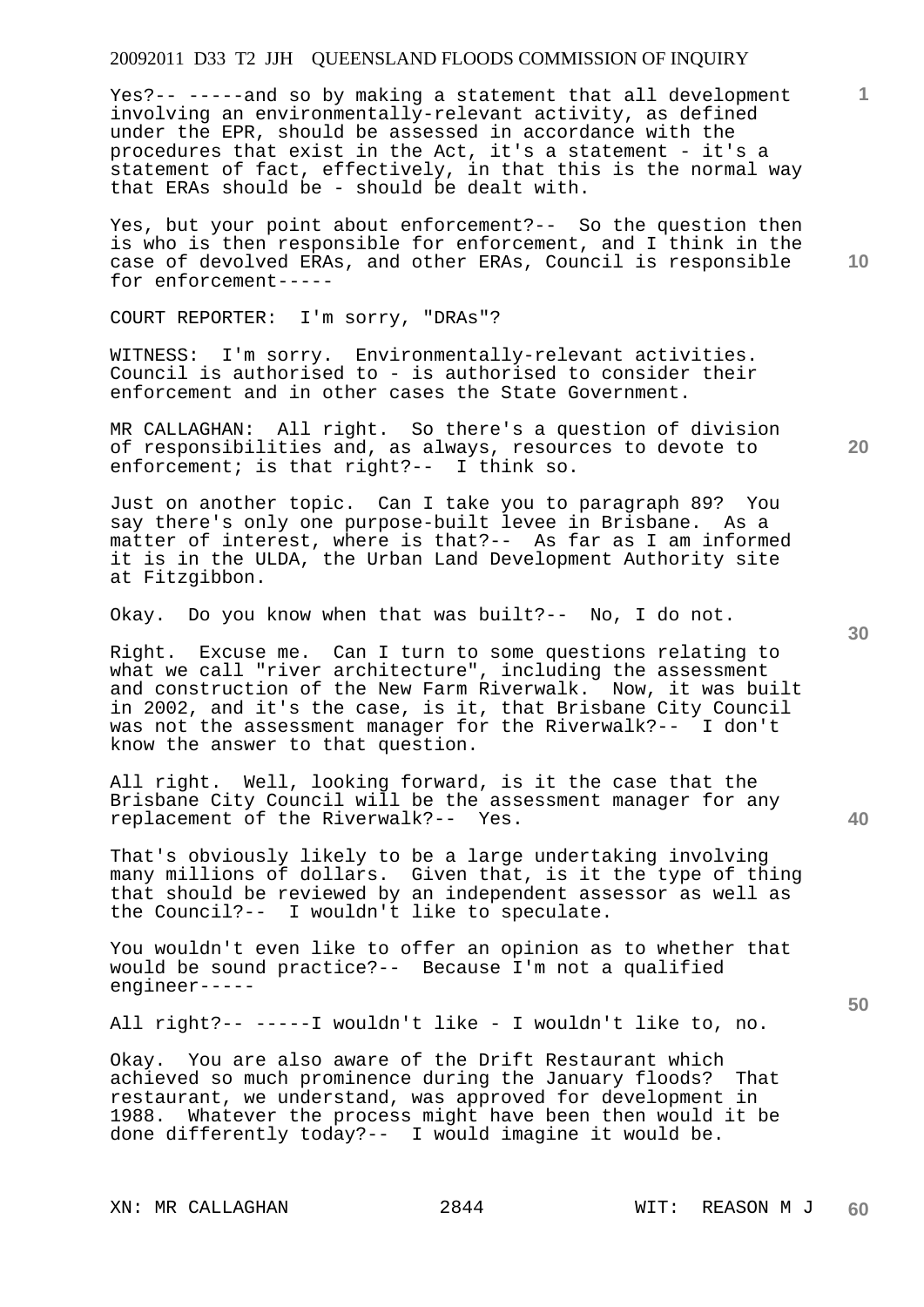Yes?-- -----and so by making a statement that all development involving an environmentally-relevant activity, as defined under the EPR, should be assessed in accordance with the procedures that exist in the Act, it's a statement - it's a statement of fact, effectively, in that this is the normal way that ERAs should be - should be dealt with.

Yes, but your point about enforcement?-- So the question then is who is then responsible for enforcement, and I think in the case of devolved ERAs, and other ERAs, Council is responsible for enforcement-----

COURT REPORTER: I'm sorry, "DRAs"?

WITNESS: I'm sorry. Environmentally-relevant activities. Council is authorised to - is authorised to consider their enforcement and in other cases the State Government.

MR CALLAGHAN: All right. So there's a question of division of responsibilities and, as always, resources to devote to enforcement; is that right?-- I think so.

Just on another topic. Can I take you to paragraph 89? You say there's only one purpose-built levee in Brisbane. As a matter of interest, where is that?-- As far as I am informed it is in the ULDA, the Urban Land Development Authority site at Fitzgibbon.

Okay. Do you know when that was built?-- No, I do not.

Right. Excuse me. Can I turn to some questions relating to what we call "river architecture", including the assessment and construction of the New Farm Riverwalk. Now, it was built in 2002, and it's the case, is it, that Brisbane City Council was not the assessment manager for the Riverwalk?-- I don't know the answer to that question.

All right. Well, looking forward, is it the case that the Brisbane City Council will be the assessment manager for any replacement of the Riverwalk?-- Yes.

That's obviously likely to be a large undertaking involving many millions of dollars. Given that, is it the type of thing that should be reviewed by an independent assessor as well as the Council?-- I wouldn't like to speculate.

You wouldn't even like to offer an opinion as to whether that would be sound practice?-- Because I'm not a qualified engineer-----

All right?-- -----I wouldn't like - I wouldn't like to, no.

Okay. You are also aware of the Drift Restaurant which achieved so much prominence during the January floods? That restaurant, we understand, was approved for development in 1988. Whatever the process might have been then would it be done differently today?-- I would imagine it would be.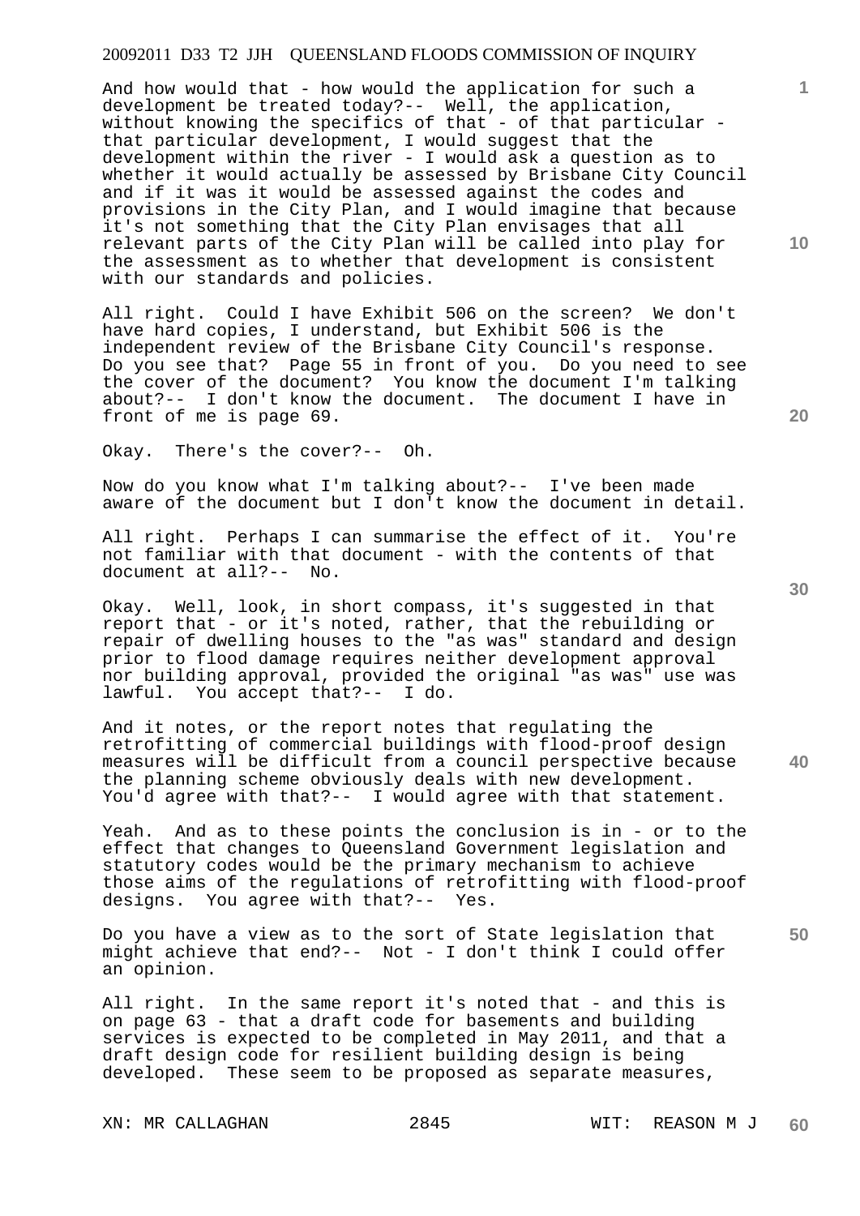And how would that - how would the application for such a development be treated today?-- Well, the application, without knowing the specifics of that - of that particular - that particular development, I would suggest that the development within the river - I would ask a question as to whether it would actually be assessed by Brisbane City Council and if it was it would be assessed against the codes and provisions in the City Plan, and I would imagine that because it's not something that the City Plan envisages that all relevant parts of the City Plan will be called into play for the assessment as to whether that development is consistent with our standards and policies.

All right. Could I have Exhibit 506 on the screen? We don't have hard copies, I understand, but Exhibit 506 is the independent review of the Brisbane City Council's response. Do you see that? Page 55 in front of you. Do you need to see the cover of the document? You know the document I'm talking about?-- I don't know the document. The document I have in front of me is page 69.

Okay. There's the cover?-- Oh.

Now do you know what I'm talking about?-- I've been made aware of the document but I don't know the document in detail.

All right. Perhaps I can summarise the effect of it. You're not familiar with that document - with the contents of that document at all?-- No.

Okay. Well, look, in short compass, it's suggested in that report that - or it's noted, rather, that the rebuilding or repair of dwelling houses to the "as was" standard and design prior to flood damage requires neither development approval nor building approval, provided the original "as was" use was lawful. You accept that?-- I do.

And it notes, or the report notes that regulating the retrofitting of commercial buildings with flood-proof design measures will be difficult from a council perspective because the planning scheme obviously deals with new development. You'd agree with that?-- I would agree with that statement.

Yeah. And as to these points the conclusion is in - or to the effect that changes to Queensland Government legislation and statutory codes would be the primary mechanism to achieve those aims of the regulations of retrofitting with flood-proof designs. You agree with that?-- Yes.

Do you have a view as to the sort of State legislation that might achieve that end?-- Not - I don't think I could offer an opinion.

All right. In the same report it's noted that - and this is on page 63 - that a draft code for basements and building services is expected to be completed in May 2011, and that a draft design code for resilient building design is being developed. These seem to be proposed as separate measures,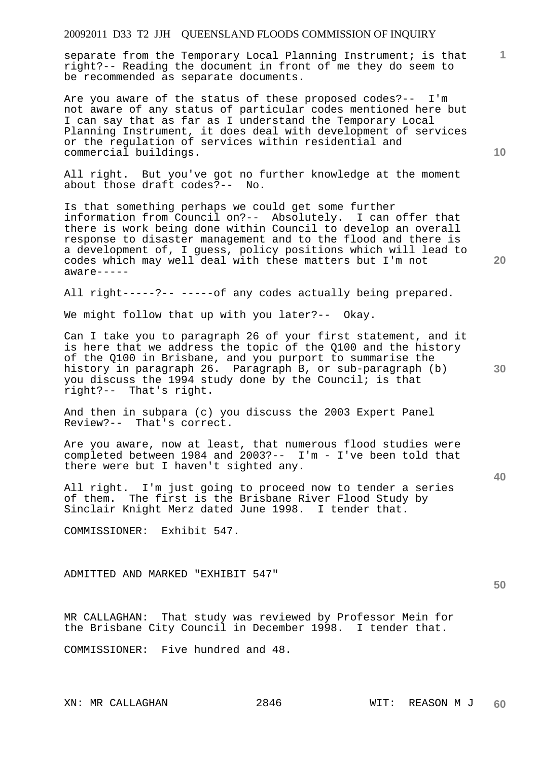separate from the Temporary Local Planning Instrument; is that right?-- Reading the document in front of me they do seem to be recommended as separate documents.

Are you aware of the status of these proposed codes?-- I'm not aware of any status of particular codes mentioned here but I can say that as far as I understand the Temporary Local Planning Instrument, it does deal with development of services or the regulation of services within residential and commercial buildings.

All right. But you've got no further knowledge at the moment about those draft codes?-- No.

Is that something perhaps we could get some further information from Council on?-- Absolutely. I can offer that there is work being done within Council to develop an overall response to disaster management and to the flood and there is a development of, I guess, policy positions which will lead to codes which may well deal with these matters but I'm not aware-----

All right-----?-- -----of any codes actually being prepared.

We might follow that up with you later?-- Okay.

Can I take you to paragraph 26 of your first statement, and it is here that we address the topic of the Q100 and the history of the Q100 in Brisbane, and you purport to summarise the history in paragraph 26. Paragraph B, or sub-paragraph (b) you discuss the 1994 study done by the Council; is that right?-- That's right.

And then in subpara (c) you discuss the 2003 Expert Panel Review?-- That's correct.

Are you aware, now at least, that numerous flood studies were completed between 1984 and 2003?-- I'm - I've been told that there were but I haven't sighted any.

All right. I'm just going to proceed now to tender a series of them. The first is the Brisbane River Flood Study by Sinclair Knight Merz dated June 1998. I tender that.

COMMISSIONER: Exhibit 547.

ADMITTED AND MARKED "EXHIBIT 547"

MR CALLAGHAN: That study was reviewed by Professor Mein for the Brisbane City Council in December 1998. I tender that.

COMMISSIONER: Five hundred and 48.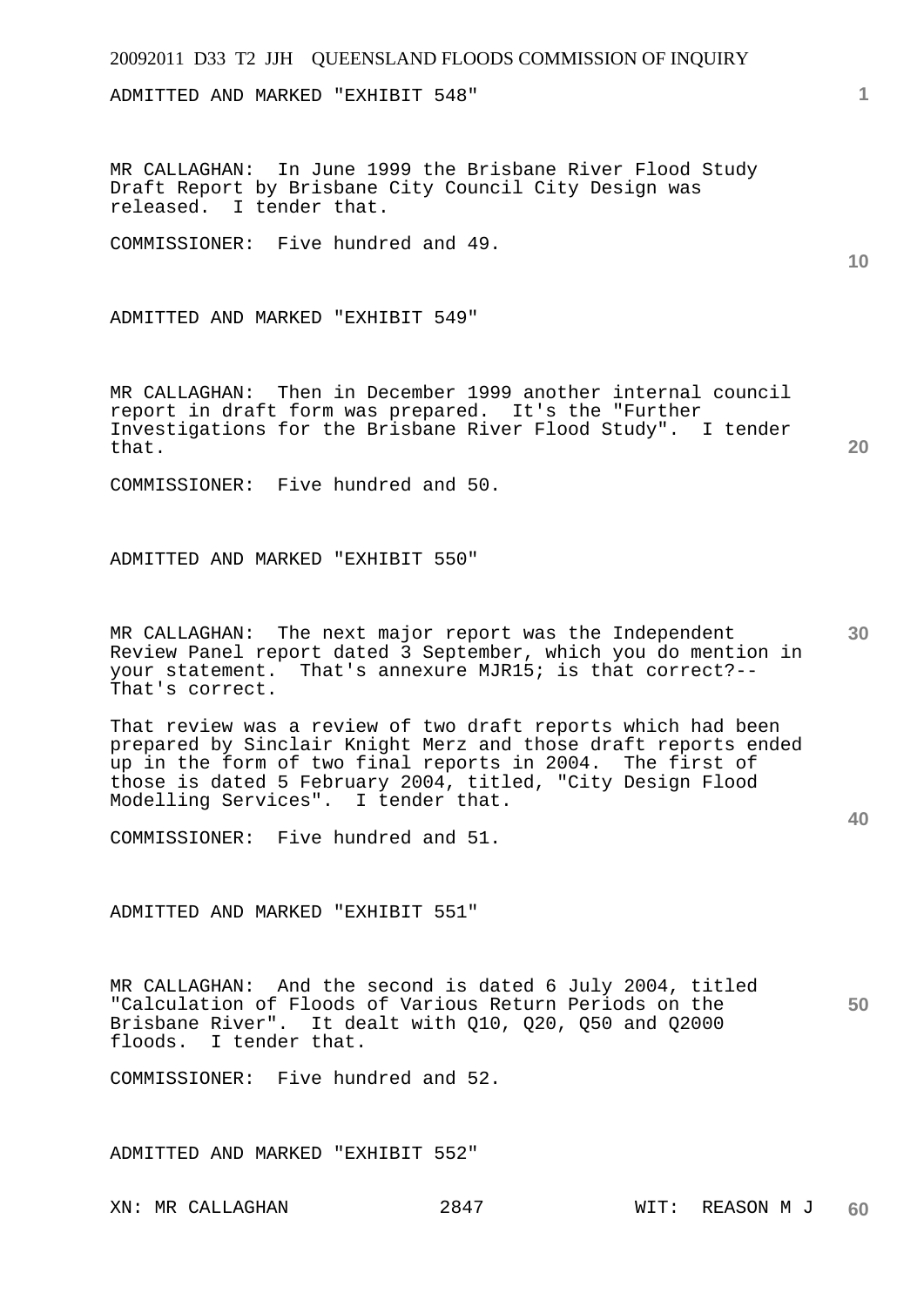ADMITTED AND MARKED "EXHIBIT 548"

MR CALLAGHAN: In June 1999 the Brisbane River Flood Study Draft Report by Brisbane City Council City Design was released. I tender that.

COMMISSIONER: Five hundred and 49.

ADMITTED AND MARKED "EXHIBIT 549"

MR CALLAGHAN: Then in December 1999 another internal council report in draft form was prepared. It's the "Further Investigations for the Brisbane River Flood Study". I tender that.

COMMISSIONER: Five hundred and 50.

ADMITTED AND MARKED "EXHIBIT 550"

MR CALLAGHAN: The next major report was the Independent Review Panel report dated 3 September, which you do mention in your statement. That's annexure MJR15; is that correct?-- That's correct.

That review was a review of two draft reports which had been prepared by Sinclair Knight Merz and those draft reports ended up in the form of two final reports in 2004. The first of those is dated 5 February 2004, titled, "City Design Flood Modelling Services". I tender that.

COMMISSIONER: Five hundred and 51.

ADMITTED AND MARKED "EXHIBIT 551"

MR CALLAGHAN: And the second is dated 6 July 2004, titled "Calculation of Floods of Various Return Periods on the Brisbane River". It dealt with Q10, Q20, Q50 and Q2000 floods. I tender that.

COMMISSIONER: Five hundred and 52.

ADMITTED AND MARKED "EXHIBIT 552"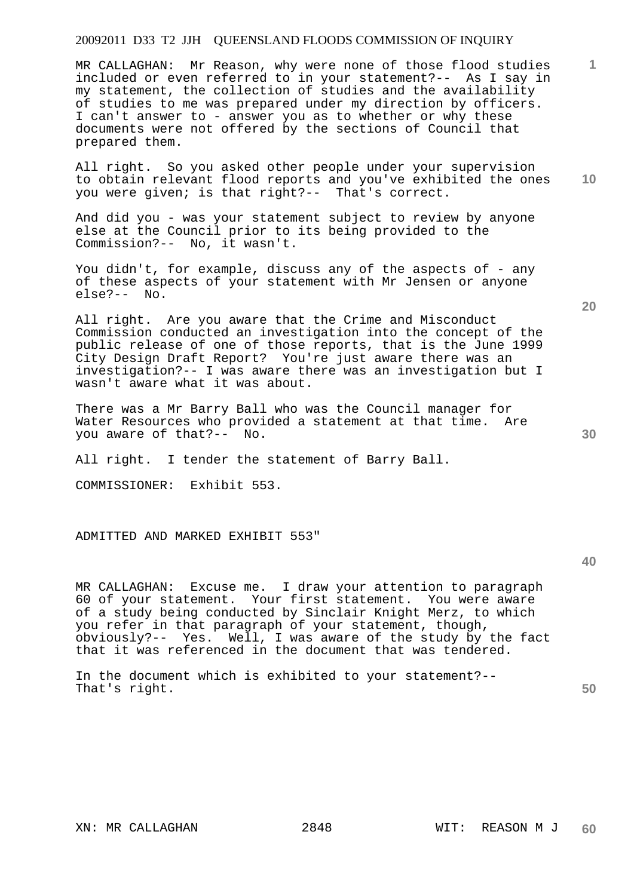MR CALLAGHAN: Mr Reason, why were none of those flood studies included or even referred to in your statement?-- As I say in my statement, the collection of studies and the availability of studies to me was prepared under my direction by officers. I can't answer to - answer you as to whether or why these documents were not offered by the sections of Council that prepared them.

All right. So you asked other people under your supervision to obtain relevant flood reports and you've exhibited the ones you were given; is that right?-- That's correct.

And did you - was your statement subject to review by anyone else at the Council prior to its being provided to the Commission?-- No, it wasn't.

You didn't, for example, discuss any of the aspects of - any of these aspects of your statement with Mr Jensen or anyone else?-- No.

All right. Are you aware that the Crime and Misconduct Commission conducted an investigation into the concept of the public release of one of those reports, that is the June 1999 City Design Draft Report? You're just aware there was an investigation?-- I was aware there was an investigation but I wasn't aware what it was about.

There was a Mr Barry Ball who was the Council manager for Water Resources who provided a statement at that time. Are you aware of that?-- No.

All right. I tender the statement of Barry Ball.

COMMISSIONER: Exhibit 553.

ADMITTED AND MARKED EXHIBIT 553"

MR CALLAGHAN: Excuse me. I draw your attention to paragraph 60 of your statement. Your first statement. You were aware of a study being conducted by Sinclair Knight Merz, to which you refer in that paragraph of your statement, though, obviously?-- Yes. Well, I was aware of the study by the fact that it was referenced in the document that was tendered.

In the document which is exhibited to your statement?-- That's right.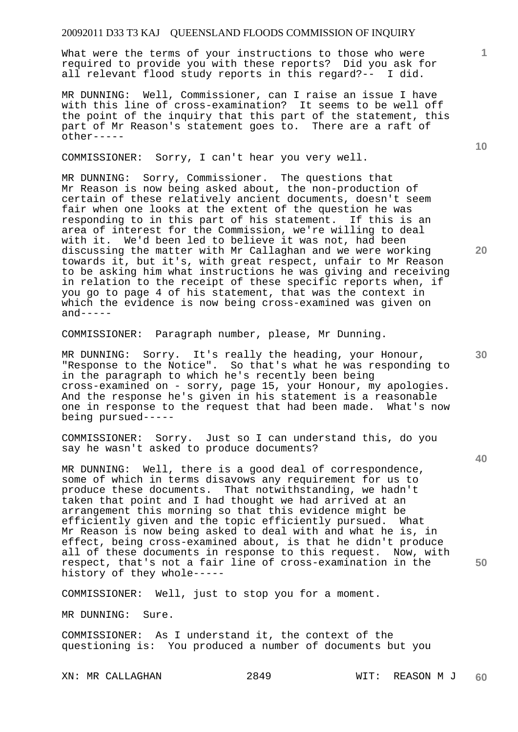What were the terms of your instructions to those who were required to provide you with these reports? Did you ask for all relevant flood study reports in this regard?-- I did.

MR DUNNING: Well, Commissioner, can I raise an issue I have with this line of cross-examination? It seems to be well off the point of the inquiry that this part of the statement, this part of Mr Reason's statement goes to. There are a raft of other-----

COMMISSIONER: Sorry, I can't hear you very well.

MR DUNNING: Sorry, Commissioner. The questions that Mr Reason is now being asked about, the non-production of certain of these relatively ancient documents, doesn't seem fair when one looks at the extent of the question he was responding to in this part of his statement. If this is an area of interest for the Commission, we're willing to deal with it. We'd been led to believe it was not, had been discussing the matter with Mr Callaghan and we were working towards it, but it's, with great respect, unfair to Mr Reason to be asking him what instructions he was giving and receiving in relation to the receipt of these specific reports when, if you go to page 4 of his statement, that was the context in which the evidence is now being cross-examined was given on and-----

COMMISSIONER: Paragraph number, please, Mr Dunning.

MR DUNNING: Sorry. It's really the heading, your Honour, "Response to the Notice". So that's what he was responding to in the paragraph to which he's recently been being cross-examined on - sorry, page 15, your Honour, my apologies. And the response he's given in his statement is a reasonable one in response to the request that had been made. What's now being pursued-----

COMMISSIONER: Sorry. Just so I can understand this, do you say he wasn't asked to produce documents?

MR DUNNING: Well, there is a good deal of correspondence, some of which in terms disavows any requirement for us to produce these documents. That notwithstanding, we hadn't taken that point and I had thought we had arrived at an arrangement this morning so that this evidence might be efficiently given and the topic efficiently pursued. What Mr Reason is now being asked to deal with and what he is, in effect, being cross-examined about, is that he didn't produce all of these documents in response to this request. Now, with respect, that's not a fair line of cross-examination in the history of they whole-----

COMMISSIONER: Well, just to stop you for a moment.

MR DUNNING: Sure.

COMMISSIONER: As I understand it, the context of the questioning is: You produced a number of documents but you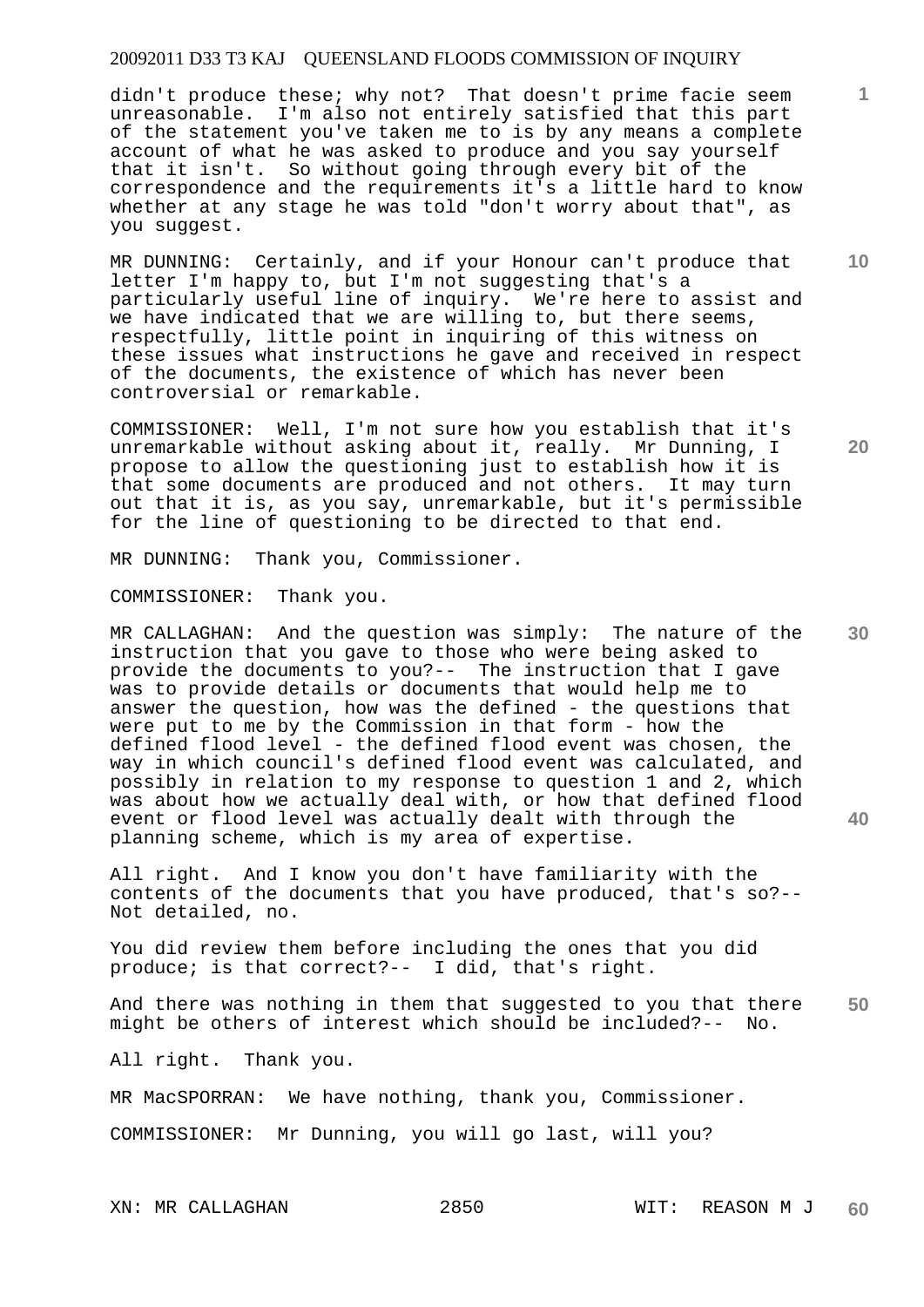didn't produce these; why not? That doesn't prime facie seem unreasonable. I'm also not entirely satisfied that this part of the statement you've taken me to is by any means a complete account of what he was asked to produce and you say yourself that it isn't. So without going through every bit of the correspondence and the requirements it's a little hard to know whether at any stage he was told "don't worry about that", as you suggest.

MR DUNNING: Certainly, and if your Honour can't produce that letter I'm happy to, but I'm not suggesting that's a particularly useful line of inquiry. We're here to assist and we have indicated that we are willing to, but there seems, respectfully, little point in inquiring of this witness on these issues what instructions he gave and received in respect of the documents, the existence of which has never been controversial or remarkable.

COMMISSIONER: Well, I'm not sure how you establish that it's unremarkable without asking about it, really. Mr Dunning, I propose to allow the questioning just to establish how it is that some documents are produced and not others. It may turn out that it is, as you say, unremarkable, but it's permissible for the line of questioning to be directed to that end.

MR DUNNING: Thank you, Commissioner.

COMMISSIONER: Thank you.

MR CALLAGHAN: And the question was simply: The nature of the instruction that you gave to those who were being asked to provide the documents to you?-- The instruction that I gave was to provide details or documents that would help me to answer the question, how was the defined - the questions that were put to me by the Commission in that form - how the defined flood level - the defined flood event was chosen, the way in which council's defined flood event was calculated, and possibly in relation to my response to question 1 and 2, which was about how we actually deal with, or how that defined flood event or flood level was actually dealt with through the planning scheme, which is my area of expertise.

All right. And I know you don't have familiarity with the contents of the documents that you have produced, that's so?-- Not detailed, no.

You did review them before including the ones that you did produce; is that correct?-- I did, that's right.

And there was nothing in them that suggested to you that there might be others of interest which should be included?-- No.

All right. Thank you.

MR MacSPORRAN: We have nothing, thank you, Commissioner.

COMMISSIONER: Mr Dunning, you will go last, will you?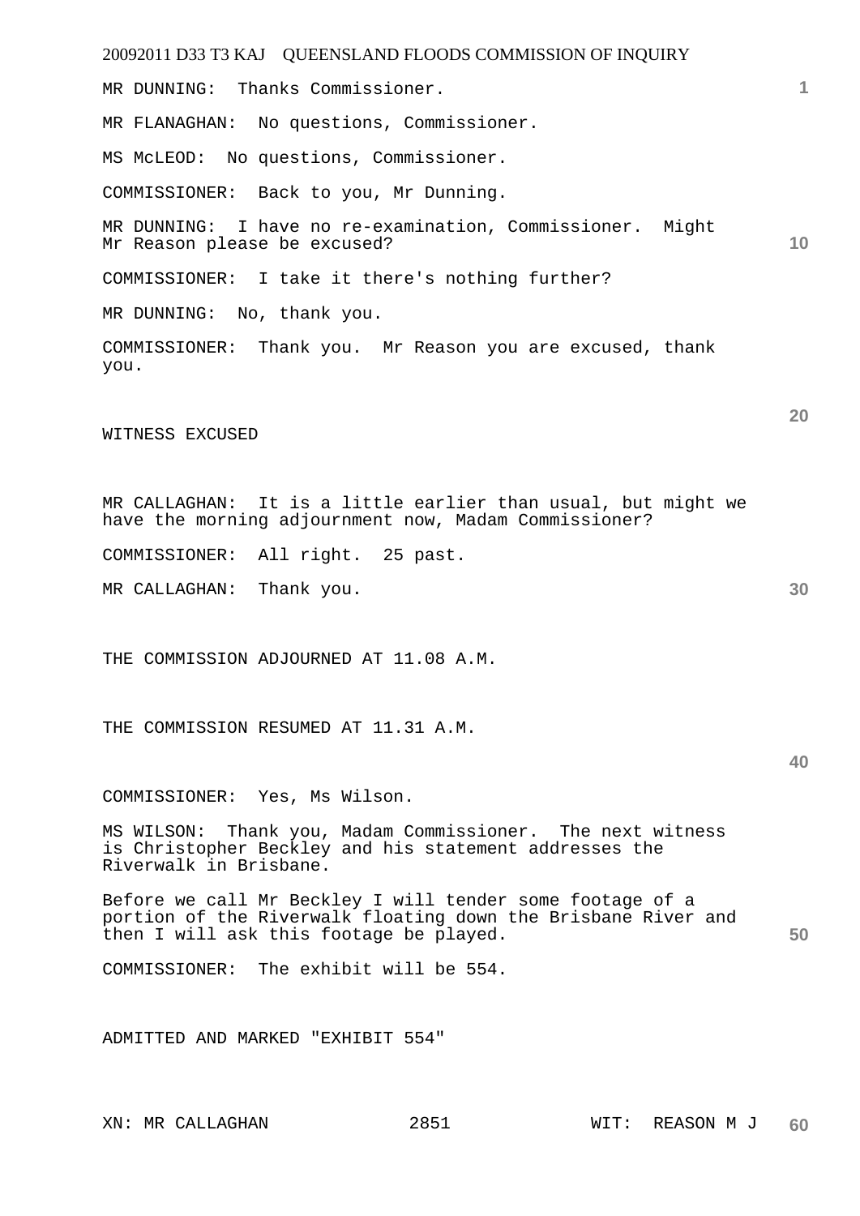MR DUNNING: Thanks Commissioner.

MR FLANAGHAN: No questions, Commissioner.

MS McLEOD: No questions, Commissioner.

COMMISSIONER: Back to you, Mr Dunning.

MR DUNNING: I have no re-examination, Commissioner. Might Mr Reason please be excused?

COMMISSIONER: I take it there's nothing further?

MR DUNNING: No, thank you.

COMMISSIONER: Thank you. Mr Reason you are excused, thank you.

WITNESS EXCUSED

MR CALLAGHAN: It is a little earlier than usual, but might we have the morning adjournment now, Madam Commissioner?

COMMISSIONER: All right. 25 past.

MR CALLAGHAN: Thank you.

THE COMMISSION ADJOURNED AT 11.08 A.M.

THE COMMISSION RESUMED AT 11.31 A.M.

COMMISSIONER: Yes, Ms Wilson.

MS WILSON: Thank you, Madam Commissioner. The next witness is Christopher Beckley and his statement addresses the Riverwalk in Brisbane.

Before we call Mr Beckley I will tender some footage of a portion of the Riverwalk floating down the Brisbane River and then I will ask this footage be played.

COMMISSIONER: The exhibit will be 554.

ADMITTED AND MARKED "EXHIBIT 554"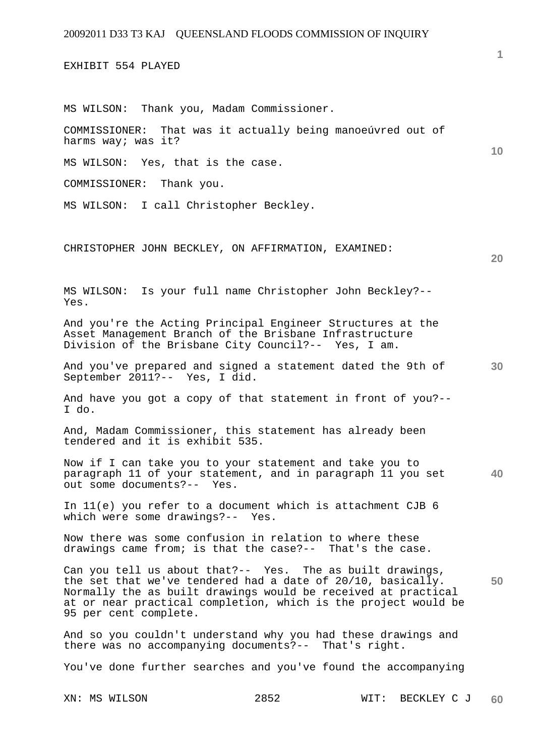EXHIBIT 554 PLAYED

MS WILSON: Thank you, Madam Commissioner.

COMMISSIONER: That was it actually being manoeúvred out of harms way; was it?

MS WILSON: Yes, that is the case.

COMMISSIONER: Thank you.

MS WILSON: I call Christopher Beckley.

CHRISTOPHER JOHN BECKLEY, ON AFFIRMATION, EXAMINED:

MS WILSON: Is your full name Christopher John Beckley?-- Yes.

And you're the Acting Principal Engineer Structures at the Asset Management Branch of the Brisbane Infrastructure Division of the Brisbane City Council?-- Yes, I am.

And you've prepared and signed a statement dated the 9th of September 2011?-- Yes, I did.

And have you got a copy of that statement in front of you?-- I do.

And, Madam Commissioner, this statement has already been tendered and it is exhibit 535.

Now if I can take you to your statement and take you to paragraph 11 of your statement, and in paragraph 11 you set out some documents?-- Yes.

In 11(e) you refer to a document which is attachment CJB 6 which were some drawings?-- Yes.

Now there was some confusion in relation to where these drawings came from; is that the case?-- That's the case.

Can you tell us about that?-- Yes. The as built drawings, the set that we've tendered had a date of 20/10, basically. Normally the as built drawings would be received at practical at or near practical completion, which is the project would be 95 per cent complete.

And so you couldn't understand why you had these drawings and there was no accompanying documents?-- That's right.

You've done further searches and you've found the accompanying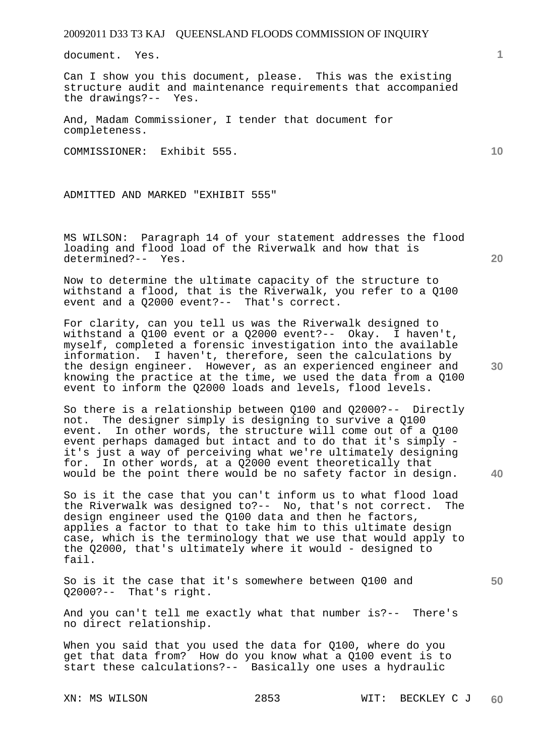document. Yes.

Can I show you this document, please. This was the existing structure audit and maintenance requirements that accompanied the drawings?-- Yes.

And, Madam Commissioner, I tender that document for completeness.

COMMISSIONER: Exhibit 555.

ADMITTED AND MARKED "EXHIBIT 555"

MS WILSON: Paragraph 14 of your statement addresses the flood loading and flood load of the Riverwalk and how that is determined?-- Yes.

Now to determine the ultimate capacity of the structure to withstand a flood, that is the Riverwalk, you refer to a Q100 event and a Q2000 event?-- That's correct.

For clarity, can you tell us was the Riverwalk designed to withstand a Q100 event or a Q2000 event?-- Okay. I haven't, myself, completed a forensic investigation into the available information. I haven't, therefore, seen the calculations by the design engineer. However, as an experienced engineer and knowing the practice at the time, we used the data from a Q100 event to inform the Q2000 loads and levels, flood levels.

So there is a relationship between Q100 and Q2000?-- Directly not. The designer simply is designing to survive a Q100 event. In other words, the structure will come out of a Q100 event perhaps damaged but intact and to do that it's simply - it's just a way of perceiving what we're ultimately designing for. In other words, at a Q2000 event theoretically that would be the point there would be no safety factor in design.

So is it the case that you can't inform us to what flood load the Riverwalk was designed to?-- No, that's not correct. The design engineer used the Q100 data and then he factors, applies a factor to that to take him to this ultimate design case, which is the terminology that we use that would apply to the Q2000, that's ultimately where it would - designed to fail.

So is it the case that it's somewhere between Q100 and Q2000?-- That's right.

And you can't tell me exactly what that number is?-- There's no direct relationship.

When you said that you used the data for Q100, where do you get that data from? How do you know what a Q100 event is to start these calculations?-- Basically one uses a hydraulic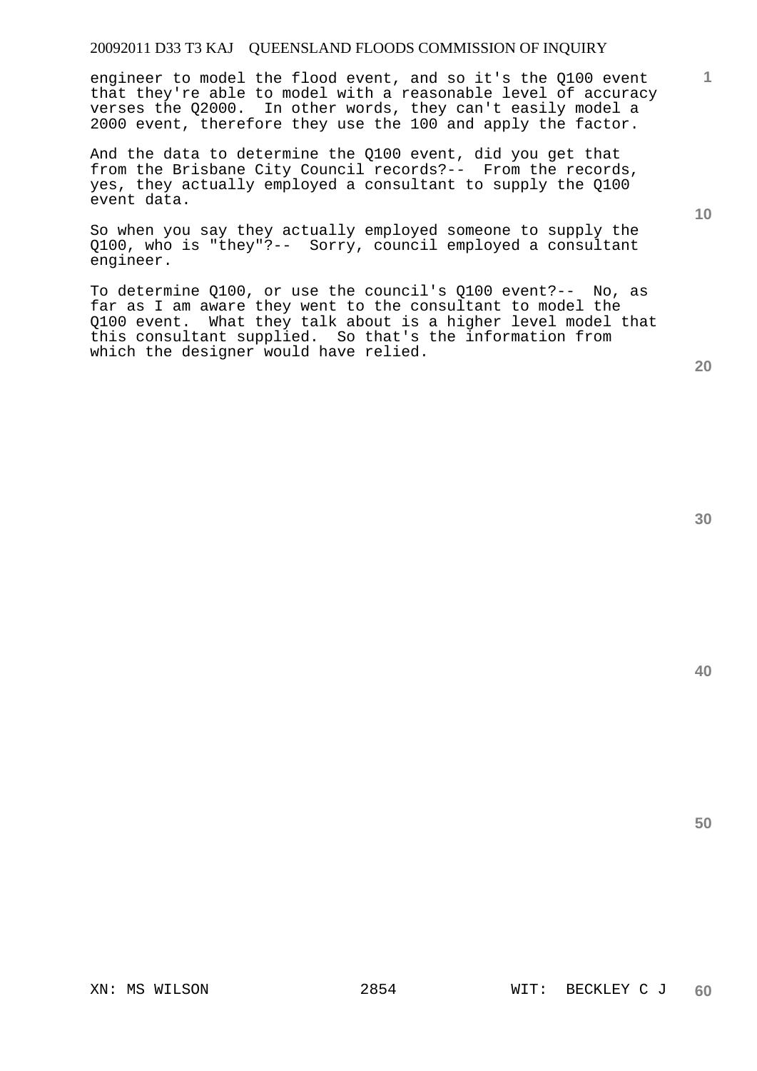engineer to model the flood event, and so it's the Q100 event that they're able to model with a reasonable level of accuracy verses the Q2000. In other words, they can't easily model a 2000 event, therefore they use the 100 and apply the factor.

And the data to determine the Q100 event, did you get that from the Brisbane City Council records?-- From the records, yes, they actually employed a consultant to supply the Q100 event data.

So when you say they actually employed someone to supply the Q100, who is "they"?-- Sorry, council employed a consultant engineer.

To determine Q100, or use the council's Q100 event?-- No, as far as I am aware they went to the consultant to model the Q100 event. What they talk about is a higher level model that this consultant supplied. So that's the information from which the designer would have relied.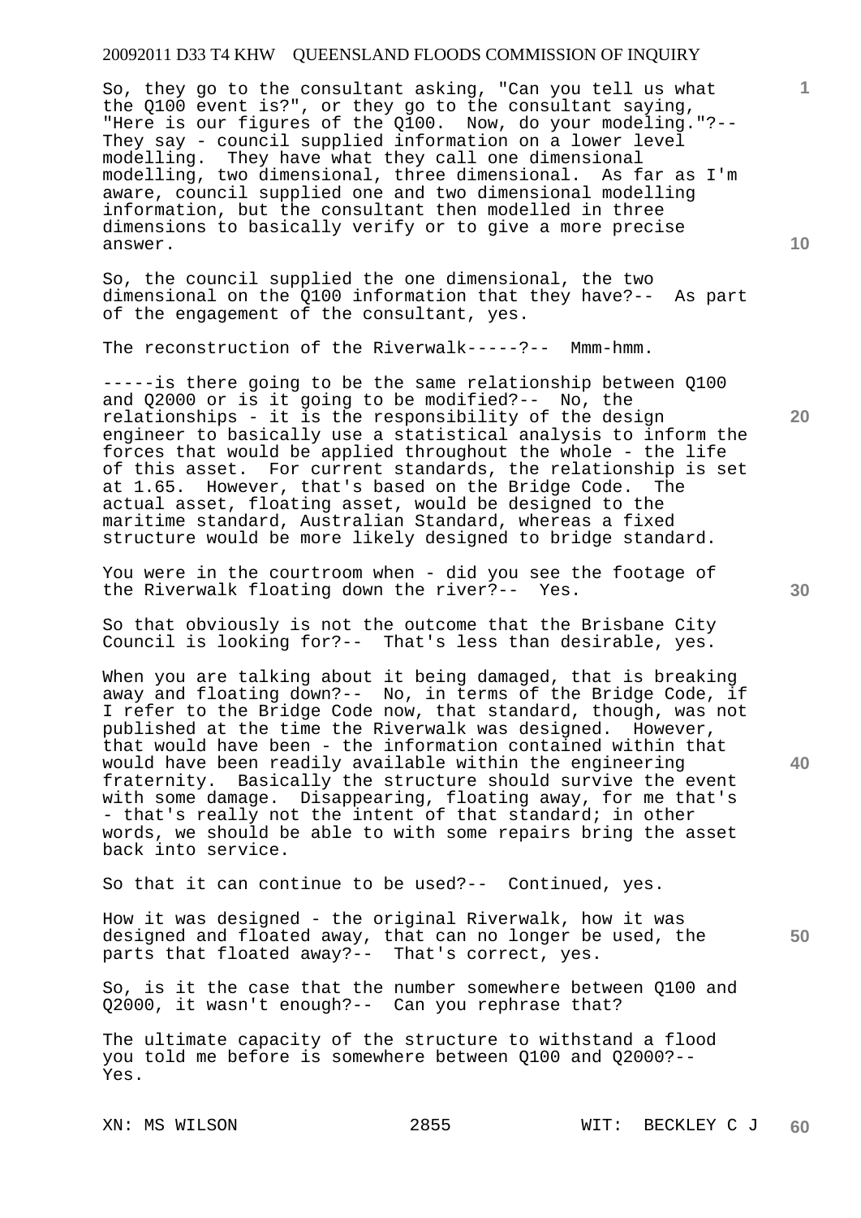So, they go to the consultant asking, "Can you tell us what the Q100 event is?", or they go to the consultant saying, "Here is our figures of the Q100. Now, do your modeling."?-- They say - council supplied information on a lower level modelling. They have what they call one dimensional modelling, two dimensional, three dimensional. As far as I'm aware, council supplied one and two dimensional modelling information, but the consultant then modelled in three dimensions to basically verify or to give a more precise answer.

So, the council supplied the one dimensional, the two dimensional on the Q100 information that they have?-- As part of the engagement of the consultant, yes.

The reconstruction of the Riverwalk-----?-- Mmm-hmm.

-----is there going to be the same relationship between Q100 and Q2000 or is it going to be modified?-- No, the relationships - it is the responsibility of the design engineer to basically use a statistical analysis to inform the forces that would be applied throughout the whole - the life of this asset. For current standards, the relationship is set at 1.65. However, that's based on the Bridge Code. The actual asset, floating asset, would be designed to the maritime standard, Australian Standard, whereas a fixed structure would be more likely designed to bridge standard.

You were in the courtroom when - did you see the footage of the Riverwalk floating down the river?-- Yes.

So that obviously is not the outcome that the Brisbane City Council is looking for?-- That's less than desirable, yes.

When you are talking about it being damaged, that is breaking away and floating down?-- No, in terms of the Bridge Code, if I refer to the Bridge Code now, that standard, though, was not published at the time the Riverwalk was designed. However, that would have been - the information contained within that would have been readily available within the engineering fraternity. Basically the structure should survive the event with some damage. Disappearing, floating away, for me that's - that's really not the intent of that standard; in other words, we should be able to with some repairs bring the asset back into service.

So that it can continue to be used?-- Continued, yes.

How it was designed - the original Riverwalk, how it was designed and floated away, that can no longer be used, the parts that floated away?-- That's correct, yes.

So, is it the case that the number somewhere between Q100 and Q2000, it wasn't enough?-- Can you rephrase that?

The ultimate capacity of the structure to withstand a flood you told me before is somewhere between Q100 and Q2000?-- Yes.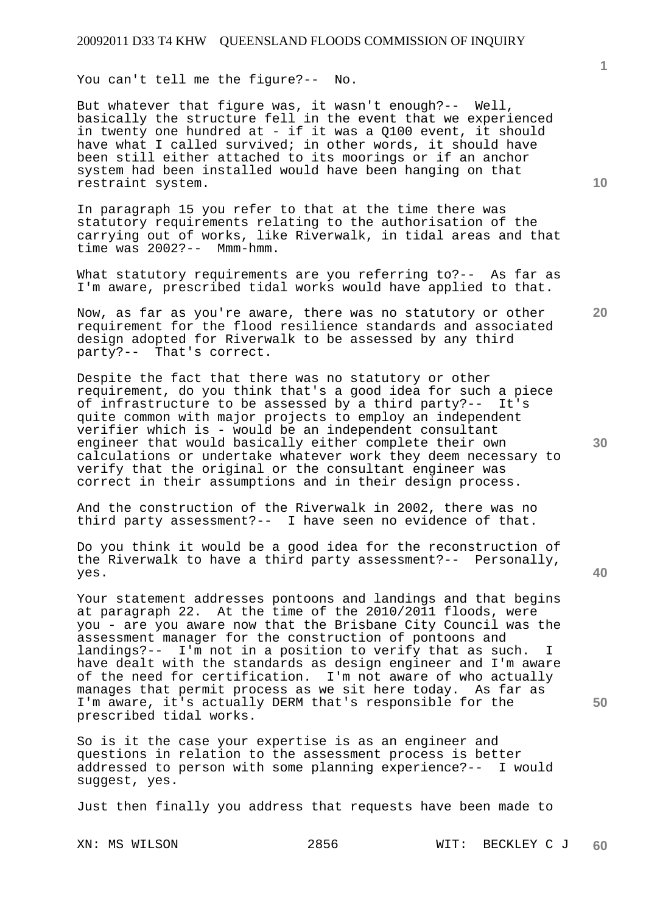You can't tell me the figure?-- No.

But whatever that figure was, it wasn't enough?-- Well, basically the structure fell in the event that we experienced in twenty one hundred at - if it was a Q100 event, it should have what I called survived; in other words, it should have been still either attached to its moorings or if an anchor system had been installed would have been hanging on that restraint system.

In paragraph 15 you refer to that at the time there was statutory requirements relating to the authorisation of the carrying out of works, like Riverwalk, in tidal areas and that time was 2002?-- Mmm-hmm.

What statutory requirements are you referring to?-- As far as I'm aware, prescribed tidal works would have applied to that.

Now, as far as you're aware, there was no statutory or other requirement for the flood resilience standards and associated design adopted for Riverwalk to be assessed by any third party?-- That's correct.

Despite the fact that there was no statutory or other requirement, do you think that's a good idea for such a piece of infrastructure to be assessed by a third party?-- It's quite common with major projects to employ an independent verifier which is - would be an independent consultant engineer that would basically either complete their own calculations or undertake whatever work they deem necessary to verify that the original or the consultant engineer was correct in their assumptions and in their design process.

And the construction of the Riverwalk in 2002, there was no third party assessment?-- I have seen no evidence of that.

Do you think it would be a good idea for the reconstruction of the Riverwalk to have a third party assessment?-- Personally, yes.

Your statement addresses pontoons and landings and that begins at paragraph 22. At the time of the 2010/2011 floods, were you - are you aware now that the Brisbane City Council was the assessment manager for the construction of pontoons and landings?-- I'm not in a position to verify that as such. I have dealt with the standards as design engineer and I'm aware of the need for certification. I'm not aware of who actually manages that permit process as we sit here today. As far as I'm aware, it's actually DERM that's responsible for the prescribed tidal works.

So is it the case your expertise is as an engineer and questions in relation to the assessment process is better addressed to person with some planning experience?-- I would suggest, yes.

Just then finally you address that requests have been made to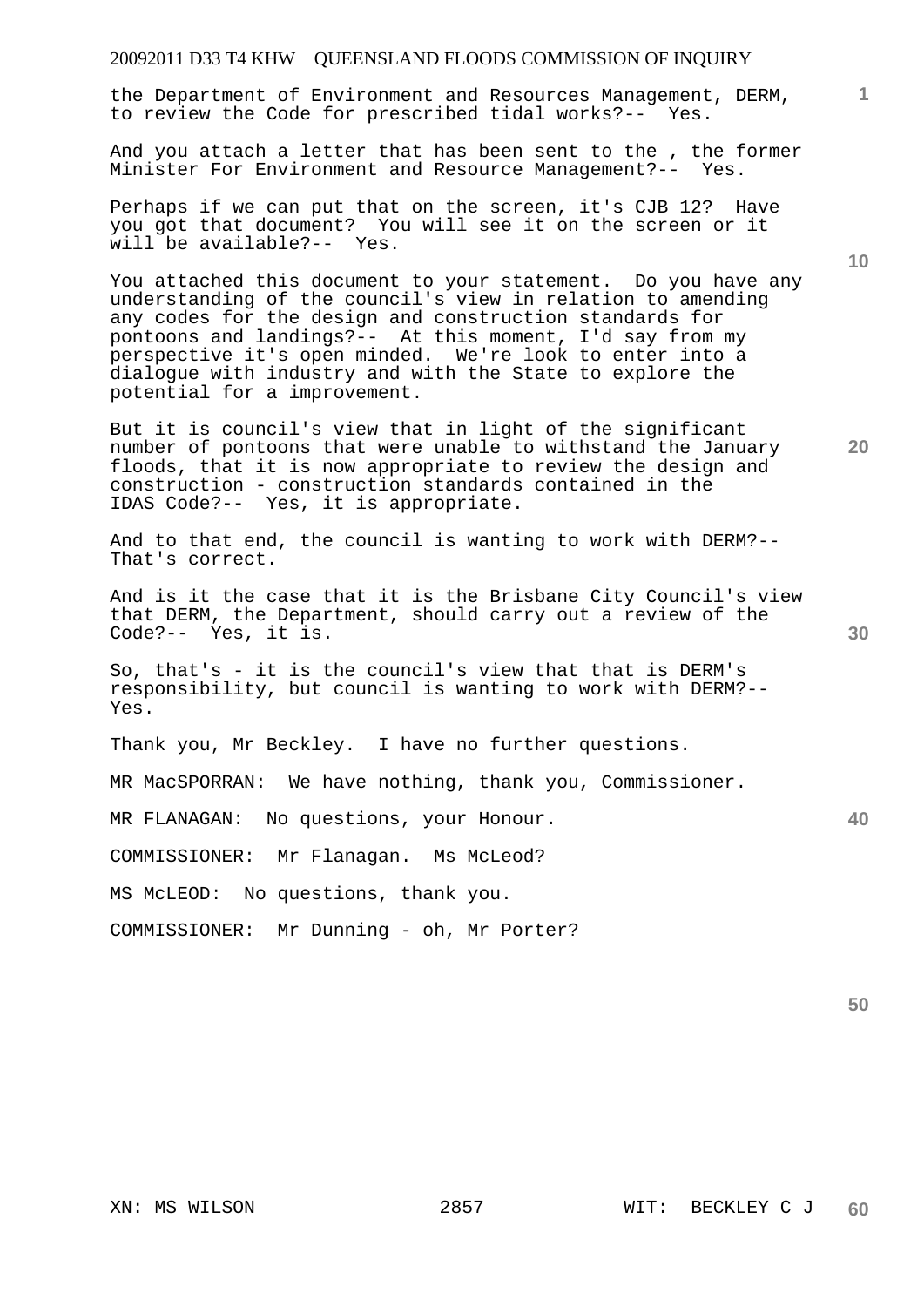the Department of Environment and Resources Management, DERM, to review the Code for prescribed tidal works?-- Yes.

And you attach a letter that has been sent to the , the former Minister For Environment and Resource Management?-- Yes.

Perhaps if we can put that on the screen, it's CJB 12? Have you got that document? You will see it on the screen or it will be available?-- Yes.

You attached this document to your statement. Do you have any understanding of the council's view in relation to amending any codes for the design and construction standards for pontoons and landings?-- At this moment, I'd say from my perspective it's open minded. We're look to enter into a dialogue with industry and with the State to explore the potential for a improvement.

But it is council's view that in light of the significant number of pontoons that were unable to withstand the January floods, that it is now appropriate to review the design and construction - construction standards contained in the IDAS Code?-- Yes, it is appropriate.

And to that end, the council is wanting to work with DERM?-- That's correct.

And is it the case that it is the Brisbane City Council's view that DERM, the Department, should carry out a review of the Code?-- Yes, it is.

So, that's - it is the council's view that that is DERM's responsibility, but council is wanting to work with DERM?-- Yes.

Thank you, Mr Beckley. I have no further questions.

MR MacSPORRAN: We have nothing, thank you, Commissioner.

MR FLANAGAN: No questions, your Honour.

COMMISSIONER: Mr Flanagan. Ms McLeod?

MS McLEOD: No questions, thank you.

COMMISSIONER: Mr Dunning - oh, Mr Porter?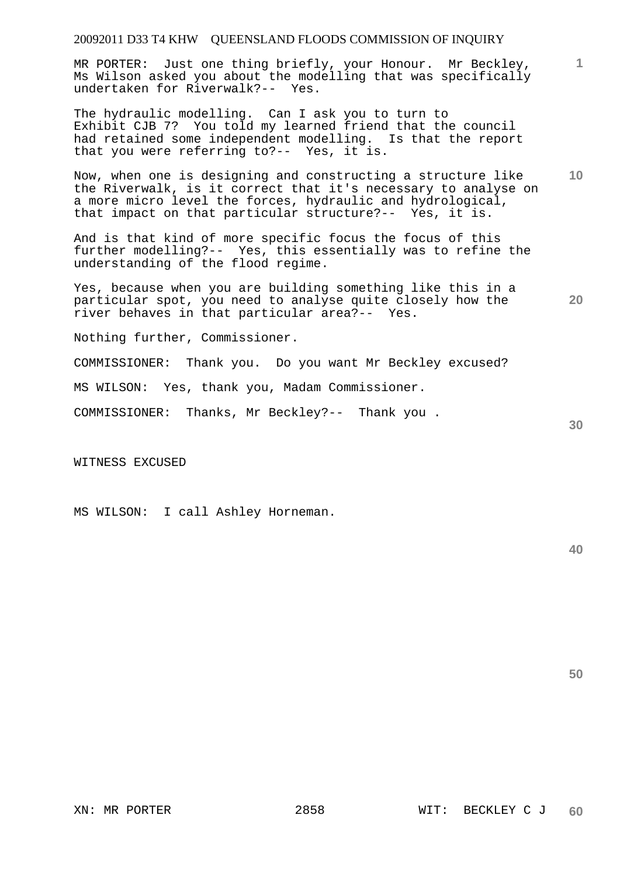MR PORTER: Just one thing briefly, your Honour. Mr Beckley, Ms Wilson asked you about the modelling that was specifically undertaken for Riverwalk?-- Yes.

The hydraulic modelling. Can I ask you to turn to Exhibit CJB 7? You told my learned friend that the council had retained some independent modelling. Is that the report that you were referring to?-- Yes, it is.

Now, when one is designing and constructing a structure like the Riverwalk, is it correct that it's necessary to analyse on a more micro level the forces, hydraulic and hydrological, that impact on that particular structure?-- Yes, it is.

And is that kind of more specific focus the focus of this further modelling?-- Yes, this essentially was to refine the understanding of the flood regime.

Yes, because when you are building something like this in a particular spot, you need to analyse quite closely how the river behaves in that particular area?-- Yes.

Nothing further, Commissioner.

COMMISSIONER: Thank you. Do you want Mr Beckley excused?

MS WILSON: Yes, thank you, Madam Commissioner.

COMMISSIONER: Thanks, Mr Beckley?-- Thank you .

WITNESS EXCUSED

MS WILSON: I call Ashley Horneman.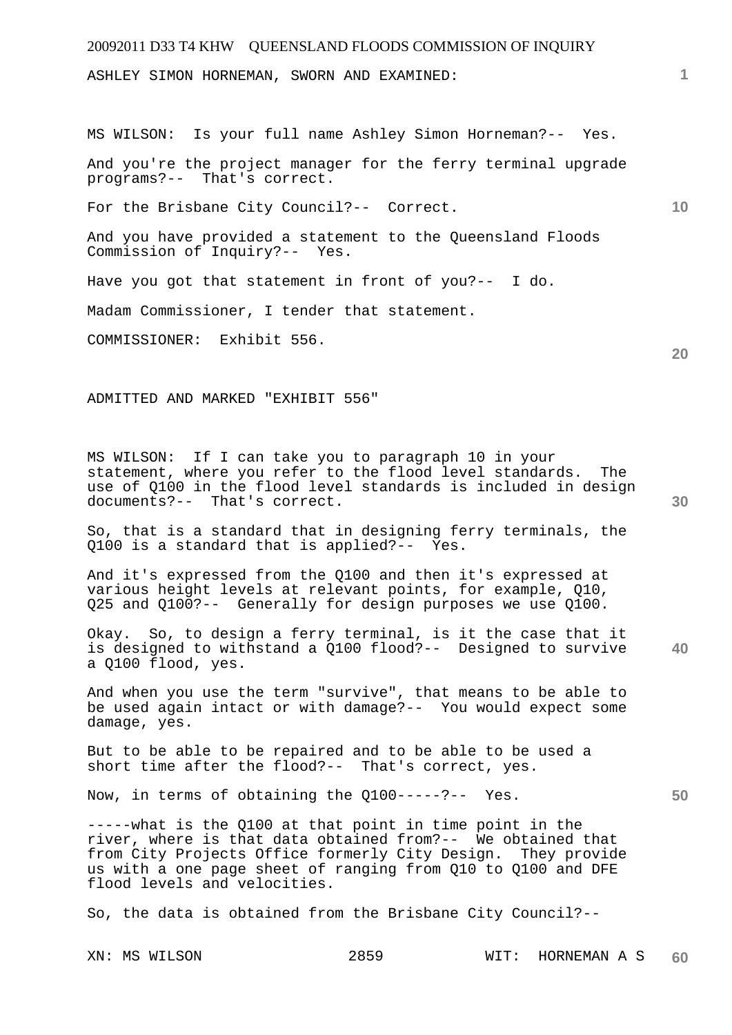ASHLEY SIMON HORNEMAN, SWORN AND EXAMINED:

MS WILSON: Is your full name Ashley Simon Horneman?-- Yes.

And you're the project manager for the ferry terminal upgrade programs?-- That's correct.

For the Brisbane City Council?-- Correct.

And you have provided a statement to the Queensland Floods Commission of Inquiry?-- Yes.

Have you got that statement in front of you?-- I do.

Madam Commissioner, I tender that statement.

COMMISSIONER: Exhibit 556.

ADMITTED AND MARKED "EXHIBIT 556"

MS WILSON: If I can take you to paragraph 10 in your statement, where you refer to the flood level standards. The use of Q100 in the flood level standards is included in design documents?-- That's correct.

So, that is a standard that in designing ferry terminals, the Q100 is a standard that is applied?-- Yes.

And it's expressed from the Q100 and then it's expressed at various height levels at relevant points, for example, Q10, Q25 and Q100?-- Generally for design purposes we use Q100.

Okay. So, to design a ferry terminal, is it the case that it is designed to withstand a Q100 flood?-- Designed to survive a Q100 flood, yes.

And when you use the term "survive", that means to be able to be used again intact or with damage?-- You would expect some damage, yes.

But to be able to be repaired and to be able to be used a short time after the flood?-- That's correct, yes.

Now, in terms of obtaining the Q100-----?-- Yes.

-----what is the Q100 at that point in time point in the river, where is that data obtained from?-- We obtained that from City Projects Office formerly City Design. They provide us with a one page sheet of ranging from Q10 to Q100 and DFE flood levels and velocities.

So, the data is obtained from the Brisbane City Council?--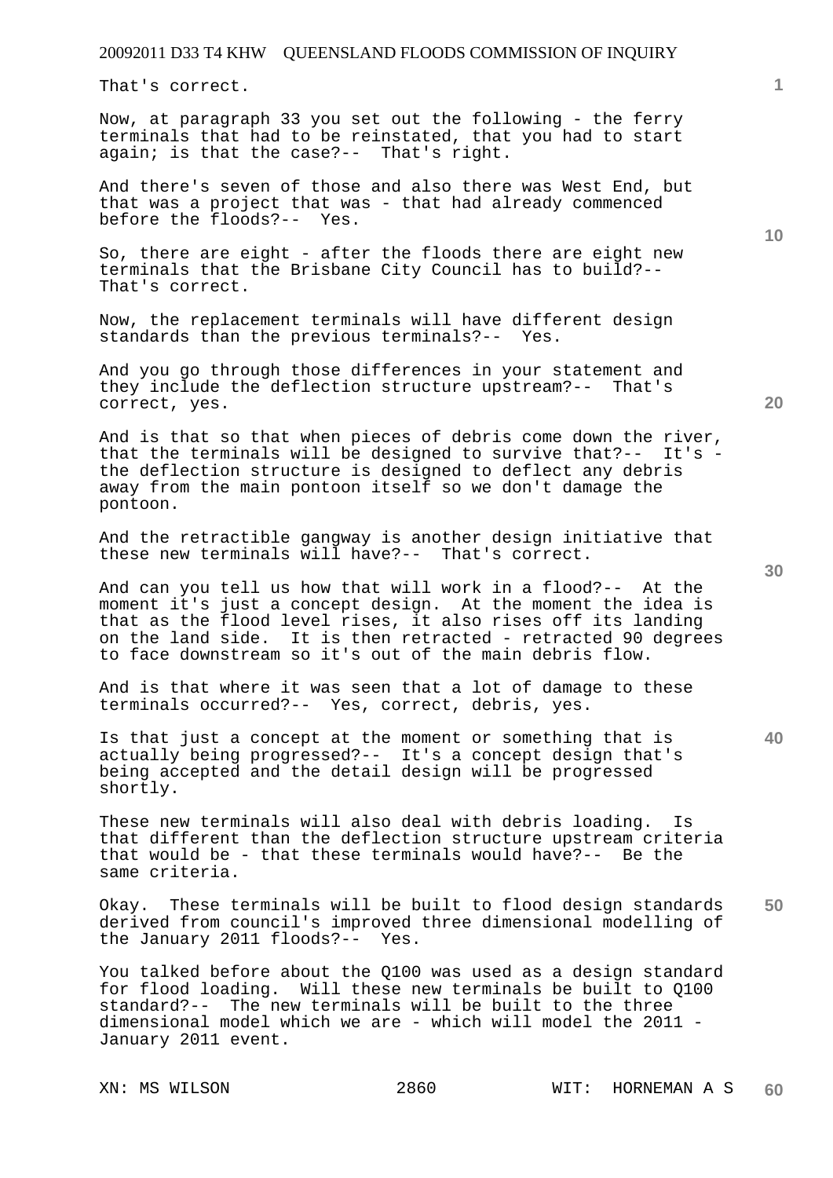That's correct.

Now, at paragraph 33 you set out the following - the ferry terminals that had to be reinstated, that you had to start again; is that the case?-- That's right.

And there's seven of those and also there was West End, but that was a project that was - that had already commenced before the floods?-- Yes.

So, there are eight - after the floods there are eight new terminals that the Brisbane City Council has to build?-- That's correct.

Now, the replacement terminals will have different design standards than the previous terminals?-- Yes.

And you go through those differences in your statement and they include the deflection structure upstream?-- That's correct, yes.

And is that so that when pieces of debris come down the river, that the terminals will be designed to survive that?-- It's - the deflection structure is designed to deflect any debris away from the main pontoon itself so we don't damage the pontoon.

And the retractible gangway is another design initiative that these new terminals will have?-- That's correct.

And can you tell us how that will work in a flood?-- At the moment it's just a concept design. At the moment the idea is that as the flood level rises, it also rises off its landing on the land side. It is then retracted - retracted 90 degrees to face downstream so it's out of the main debris flow.

And is that where it was seen that a lot of damage to these terminals occurred?-- Yes, correct, debris, yes.

Is that just a concept at the moment or something that is actually being progressed?-- It's a concept design that's being accepted and the detail design will be progressed shortly.

These new terminals will also deal with debris loading. Is that different than the deflection structure upstream criteria that would be - that these terminals would have?-- Be the same criteria.

Okay. These terminals will be built to flood design standards derived from council's improved three dimensional modelling of the January 2011 floods?-- Yes.

You talked before about the Q100 was used as a design standard for flood loading. Will these new terminals be built to Q100 standard?-- The new terminals will be built to the three dimensional model which we are - which will model the 2011 - January 2011 event.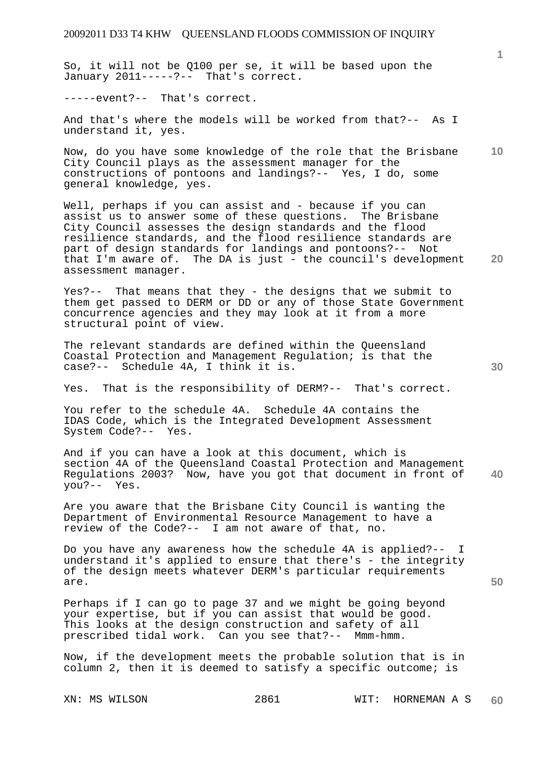So, it will not be Q100 per se, it will be based upon the January 2011-----?-- That's correct.

-----event?-- That's correct.

And that's where the models will be worked from that?-- As I understand it, yes.

Now, do you have some knowledge of the role that the Brisbane City Council plays as the assessment manager for the constructions of pontoons and landings?-- Yes, I do, some general knowledge, yes.

Well, perhaps if you can assist and - because if you can assist us to answer some of these questions. The Brisbane City Council assesses the design standards and the flood resilience standards, and the flood resilience standards are part of design standards for landings and pontoons?-- Not that I'm aware of. The DA is just - the council's development assessment manager.

Yes?-- That means that they - the designs that we submit to them get passed to DERM or DD or any of those State Government concurrence agencies and they may look at it from a more structural point of view.

The relevant standards are defined within the Queensland Coastal Protection and Management Regulation; is that the case?-- Schedule 4A, I think it is.

Yes. That is the responsibility of DERM?-- That's correct.

You refer to the schedule 4A. Schedule 4A contains the IDAS Code, which is the Integrated Development Assessment System Code?-- Yes.

And if you can have a look at this document, which is section 4A of the Queensland Coastal Protection and Management Regulations 2003? Now, have you got that document in front of you?-- Yes.

Are you aware that the Brisbane City Council is wanting the Department of Environmental Resource Management to have a review of the Code?-- I am not aware of that, no.

Do you have any awareness how the schedule 4A is applied?-- I understand it's applied to ensure that there's - the integrity of the design meets whatever DERM's particular requirements are.

Perhaps if I can go to page 37 and we might be going beyond your expertise, but if you can assist that would be good. This looks at the design construction and safety of all prescribed tidal work. Can you see that?-- Mmm-hmm.

Now, if the development meets the probable solution that is in column 2, then it is deemed to satisfy a specific outcome; is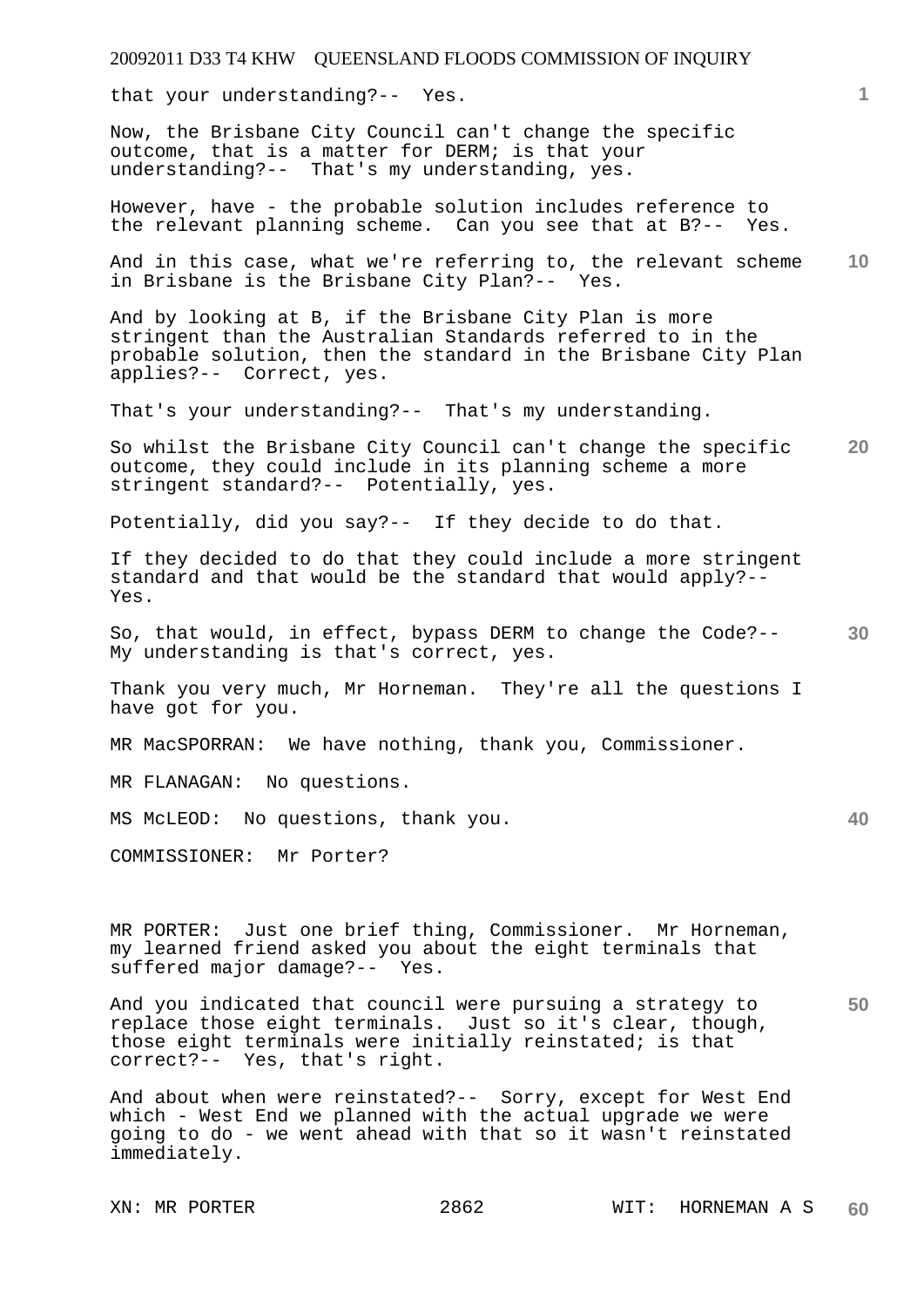that your understanding?-- Yes.

Now, the Brisbane City Council can't change the specific outcome, that is a matter for DERM; is that your understanding?-- That's my understanding, yes.

However, have - the probable solution includes reference to the relevant planning scheme. Can you see that at B?-- Yes.

And in this case, what we're referring to, the relevant scheme in Brisbane is the Brisbane City Plan?-- Yes.

And by looking at B, if the Brisbane City Plan is more stringent than the Australian Standards referred to in the probable solution, then the standard in the Brisbane City Plan applies?-- Correct, yes.

That's your understanding?-- That's my understanding.

So whilst the Brisbane City Council can't change the specific outcome, they could include in its planning scheme a more stringent standard?-- Potentially, yes.

Potentially, did you say?-- If they decide to do that.

If they decided to do that they could include a more stringent standard and that would be the standard that would apply?-- Yes.

So, that would, in effect, bypass DERM to change the Code?-- My understanding is that's correct, yes.

Thank you very much, Mr Horneman. They're all the questions I have got for you.

MR MacSPORRAN: We have nothing, thank you, Commissioner.

MR FLANAGAN: No questions.

MS McLEOD: No questions, thank you.

COMMISSIONER: Mr Porter?

MR PORTER: Just one brief thing, Commissioner. Mr Horneman, my learned friend asked you about the eight terminals that suffered major damage?-- Yes.

And you indicated that council were pursuing a strategy to replace those eight terminals. Just so it's clear, though, those eight terminals were initially reinstated; is that correct?-- Yes, that's right.

And about when were reinstated?-- Sorry, except for West End which - West End we planned with the actual upgrade we were going to do - we went ahead with that so it wasn't reinstated immediately.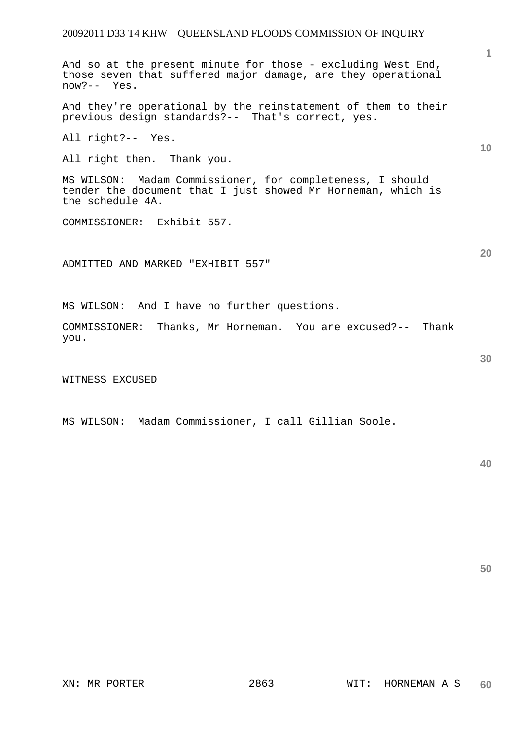And so at the present minute for those - excluding West End, those seven that suffered major damage, are they operational now?-- Yes.

And they're operational by the reinstatement of them to their previous design standards?-- That's correct, yes.

All right?-- Yes.

All right then. Thank you.

MS WILSON: Madam Commissioner, for completeness, I should tender the document that I just showed Mr Horneman, which is the schedule 4A.

COMMISSIONER: Exhibit 557.

ADMITTED AND MARKED "EXHIBIT 557"

MS WILSON: And I have no further questions.

COMMISSIONER: Thanks, Mr Horneman. You are excused?-- Thank you.

WITNESS EXCUSED

MS WILSON: Madam Commissioner, I call Gillian Soole.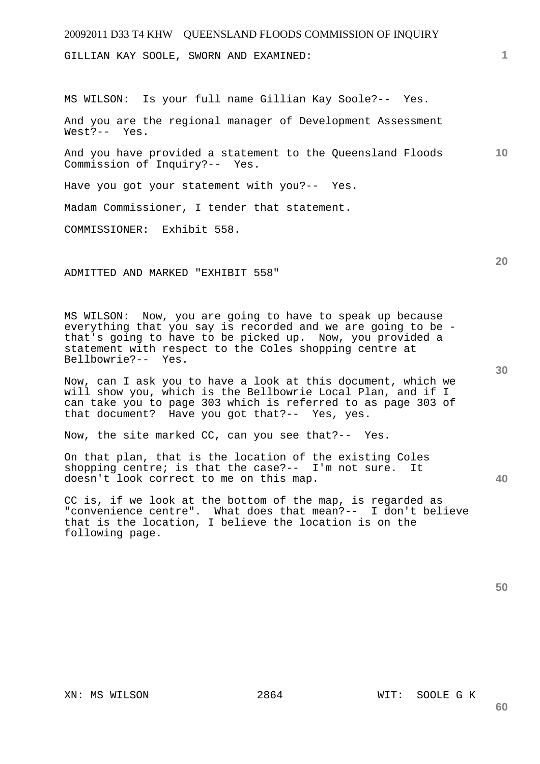GILLIAN KAY SOOLE, SWORN AND EXAMINED:

MS WILSON: Is your full name Gillian Kay Soole?-- Yes.

And you are the regional manager of Development Assessment West?-- Yes.

And you have provided a statement to the Queensland Floods Commission of Inquiry?-- Yes.

Have you got your statement with you?-- Yes.

Madam Commissioner, I tender that statement.

COMMISSIONER: Exhibit 558.

ADMITTED AND MARKED "EXHIBIT 558"

MS WILSON: Now, you are going to have to speak up because everything that you say is recorded and we are going to be - that's going to have to be picked up. Now, you provided a statement with respect to the Coles shopping centre at Bellbowrie?-- Yes.

Now, can I ask you to have a look at this document, which we will show you, which is the Bellbowrie Local Plan, and if I can take you to page 303 which is referred to as page 303 of that document? Have you got that?-- Yes, yes.

Now, the site marked CC, can you see that?-- Yes.

On that plan, that is the location of the existing Coles shopping centre; is that the case?-- I'm not sure. It doesn't look correct to me on this map.

CC is, if we look at the bottom of the map, is regarded as "convenience centre". What does that mean?-- I don't believe that is the location, I believe the location is on the following page.

XN: MS WILSON WIT: SOOLE G K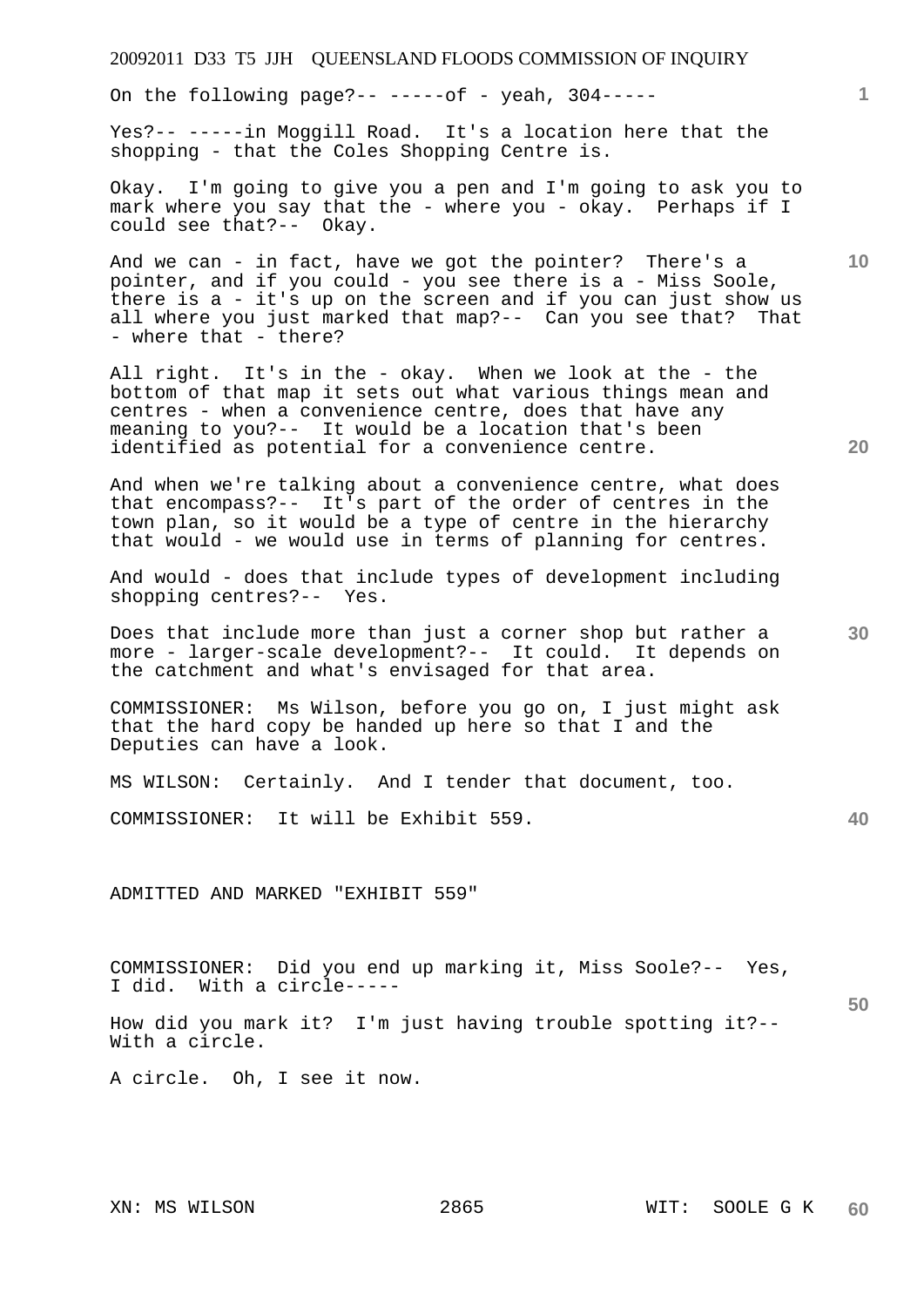On the following page?-- -----of - yeah, 304-----

Yes?-- -----in Moggill Road. It's a location here that the shopping - that the Coles Shopping Centre is.

Okay. I'm going to give you a pen and I'm going to ask you to mark where you say that the - where you - okay. Perhaps if I could see that?-- Okay.

And we can - in fact, have we got the pointer? There's a pointer, and if you could - you see there is a - Miss Soole, there is a - it's up on the screen and if you can just show us all where you just marked that map?-- Can you see that? That - where that - there?

All right. It's in the - okay. When we look at the - the bottom of that map it sets out what various things mean and centres - when a convenience centre, does that have any meaning to you?-- It would be a location that's been identified as potential for a convenience centre.

And when we're talking about a convenience centre, what does that encompass?-- It's part of the order of centres in the town plan, so it would be a type of centre in the hierarchy that would - we would use in terms of planning for centres.

And would - does that include types of development including shopping centres?-- Yes.

Does that include more than just a corner shop but rather a more - larger-scale development?-- It could. It depends on the catchment and what's envisaged for that area.

COMMISSIONER: Ms Wilson, before you go on, I just might ask that the hard copy be handed up here so that I and the Deputies can have a look.

MS WILSON: Certainly. And I tender that document, too.

COMMISSIONER: It will be Exhibit 559.

ADMITTED AND MARKED "EXHIBIT 559"

COMMISSIONER: Did you end up marking it, Miss Soole?-- Yes, I did. With a circle-----

How did you mark it? I'm just having trouble spotting it?-- With a circle.

A circle. Oh, I see it now.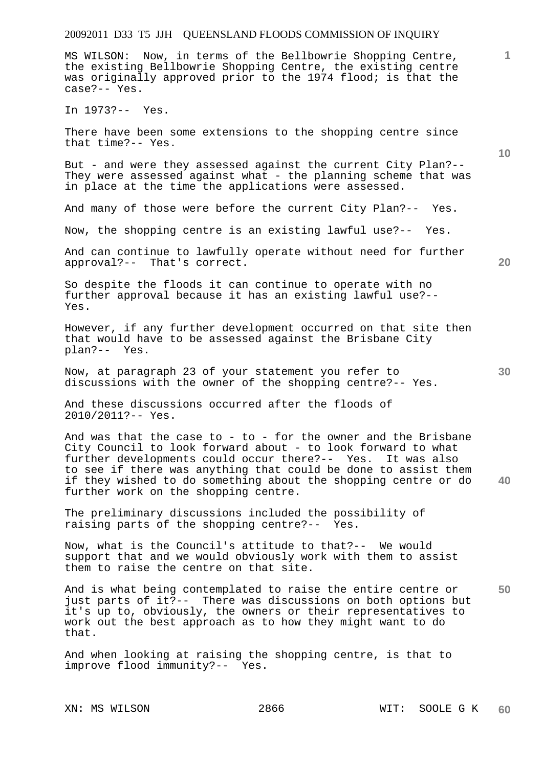MS WILSON: Now, in terms of the Bellbowrie Shopping Centre, the existing Bellbowrie Shopping Centre, the existing centre was originally approved prior to the 1974 flood; is that the case?-- Yes.

In 1973?-- Yes.

There have been some extensions to the shopping centre since that time?-- Yes.

But - and were they assessed against the current City Plan?-- They were assessed against what - the planning scheme that was in place at the time the applications were assessed.

And many of those were before the current City Plan?-- Yes.

Now, the shopping centre is an existing lawful use?-- Yes.

And can continue to lawfully operate without need for further approval?-- That's correct.

So despite the floods it can continue to operate with no further approval because it has an existing lawful use?-- Yes.

However, if any further development occurred on that site then that would have to be assessed against the Brisbane City plan?-- Yes.

Now, at paragraph 23 of your statement you refer to discussions with the owner of the shopping centre?-- Yes.

And these discussions occurred after the floods of 2010/2011?-- Yes.

And was that the case to - to - for the owner and the Brisbane City Council to look forward about - to look forward to what further developments could occur there?-- Yes. It was also to see if there was anything that could be done to assist them if they wished to do something about the shopping centre or do further work on the shopping centre.

The preliminary discussions included the possibility of raising parts of the shopping centre?-- Yes.

Now, what is the Council's attitude to that?-- We would support that and we would obviously work with them to assist them to raise the centre on that site.

And is what being contemplated to raise the entire centre or just parts of it?-- There was discussions on both options but it's up to, obviously, the owners or their representatives to work out the best approach as to how they might want to do that.

And when looking at raising the shopping centre, is that to improve flood immunity?-- Yes.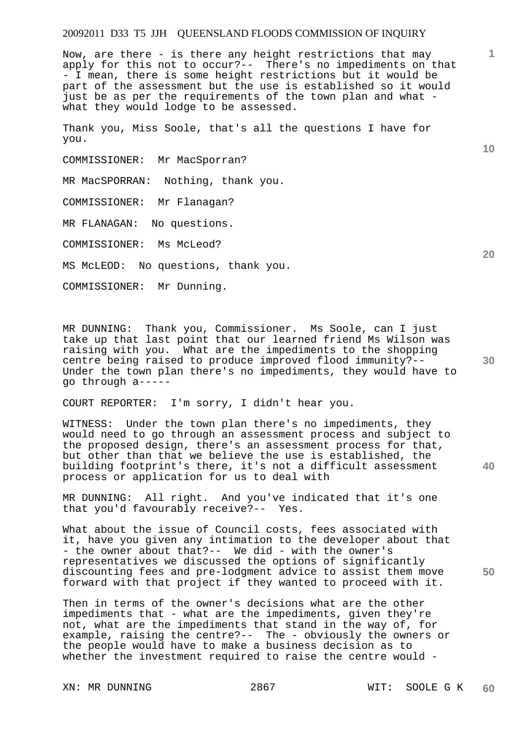Now, are there - is there any height restrictions that may apply for this not to occur?-- There's no impediments on that - I mean, there is some height restrictions but it would be part of the assessment but the use is established so it would just be as per the requirements of the town plan and what - what they would lodge to be assessed.

Thank you, Miss Soole, that's all the questions I have for you.

COMMISSIONER: Mr MacSporran?

MR MacSPORRAN: Nothing, thank you.

COMMISSIONER: Mr Flanagan?

MR FLANAGAN: No questions.

COMMISSIONER: Ms McLeod?

MS McLEOD: No questions, thank you.

COMMISSIONER: Mr Dunning.

MR DUNNING: Thank you, Commissioner. Ms Soole, can I just take up that last point that our learned friend Ms Wilson was raising with you. What are the impediments to the shopping centre being raised to produce improved flood immunity?-- Under the town plan there's no impediments, they would have to go through a-----

COURT REPORTER: I'm sorry, I didn't hear you.

WITNESS: Under the town plan there's no impediments, they would need to go through an assessment process and subject to the proposed design, there's an assessment process for that, but other than that we believe the use is established, the building footprint's there, it's not a difficult assessment process or application for us to deal with

MR DUNNING: All right. And you've indicated that it's one that you'd favourably receive?-- Yes.

What about the issue of Council costs, fees associated with it, have you given any intimation to the developer about that - the owner about that?-- We did - with the owner's representatives we discussed the options of significantly discounting fees and pre-lodgment advice to assist them move forward with that project if they wanted to proceed with it.

Then in terms of the owner's decisions what are the other impediments that - what are the impediments, given they're not, what are the impediments that stand in the way of, for example, raising the centre?-- The - obviously the owners or the people would have to make a business decision as to whether the investment required to raise the centre would -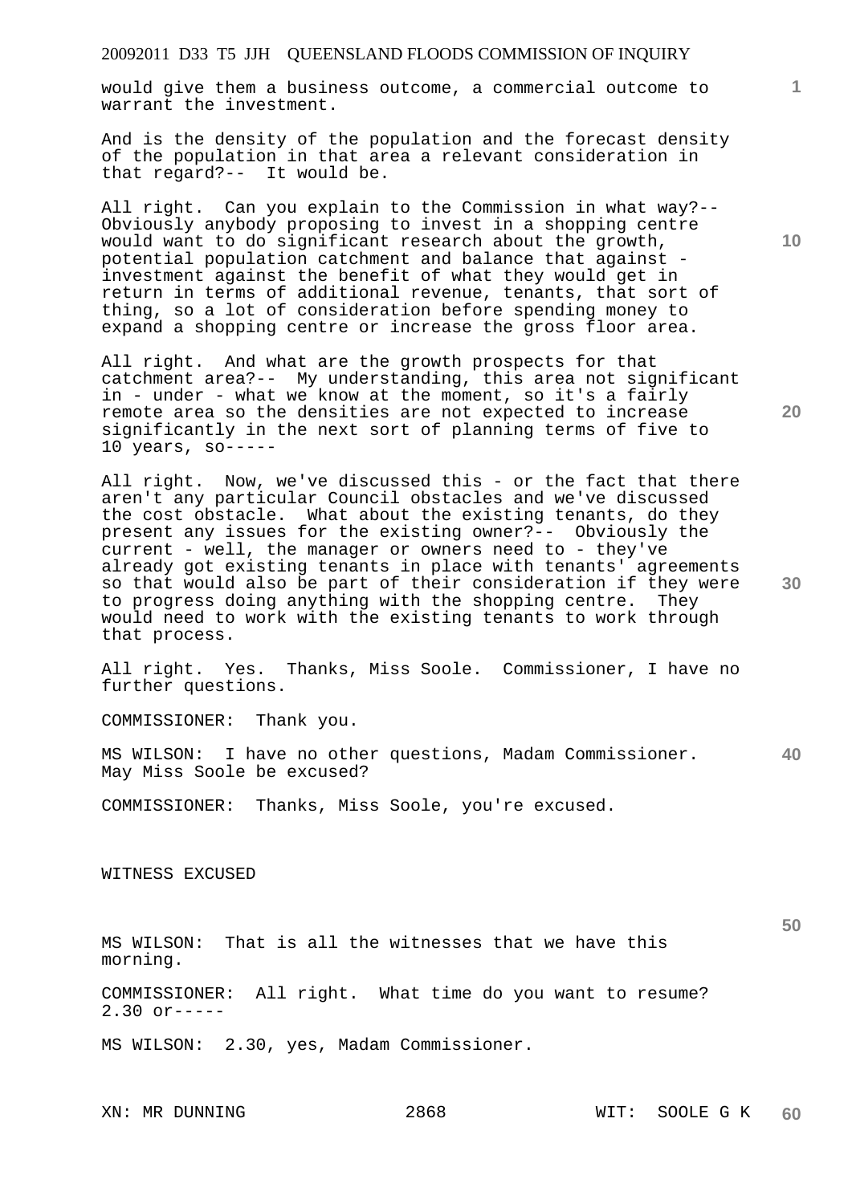would give them a business outcome, a commercial outcome to warrant the investment.

And is the density of the population and the forecast density of the population in that area a relevant consideration in that regard?-- It would be.

All right. Can you explain to the Commission in what way?-- Obviously anybody proposing to invest in a shopping centre would want to do significant research about the growth, potential population catchment and balance that against - investment against the benefit of what they would get in return in terms of additional revenue, tenants, that sort of thing, so a lot of consideration before spending money to expand a shopping centre or increase the gross floor area.

All right. And what are the growth prospects for that catchment area?-- My understanding, this area not significant in - under - what we know at the moment, so it's a fairly remote area so the densities are not expected to increase significantly in the next sort of planning terms of five to 10 years, so-----

All right. Now, we've discussed this - or the fact that there aren't any particular Council obstacles and we've discussed the cost obstacle. What about the existing tenants, do they present any issues for the existing owner?-- Obviously the current - well, the manager or owners need to - they've already got existing tenants in place with tenants' agreements so that would also be part of their consideration if they were to progress doing anything with the shopping centre. They would need to work with the existing tenants to work through that process.

All right. Yes. Thanks, Miss Soole. Commissioner, I have no further questions.

COMMISSIONER: Thank you.

MS WILSON: I have no other questions, Madam Commissioner. May Miss Soole be excused?

COMMISSIONER: Thanks, Miss Soole, you're excused.

WITNESS EXCUSED

MS WILSON: That is all the witnesses that we have this morning.

COMMISSIONER: All right. What time do you want to resume? 2.30 or-----

MS WILSON: 2.30, yes, Madam Commissioner.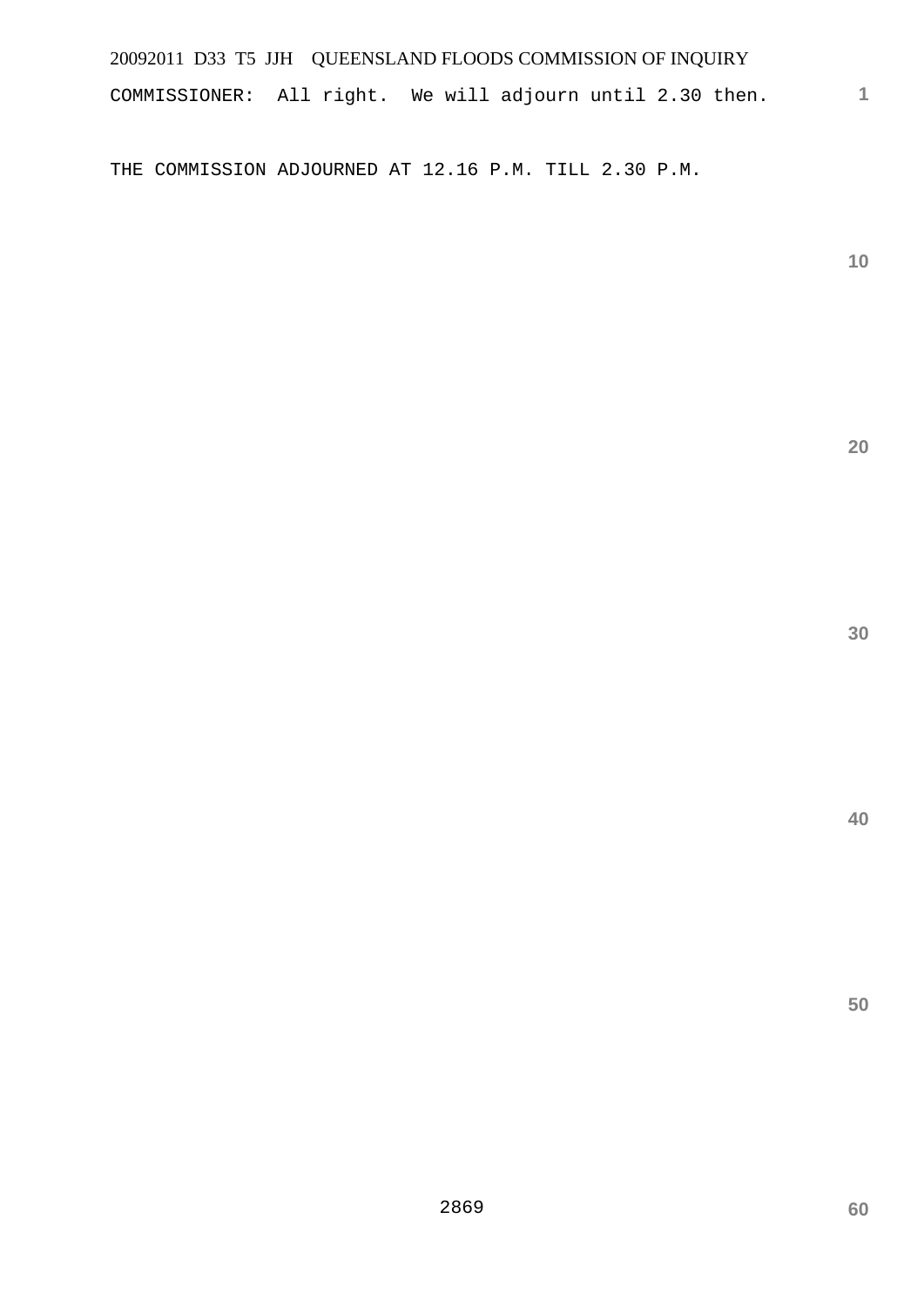COMMISSIONER: All right. We will adjourn until 2.30 then.

THE COMMISSION ADJOURNED AT 12.16 P.M. TILL 2.30 P.M.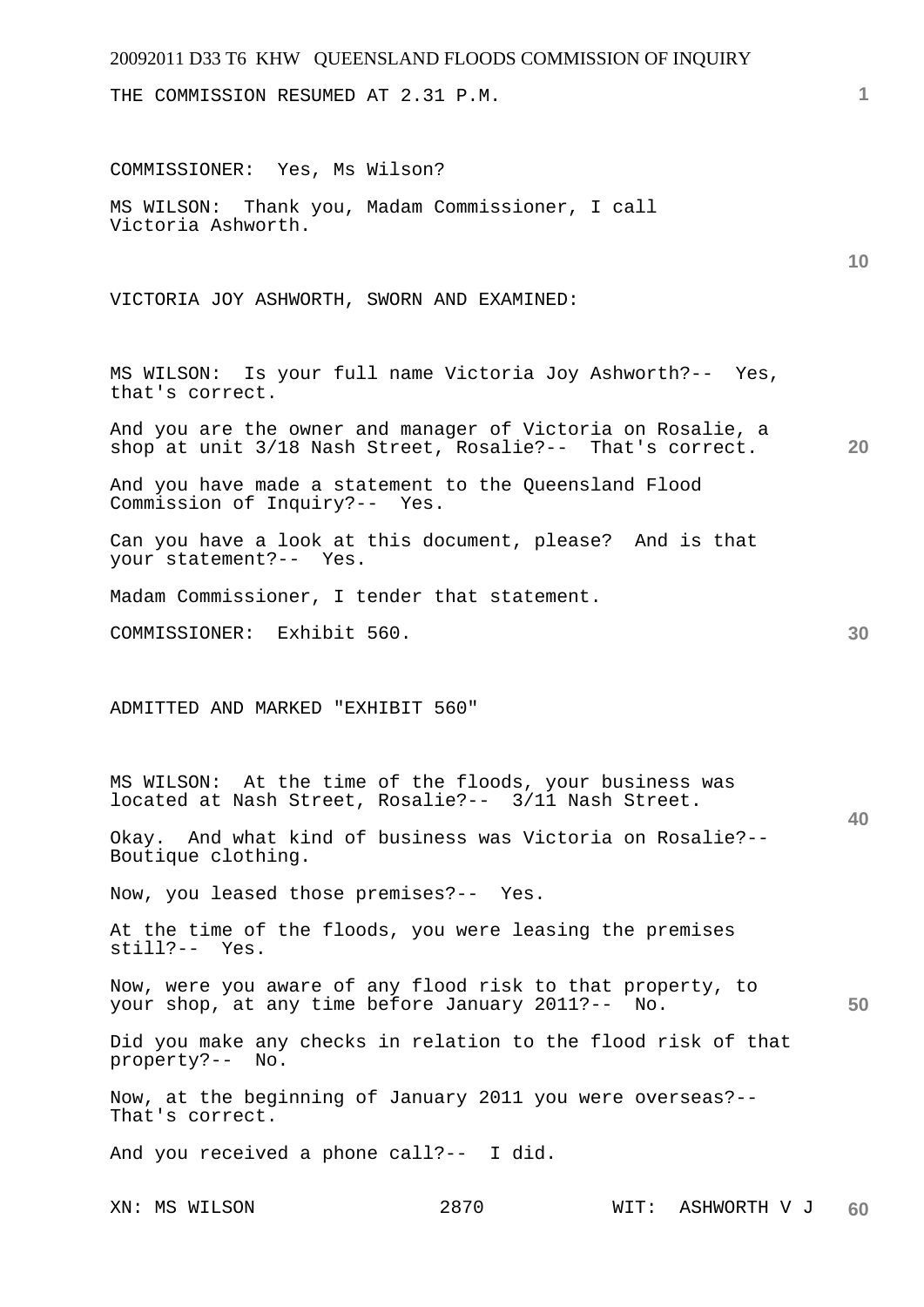THE COMMISSION RESUMED AT 2.31 P.M.

COMMISSIONER: Yes, Ms Wilson?

MS WILSON: Thank you, Madam Commissioner, I call Victoria Ashworth.

VICTORIA JOY ASHWORTH, SWORN AND EXAMINED:

MS WILSON: Is your full name Victoria Joy Ashworth?-- Yes, that's correct.

And you are the owner and manager of Victoria on Rosalie, a shop at unit 3/18 Nash Street, Rosalie?-- That's correct.

And you have made a statement to the Queensland Flood Commission of Inquiry?-- Yes.

Can you have a look at this document, please? And is that your statement?-- Yes.

Madam Commissioner, I tender that statement.

COMMISSIONER: Exhibit 560.

ADMITTED AND MARKED "EXHIBIT 560"

MS WILSON: At the time of the floods, your business was located at Nash Street, Rosalie?-- 3/11 Nash Street.

Okay. And what kind of business was Victoria on Rosalie?-- Boutique clothing.

Now, you leased those premises?-- Yes.

At the time of the floods, you were leasing the premises still?-- Yes.

Now, were you aware of any flood risk to that property, to your shop, at any time before January 2011?-- No.

Did you make any checks in relation to the flood risk of that property?-- No.

Now, at the beginning of January 2011 you were overseas?-- That's correct.

And you received a phone call?-- I did.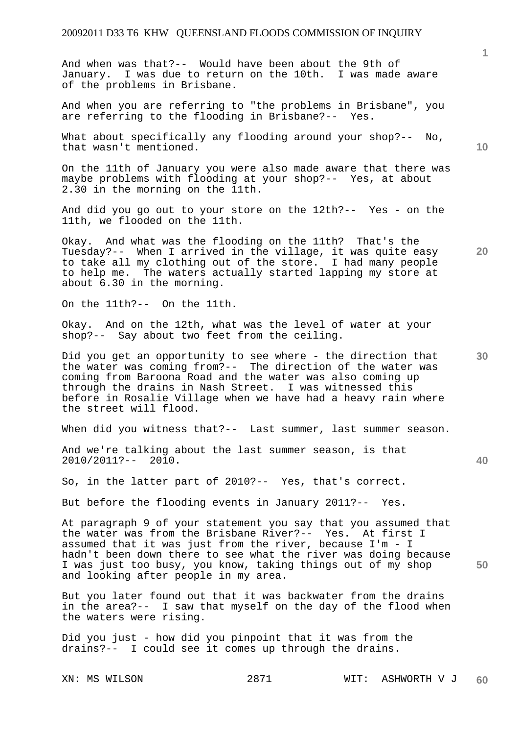And when was that?-- Would have been about the 9th of January. I was due to return on the 10th. I was made aware of the problems in Brisbane.

And when you are referring to "the problems in Brisbane", you are referring to the flooding in Brisbane?-- Yes.

What about specifically any flooding around your shop?-- No, that wasn't mentioned.

On the 11th of January you were also made aware that there was maybe problems with flooding at your shop?-- Yes, at about 2.30 in the morning on the 11th.

And did you go out to your store on the 12th?-- Yes - on the 11th, we flooded on the 11th.

Okay. And what was the flooding on the 11th? That's the Tuesday?-- When I arrived in the village, it was quite easy to take all my clothing out of the store. I had many people to help me. The waters actually started lapping my store at about 6.30 in the morning.

On the 11th?-- On the 11th.

Okay. And on the 12th, what was the level of water at your shop?-- Say about two feet from the ceiling.

Did you get an opportunity to see where - the direction that the water was coming from?-- The direction of the water was coming from Baroona Road and the water was also coming up through the drains in Nash Street. I was witnessed this before in Rosalie Village when we have had a heavy rain where the street will flood.

When did you witness that?-- Last summer, last summer season.

And we're talking about the last summer season, is that 2010/2011?-- 2010.

So, in the latter part of 2010?-- Yes, that's correct.

But before the flooding events in January 2011?-- Yes.

At paragraph 9 of your statement you say that you assumed that the water was from the Brisbane River?-- Yes. At first I assumed that it was just from the river, because I'm - I hadn't been down there to see what the river was doing because I was just too busy, you know, taking things out of my shop and looking after people in my area.

But you later found out that it was backwater from the drains in the area?-- I saw that myself on the day of the flood when the waters were rising.

Did you just - how did you pinpoint that it was from the drains?-- I could see it comes up through the drains.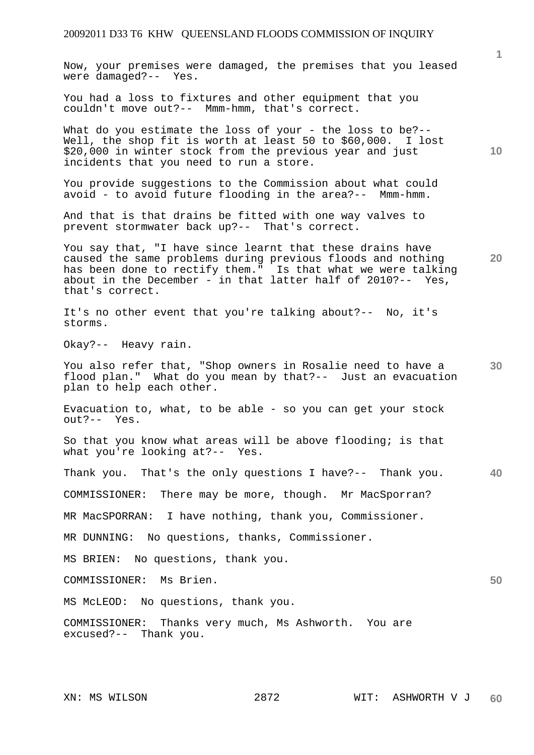Now, your premises were damaged, the premises that you leased were damaged?-- Yes.

You had a loss to fixtures and other equipment that you couldn't move out?-- Mmm-hmm, that's correct.

What do you estimate the loss of your - the loss to be?-- Well, the shop fit is worth at least 50 to $60,000. I lost $20,000 in winter stock from the previous year and just incidents that you need to run a store.

You provide suggestions to the Commission about what could avoid - to avoid future flooding in the area?-- Mmm-hmm.

And that is that drains be fitted with one way valves to prevent stormwater back up?-- That's correct.

You say that, "I have since learnt that these drains have caused the same problems during previous floods and nothing has been done to rectify them." Is that what we were talking about in the December - in that latter half of 2010?-- Yes, that's correct.

It's no other event that you're talking about?-- No, it's storms.

Okay?-- Heavy rain.

You also refer that, "Shop owners in Rosalie need to have a flood plan." What do you mean by that?-- Just an evacuation plan to help each other.

Evacuation to, what, to be able - so you can get your stock out?-- Yes.

So that you know what areas will be above flooding; is that what you're looking at?-- Yes.

Thank you. That's the only questions I have?-- Thank you.

COMMISSIONER: There may be more, though. Mr MacSporran?

MR MacSPORRAN: I have nothing, thank you, Commissioner.

MR DUNNING: No questions, thanks, Commissioner.

MS BRIEN: No questions, thank you.

COMMISSIONER: Ms Brien.

MS McLEOD: No questions, thank you.

COMMISSIONER: Thanks very much, Ms Ashworth. You are excused?-- Thank you.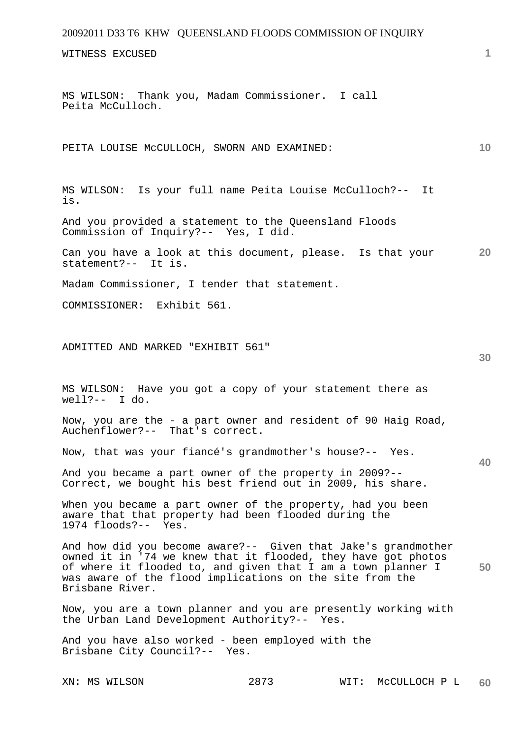WITNESS EXCUSED

MS WILSON: Thank you, Madam Commissioner. I call Peita McCulloch.

PEITA LOUISE McCULLOCH, SWORN AND EXAMINED:

MS WILSON: Is your full name Peita Louise McCulloch?-- It is.

And you provided a statement to the Queensland Floods Commission of Inquiry?-- Yes, I did.

Can you have a look at this document, please. Is that your statement?-- It is.

Madam Commissioner, I tender that statement.

COMMISSIONER: Exhibit 561.

ADMITTED AND MARKED "EXHIBIT 561"

MS WILSON: Have you got a copy of your statement there as well?-- I do.

Now, you are the - a part owner and resident of 90 Haig Road, Auchenflower?-- That's correct.

Now, that was your fiancé's grandmother's house?-- Yes.

And you became a part owner of the property in 2009?-- Correct, we bought his best friend out in 2009, his share.

When you became a part owner of the property, had you been aware that that property had been flooded during the 1974 floods?-- Yes.

And how did you become aware?-- Given that Jake's grandmother owned it in '74 we knew that it flooded, they have got photos of where it flooded to, and given that I am a town planner I was aware of the flood implications on the site from the Brisbane River.

Now, you are a town planner and you are presently working with the Urban Land Development Authority?-- Yes.

And you have also worked - been employed with the Brisbane City Council?-- Yes.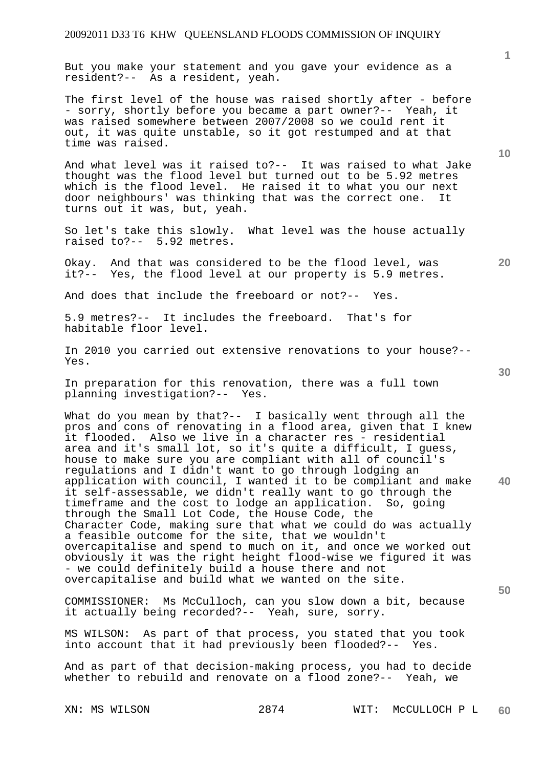But you make your statement and you gave your evidence as a resident?-- As a resident, yeah.

The first level of the house was raised shortly after - before - sorry, shortly before you became a part owner?-- Yeah, it was raised somewhere between 2007/2008 so we could rent it out, it was quite unstable, so it got restumped and at that time was raised.

And what level was it raised to?-- It was raised to what Jake thought was the flood level but turned out to be 5.92 metres which is the flood level. He raised it to what you our next door neighbours' was thinking that was the correct one. It turns out it was, but, yeah.

So let's take this slowly. What level was the house actually raised to?-- 5.92 metres.

Okay. And that was considered to be the flood level, was it?-- Yes, the flood level at our property is 5.9 metres.

And does that include the freeboard or not?-- Yes.

5.9 metres?-- It includes the freeboard. That's for habitable floor level.

In 2010 you carried out extensive renovations to your house?-- Yes.

In preparation for this renovation, there was a full town planning investigation?-- Yes.

What do you mean by that?-- I basically went through all the pros and cons of renovating in a flood area, given that I knew it flooded. Also we live in a character res - residential area and it's small lot, so it's quite a difficult, I guess, house to make sure you are compliant with all of council's regulations and I didn't want to go through lodging an application with council, I wanted it to be compliant and make it self-assessable, we didn't really want to go through the timeframe and the cost to lodge an application. So, going through the Small Lot Code, the House Code, the Character Code, making sure that what we could do was actually a feasible outcome for the site, that we wouldn't overcapitalise and spend to much on it, and once we worked out obviously it was the right height flood-wise we figured it was - we could definitely build a house there and not overcapitalise and build what we wanted on the site.

COMMISSIONER: Ms McCulloch, can you slow down a bit, because it actually being recorded?-- Yeah, sure, sorry.

MS WILSON: As part of that process, you stated that you took into account that it had previously been flooded?-- Yes.

And as part of that decision-making process, you had to decide whether to rebuild and renovate on a flood zone?-- Yeah, we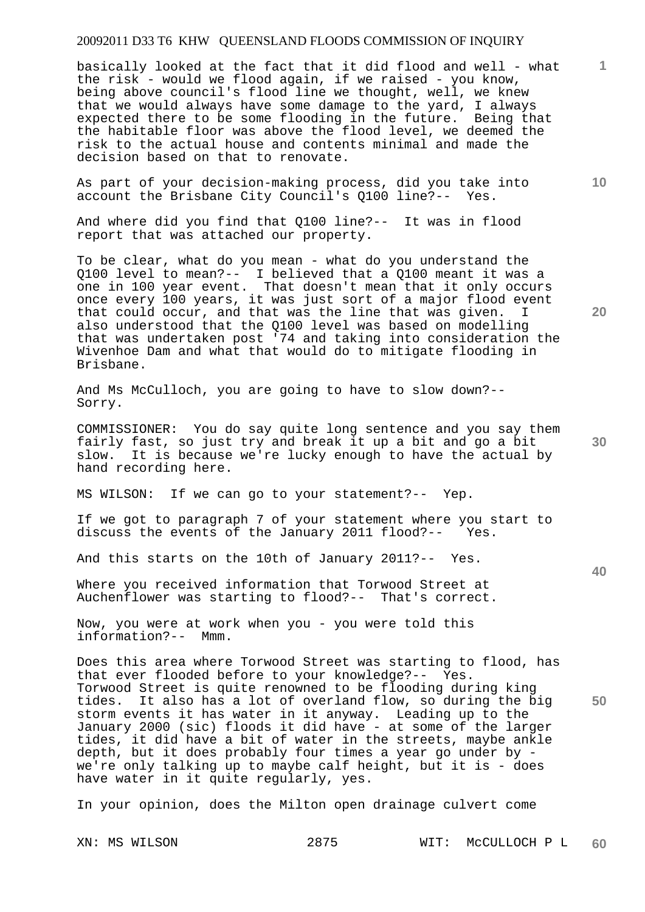basically looked at the fact that it did flood and well - what the risk - would we flood again, if we raised - you know, being above council's flood line we thought, well, we knew that we would always have some damage to the yard, I always expected there to be some flooding in the future. Being that the habitable floor was above the flood level, we deemed the risk to the actual house and contents minimal and made the decision based on that to renovate.

As part of your decision-making process, did you take into account the Brisbane City Council's Q100 line?-- Yes.

And where did you find that Q100 line?-- It was in flood report that was attached our property.

To be clear, what do you mean - what do you understand the Q100 level to mean?-- I believed that a Q100 meant it was a one in 100 year event. That doesn't mean that it only occurs once every 100 years, it was just sort of a major flood event that could occur, and that was the line that was given. I also understood that the Q100 level was based on modelling that was undertaken post '74 and taking into consideration the Wivenhoe Dam and what that would do to mitigate flooding in Brisbane.

And Ms McCulloch, you are going to have to slow down?-- Sorry.

COMMISSIONER: You do say quite long sentence and you say them fairly fast, so just try and break it up a bit and go a bit slow. It is because we're lucky enough to have the actual by hand recording here.

MS WILSON: If we can go to your statement?-- Yep.

If we got to paragraph 7 of your statement where you start to discuss the events of the January 2011 flood?-- Yes.

And this starts on the 10th of January 2011?-- Yes.

Where you received information that Torwood Street at Auchenflower was starting to flood?-- That's correct.

Now, you were at work when you - you were told this information?-- Mmm.

Does this area where Torwood Street was starting to flood, has that ever flooded before to your knowledge?-- Yes. Torwood Street is quite renowned to be flooding during king tides. It also has a lot of overland flow, so during the big storm events it has water in it anyway. Leading up to the January 2000 (sic) floods it did have - at some of the larger tides, it did have a bit of water in the streets, maybe ankle depth, but it does probably four times a year go under by - we're only talking up to maybe calf height, but it is - does have water in it quite regularly, yes.

In your opinion, does the Milton open drainage culvert come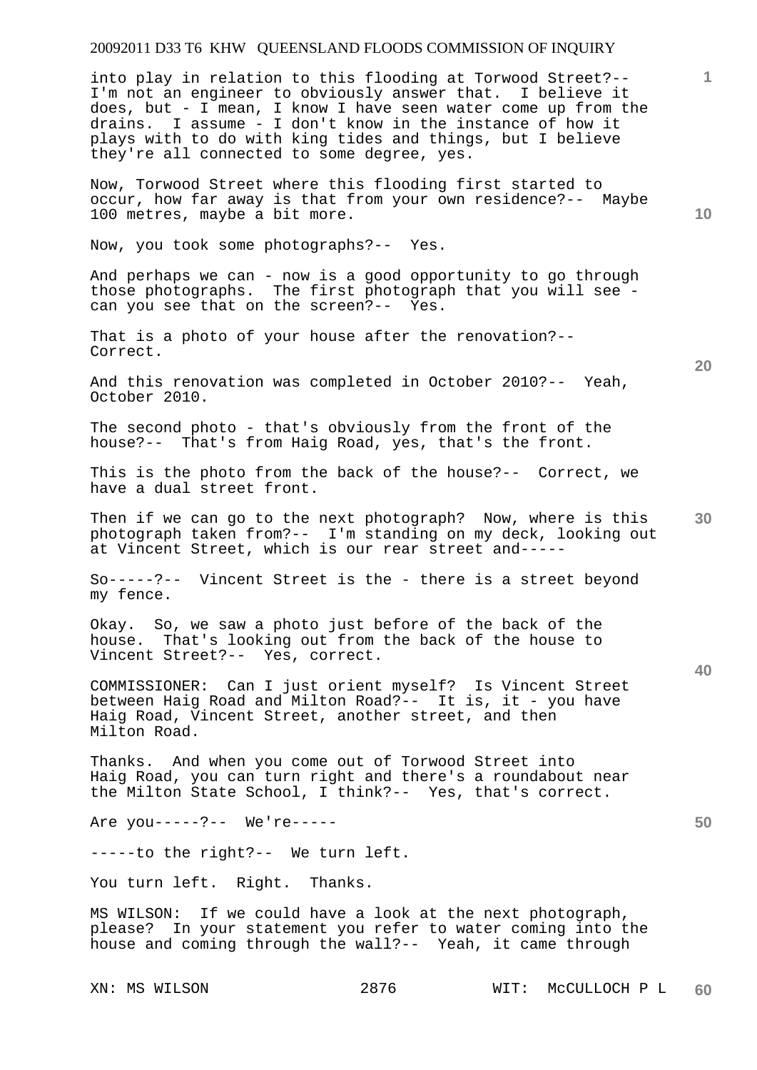into play in relation to this flooding at Torwood Street?-- I'm not an engineer to obviously answer that. I believe it does, but - I mean, I know I have seen water come up from the drains. I assume - I don't know in the instance of how it plays with to do with king tides and things, but I believe they're all connected to some degree, yes.

Now, Torwood Street where this flooding first started to occur, how far away is that from your own residence?-- Maybe 100 metres, maybe a bit more.

Now, you took some photographs?-- Yes.

And perhaps we can - now is a good opportunity to go through those photographs. The first photograph that you will see - can you see that on the screen?-- Yes.

That is a photo of your house after the renovation?-- Correct.

And this renovation was completed in October 2010?-- Yeah, October 2010.

The second photo - that's obviously from the front of the house?-- That's from Haig Road, yes, that's the front.

This is the photo from the back of the house?-- Correct, we have a dual street front.

Then if we can go to the next photograph? Now, where is this photograph taken from?-- I'm standing on my deck, looking out at Vincent Street, which is our rear street and-----

So-----?-- Vincent Street is the - there is a street beyond my fence.

Okay. So, we saw a photo just before of the back of the house. That's looking out from the back of the house to Vincent Street?-- Yes, correct.

COMMISSIONER: Can I just orient myself? Is Vincent Street between Haig Road and Milton Road?-- It is, it - you have Haig Road, Vincent Street, another street, and then Milton Road.

Thanks. And when you come out of Torwood Street into Haig Road, you can turn right and there's a roundabout near the Milton State School, I think?-- Yes, that's correct.

Are you-----?-- We're-----

-----to the right?-- We turn left.

You turn left. Right. Thanks.

MS WILSON: If we could have a look at the next photograph, please? In your statement you refer to water coming into the house and coming through the wall?-- Yeah, it came through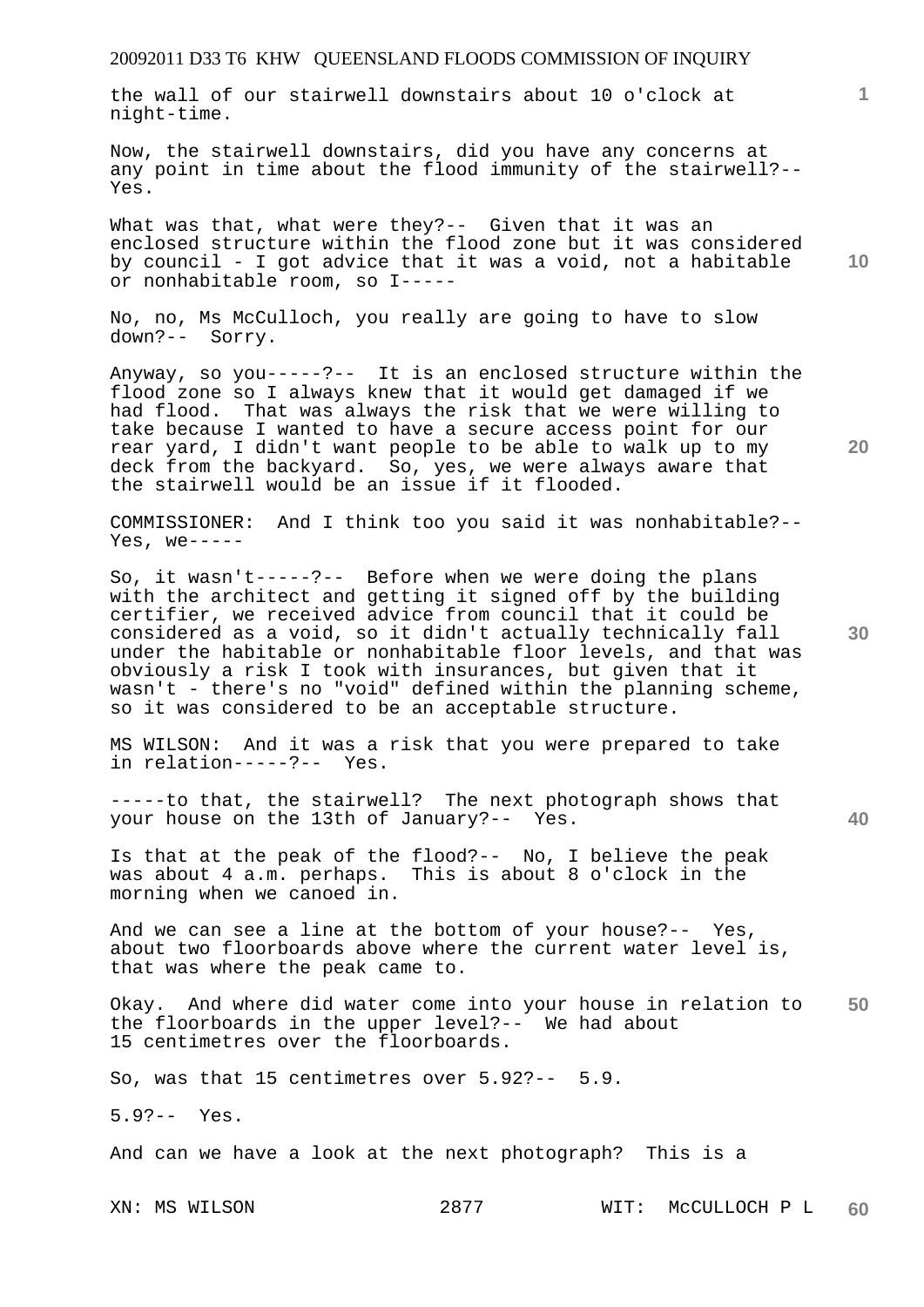the wall of our stairwell downstairs about 10 o'clock at night-time.

Now, the stairwell downstairs, did you have any concerns at any point in time about the flood immunity of the stairwell?-- Yes.

What was that, what were they?-- Given that it was an enclosed structure within the flood zone but it was considered by council - I got advice that it was a void, not a habitable or nonhabitable room, so I-----

No, no, Ms McCulloch, you really are going to have to slow down?-- Sorry.

Anyway, so you-----?-- It is an enclosed structure within the flood zone so I always knew that it would get damaged if we had flood. That was always the risk that we were willing to take because I wanted to have a secure access point for our rear yard, I didn't want people to be able to walk up to my deck from the backyard. So, yes, we were always aware that the stairwell would be an issue if it flooded.

COMMISSIONER: And I think too you said it was nonhabitable?-- Yes, we-----

So, it wasn't-----?-- Before when we were doing the plans with the architect and getting it signed off by the building certifier, we received advice from council that it could be considered as a void, so it didn't actually technically fall under the habitable or nonhabitable floor levels, and that was obviously a risk I took with insurances, but given that it wasn't - there's no "void" defined within the planning scheme, so it was considered to be an acceptable structure.

MS WILSON: And it was a risk that you were prepared to take in relation-----?-- Yes.

-----to that, the stairwell? The next photograph shows that your house on the 13th of January?-- Yes.

Is that at the peak of the flood?-- No, I believe the peak was about 4 a.m. perhaps. This is about 8 o'clock in the morning when we canoed in.

And we can see a line at the bottom of your house?-- Yes, about two floorboards above where the current water level is, that was where the peak came to.

Okay. And where did water come into your house in relation to the floorboards in the upper level?-- We had about 15 centimetres over the floorboards.

So, was that 15 centimetres over 5.92?-- 5.9.

5.9?-- Yes.

And can we have a look at the next photograph? This is a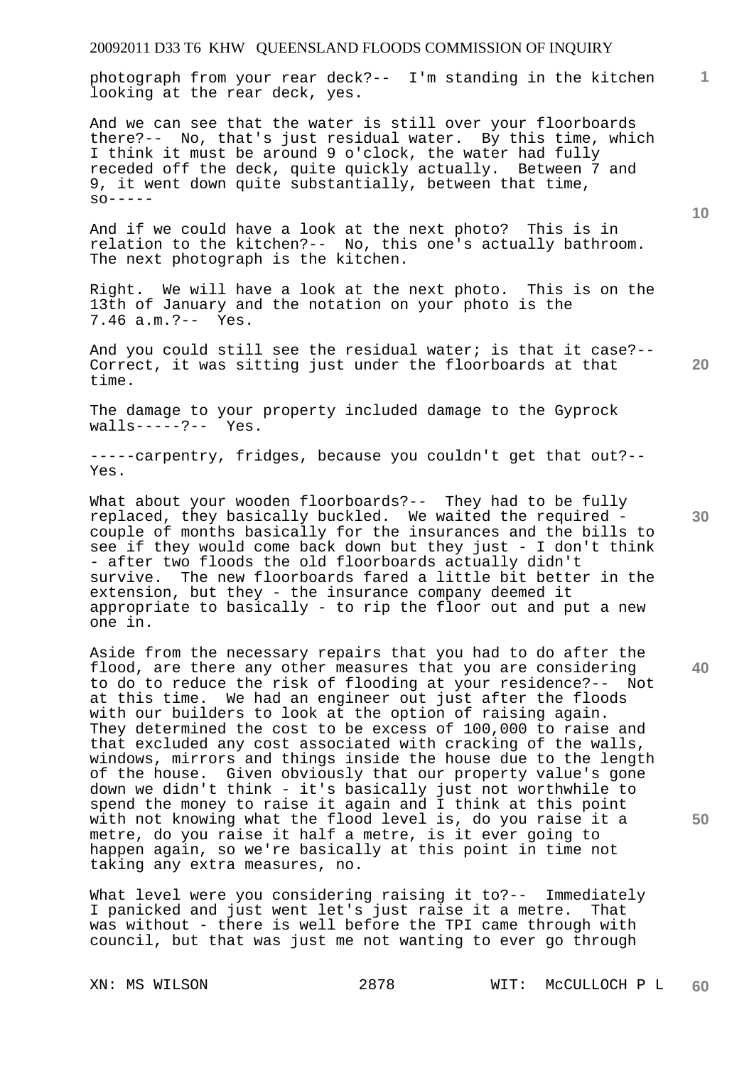photograph from your rear deck?-- I'm standing in the kitchen looking at the rear deck, yes.

And we can see that the water is still over your floorboards there?-- No, that's just residual water. By this time, which I think it must be around 9 o'clock, the water had fully receded off the deck, quite quickly actually. Between 7 and 9, it went down quite substantially, between that time, so-----

And if we could have a look at the next photo? This is in relation to the kitchen?-- No, this one's actually bathroom. The next photograph is the kitchen.

Right. We will have a look at the next photo. This is on the 13th of January and the notation on your photo is the 7.46 a.m.?-- Yes.

And you could still see the residual water; is that it case?-- Correct, it was sitting just under the floorboards at that time.

The damage to your property included damage to the Gyprock walls-----?-- Yes.

-----carpentry, fridges, because you couldn't get that out?-- Yes.

What about your wooden floorboards?-- They had to be fully replaced, they basically buckled. We waited the required - couple of months basically for the insurances and the bills to see if they would come back down but they just - I don't think - after two floods the old floorboards actually didn't survive. The new floorboards fared a little bit better in the extension, but they - the insurance company deemed it appropriate to basically - to rip the floor out and put a new one in.

Aside from the necessary repairs that you had to do after the flood, are there any other measures that you are considering to do to reduce the risk of flooding at your residence?-- Not at this time. We had an engineer out just after the floods with our builders to look at the option of raising again. They determined the cost to be excess of 100,000 to raise and that excluded any cost associated with cracking of the walls, windows, mirrors and things inside the house due to the length of the house. Given obviously that our property value's gone down we didn't think - it's basically just not worthwhile to spend the money to raise it again and I think at this point with not knowing what the flood level is, do you raise it a metre, do you raise it half a metre, is it ever going to happen again, so we're basically at this point in time not taking any extra measures, no.

What level were you considering raising it to?-- Immediately I panicked and just went let's just raise it a metre. That was without - there is well before the TPI came through with council, but that was just me not wanting to ever go through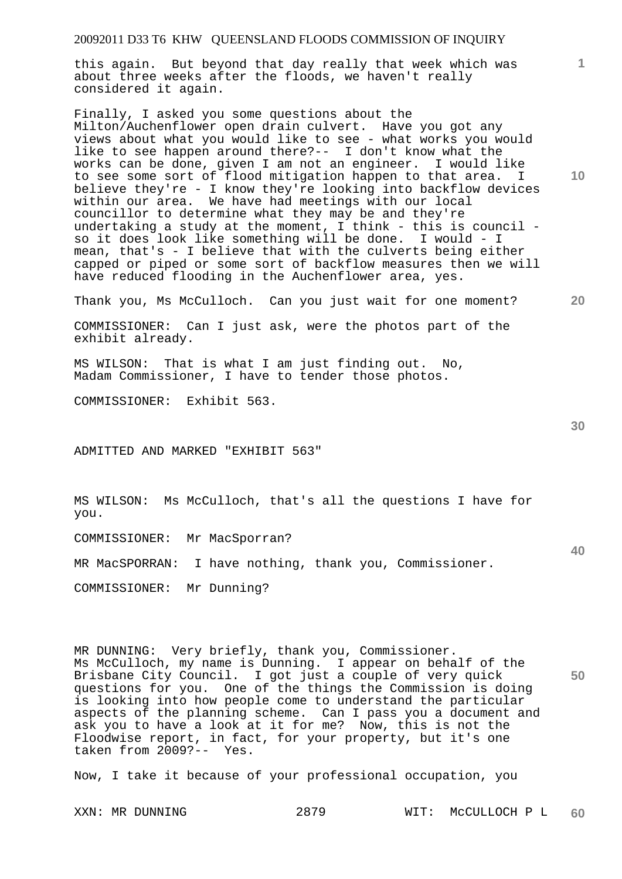this again. But beyond that day really that week which was about three weeks after the floods, we haven't really considered it again.

Finally, I asked you some questions about the Milton/Auchenflower open drain culvert. Have you got any views about what you would like to see - what works you would like to see happen around there?-- I don't know what the works can be done, given I am not an engineer. I would like to see some sort of flood mitigation happen to that area. I believe they're - I know they're looking into backflow devices within our area. We have had meetings with our local councillor to determine what they may be and they're undertaking a study at the moment, I think - this is council - so it does look like something will be done. I would - I mean, that's - I believe that with the culverts being either capped or piped or some sort of backflow measures then we will have reduced flooding in the Auchenflower area, yes.

Thank you, Ms McCulloch. Can you just wait for one moment?

COMMISSIONER: Can I just ask, were the photos part of the exhibit already.

MS WILSON: That is what I am just finding out. No, Madam Commissioner, I have to tender those photos.

COMMISSIONER: Exhibit 563.

ADMITTED AND MARKED "EXHIBIT 563"

MS WILSON: Ms McCulloch, that's all the questions I have for you.

COMMISSIONER: Mr MacSporran?

MR MacSPORRAN: I have nothing, thank you, Commissioner.

COMMISSIONER: Mr Dunning?

MR DUNNING: Very briefly, thank you, Commissioner. Ms McCulloch, my name is Dunning. I appear on behalf of the Brisbane City Council. I got just a couple of very quick questions for you. One of the things the Commission is doing is looking into how people come to understand the particular aspects of the planning scheme. Can I pass you a document and ask you to have a look at it for me? Now, this is not the Floodwise report, in fact, for your property, but it's one taken from 2009?-- Yes.

Now, I take it because of your professional occupation, you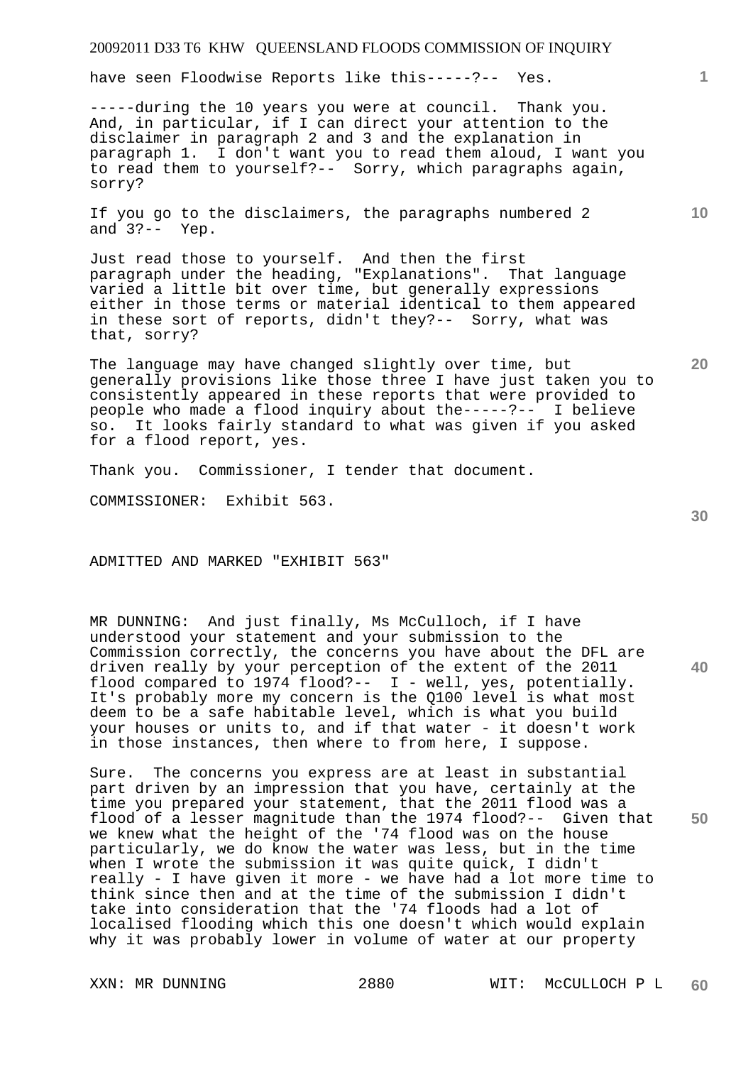have seen Floodwise Reports like this-----?-- Yes.

-----during the 10 years you were at council. Thank you. And, in particular, if I can direct your attention to the disclaimer in paragraph 2 and 3 and the explanation in paragraph 1. I don't want you to read them aloud, I want you to read them to yourself?-- Sorry, which paragraphs again, sorry?

If you go to the disclaimers, the paragraphs numbered 2 and 3?-- Yep.

Just read those to yourself. And then the first paragraph under the heading, "Explanations". That language varied a little bit over time, but generally expressions either in those terms or material identical to them appeared in these sort of reports, didn't they?-- Sorry, what was that, sorry?

The language may have changed slightly over time, but generally provisions like those three I have just taken you to consistently appeared in these reports that were provided to people who made a flood inquiry about the-----?-- I believe so. It looks fairly standard to what was given if you asked for a flood report, yes.

Thank you. Commissioner, I tender that document.

COMMISSIONER: Exhibit 563.

ADMITTED AND MARKED "EXHIBIT 563"

MR DUNNING: And just finally, Ms McCulloch, if I have understood your statement and your submission to the Commission correctly, the concerns you have about the DFL are driven really by your perception of the extent of the 2011 flood compared to 1974 flood?-- I - well, yes, potentially. It's probably more my concern is the Q100 level is what most deem to be a safe habitable level, which is what you build your houses or units to, and if that water - it doesn't work in those instances, then where to from here, I suppose.

Sure. The concerns you express are at least in substantial part driven by an impression that you have, certainly at the time you prepared your statement, that the 2011 flood was a flood of a lesser magnitude than the 1974 flood?-- Given that we knew what the height of the '74 flood was on the house particularly, we do know the water was less, but in the time when I wrote the submission it was quite quick, I didn't really - I have given it more - we have had a lot more time to think since then and at the time of the submission I didn't take into consideration that the '74 floods had a lot of localised flooding which this one doesn't which would explain why it was probably lower in volume of water at our property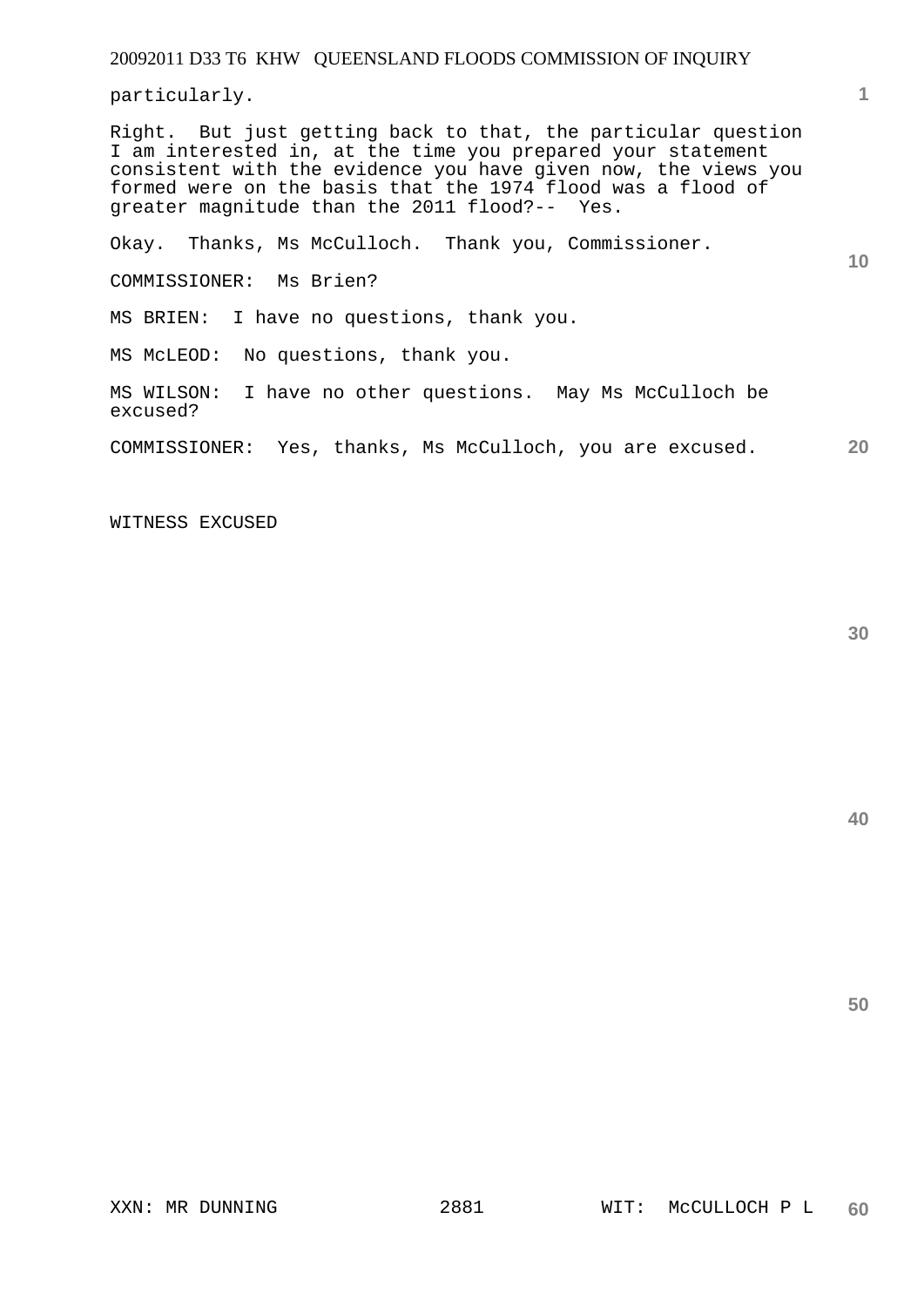particularly.

Right. But just getting back to that, the particular question I am interested in, at the time you prepared your statement consistent with the evidence you have given now, the views you formed were on the basis that the 1974 flood was a flood of greater magnitude than the 2011 flood?-- Yes.

Okay. Thanks, Ms McCulloch. Thank you, Commissioner.

COMMISSIONER: Ms Brien?

MS BRIEN: I have no questions, thank you.

MS McLEOD: No questions, thank you.

MS WILSON: I have no other questions. May Ms McCulloch be excused?

COMMISSIONER: Yes, thanks, Ms McCulloch, you are excused.

WITNESS EXCUSED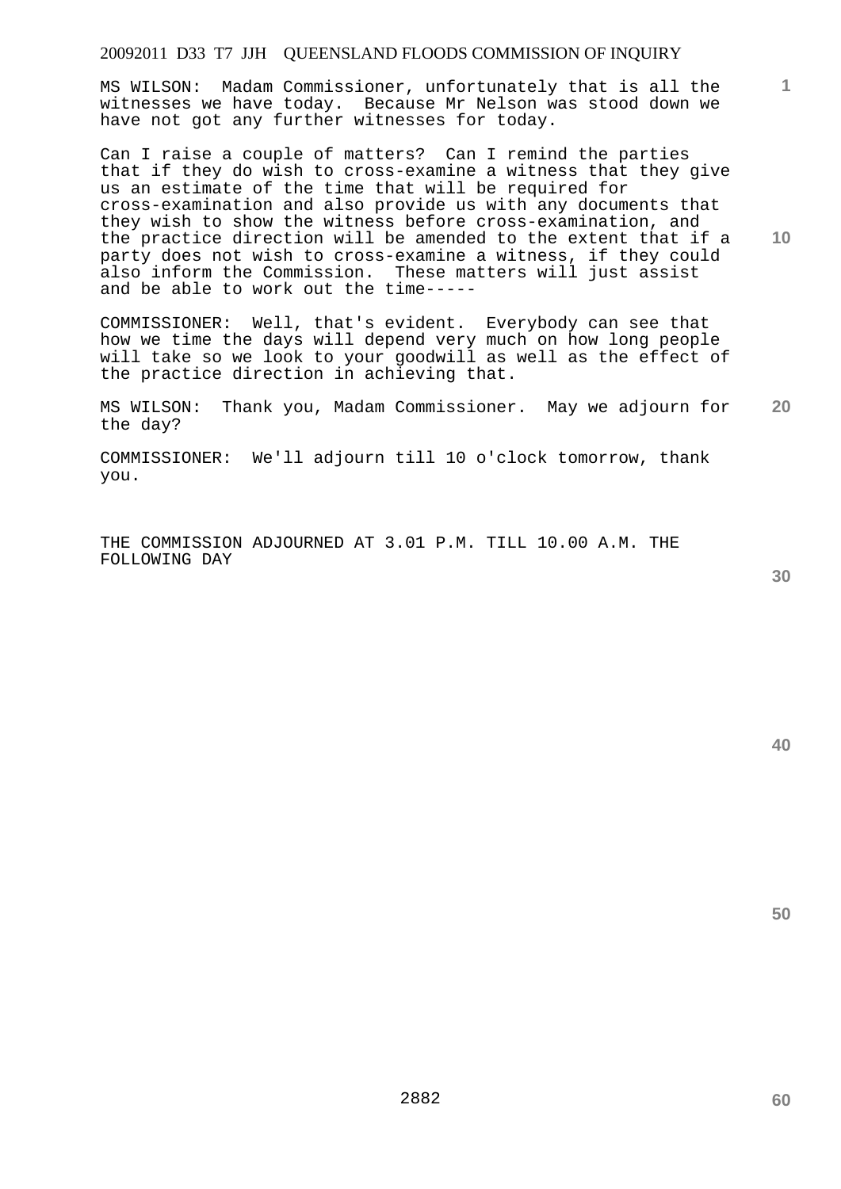MS WILSON: Madam Commissioner, unfortunately that is all the witnesses we have today. Because Mr Nelson was stood down we have not got any further witnesses for today.

Can I raise a couple of matters? Can I remind the parties that if they do wish to cross-examine a witness that they give us an estimate of the time that will be required for cross-examination and also provide us with any documents that they wish to show the witness before cross-examination, and the practice direction will be amended to the extent that if a party does not wish to cross-examine a witness, if they could also inform the Commission. These matters will just assist and be able to work out the time-----

COMMISSIONER: Well, that's evident. Everybody can see that how we time the days will depend very much on how long people will take so we look to your goodwill as well as the effect of the practice direction in achieving that.

MS WILSON: Thank you, Madam Commissioner. May we adjourn for the day?

COMMISSIONER: We'll adjourn till 10 o'clock tomorrow, thank you.

THE COMMISSION ADJOURNED AT 3.01 P.M. TILL 10.00 A.M. THE FOLLOWING DAY